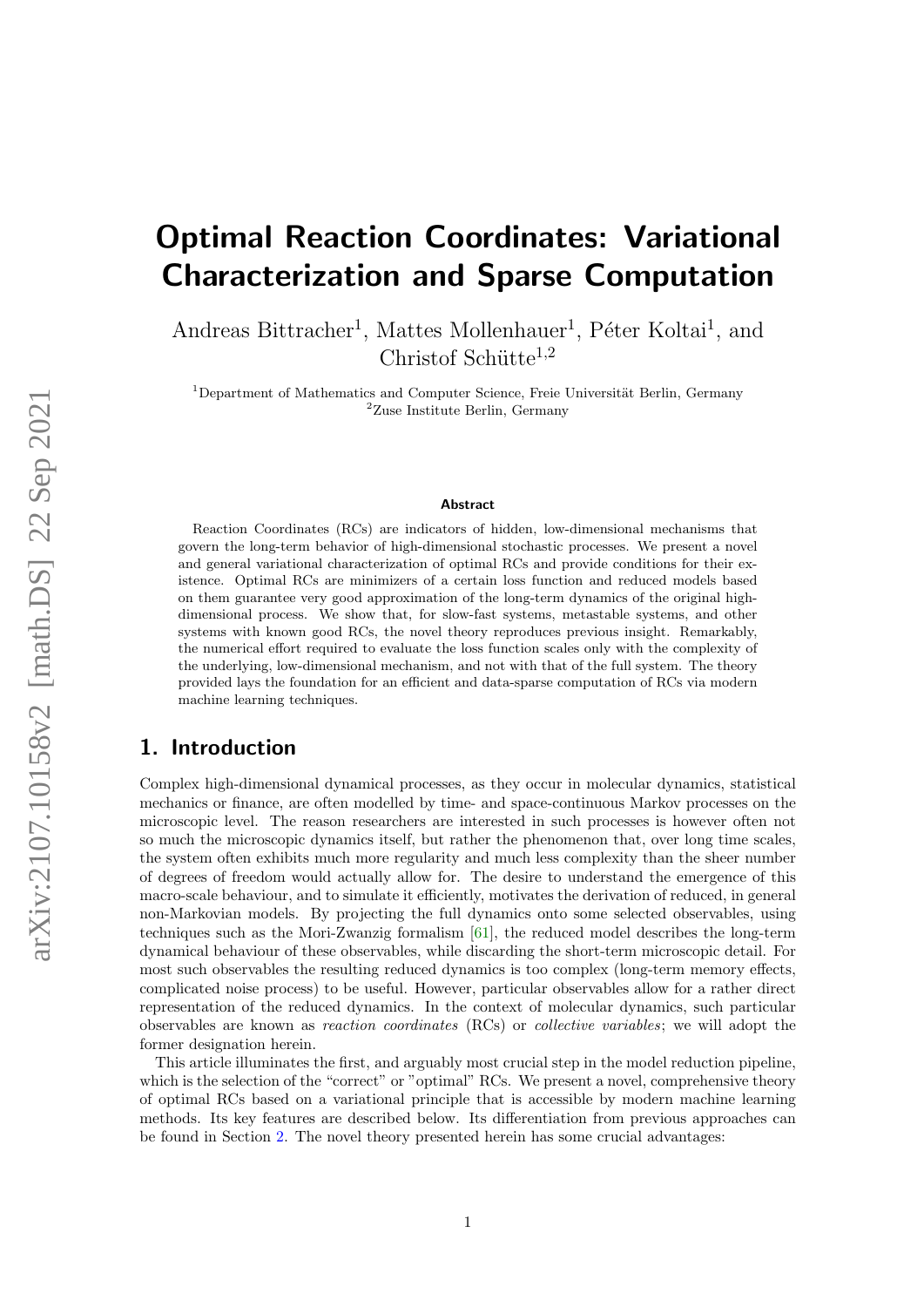# Optimal Reaction Coordinates: Variational Characterization and Sparse Computation

Andreas Bittracher[1], Mattes Mollenhauer[1], Péter Koltai[1], and Christof Schütte[1,2]

[1]Department of Mathematics and Computer Science, Freie Universität Berlin, Germany
[2]Zuse Institute Berlin, Germany

arXiv:2107.10158v2 [math.DS] 22 Sep 2021

### Abstract

Reaction Coordinates (RCs) are indicators of hidden, low-dimensional mechanisms that govern the long-term behavior of high-dimensional stochastic processes. We present a novel and general variational characterization of optimal RCs and provide conditions for their existence. Optimal RCs are minimizers of a certain loss function and reduced models based on them guarantee very good approximation of the long-term dynamics of the original high-dimensional process. We show that, for slow-fast systems, metastable systems, and other systems with known good RCs, the novel theory reproduces previous insight. Remarkably, the numerical effort required to evaluate the loss function scales only with the complexity of the underlying, low-dimensional mechanism, and not with that of the full system. The theory provided lays the foundation for an efficient and data-sparse computation of RCs via modern machine learning techniques.

## 1. Introduction

Complex high-dimensional dynamical processes, as they occur in molecular dynamics, statistical mechanics or finance, are often modelled by time- and space-continuous Markov processes on the microscopic level. The reason researchers are interested in such processes is however often not so much the microscopic dynamics itself, but rather the phenomenon that, over long time scales, the system often exhibits much more regularity and much less complexity than the sheer number of degrees of freedom would actually allow for. The desire to understand the emergence of this macro-scale behaviour, and to simulate it efficiently, motivates the derivation of reduced, in general non-Markovian models. By projecting the full dynamics onto some selected observables, using techniques such as the Mori-Zwanzig formalism [61], the reduced model describes the long-term dynamical behaviour of these observables, while discarding the short-term microscopic detail. For most such observables the resulting reduced dynamics is too complex (long-term memory effects, complicated noise process) to be useful. However, particular observables allow for a rather direct representation of the reduced dynamics. In the context of molecular dynamics, such particular observables are known as *reaction coordinates* (RCs) or *collective variables*; we will adopt the former designation herein.

This article illuminates the first, and arguably most crucial step in the model reduction pipeline, which is the selection of the "correct" or "optimal" RCs. We present a novel, comprehensive theory of optimal RCs based on a variational principle that is accessible by modern machine learning methods. Its key features are described below. Its differentiation from previous approaches can be found in Section 2. The novel theory presented herein has some crucial advantages: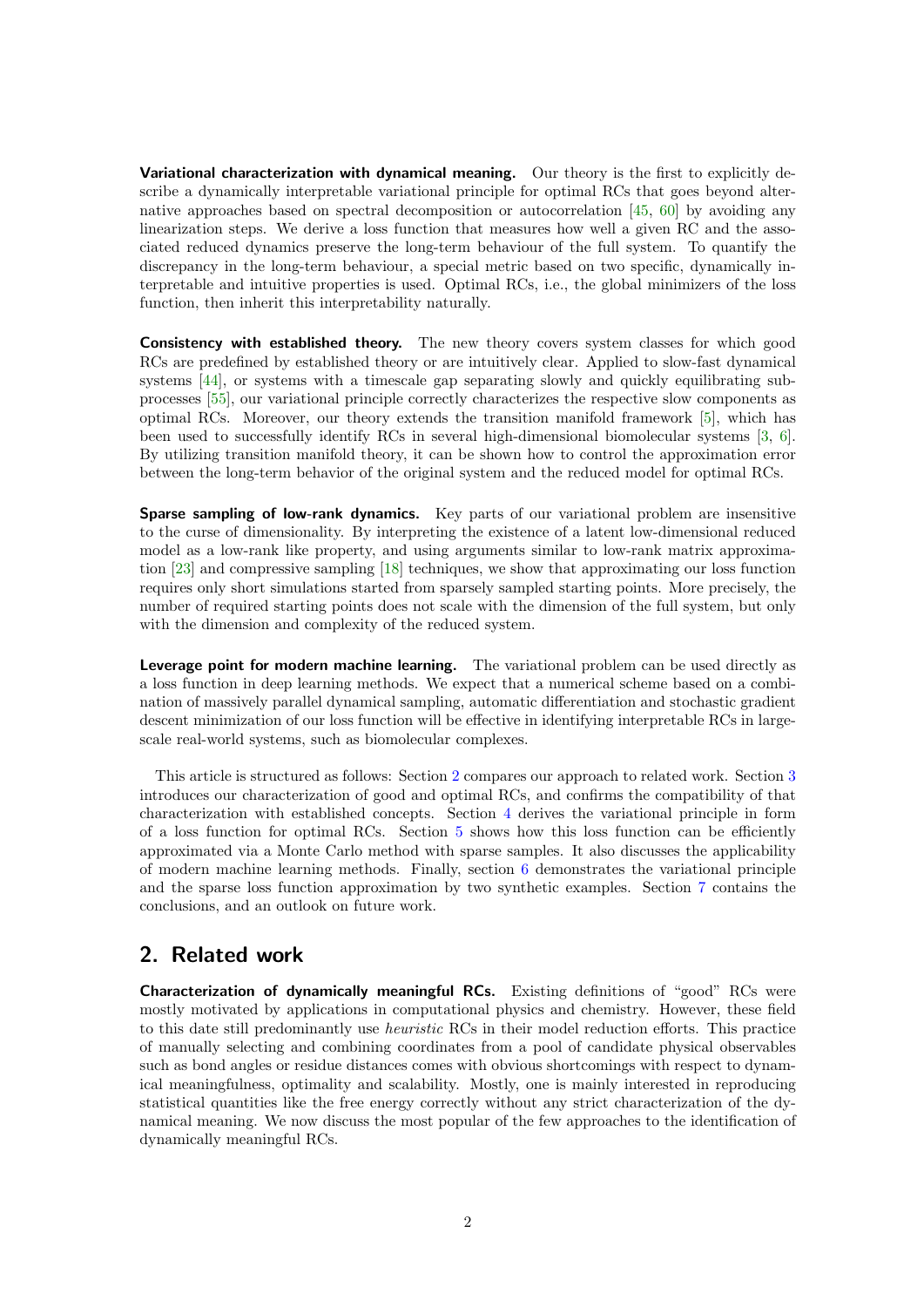**Variational characterization with dynamical meaning.** Our theory is the first to explicitly describe a dynamically interpretable variational principle for optimal RCs that goes beyond alternative approaches based on spectral decomposition or autocorrelation [45, 60] by avoiding any linearization steps. We derive a loss function that measures how well a given RC and the associated reduced dynamics preserve the long-term behaviour of the full system. To quantify the discrepancy in the long-term behaviour, a special metric based on two specific, dynamically interpretable and intuitive properties is used. Optimal RCs, i.e., the global minimizers of the loss function, then inherit this interpretability naturally.

**Consistency with established theory.** The new theory covers system classes for which good RCs are predefined by established theory or are intuitively clear. Applied to slow-fast dynamical systems [44], or systems with a timescale gap separating slowly and quickly equilibrating subprocesses [55], our variational principle correctly characterizes the respective slow components as optimal RCs. Moreover, our theory extends the transition manifold framework [5], which has been used to successfully identify RCs in several high-dimensional biomolecular systems [3, 6]. By utilizing transition manifold theory, it can be shown how to control the approximation error between the long-term behavior of the original system and the reduced model for optimal RCs.

**Sparse sampling of low-rank dynamics.** Key parts of our variational problem are insensitive to the curse of dimensionality. By interpreting the existence of a latent low-dimensional reduced model as a low-rank like property, and using arguments similar to low-rank matrix approximation [23] and compressive sampling [18] techniques, we show that approximating our loss function requires only short simulations started from sparsely sampled starting points. More precisely, the number of required starting points does not scale with the dimension of the full system, but only with the dimension and complexity of the reduced system.

**Leverage point for modern machine learning.** The variational problem can be used directly as a loss function in deep learning methods. We expect that a numerical scheme based on a combination of massively parallel dynamical sampling, automatic differentiation and stochastic gradient descent minimization of our loss function will be effective in identifying interpretable RCs in large-scale real-world systems, such as biomolecular complexes.

This article is structured as follows: Section 2 compares our approach to related work. Section 3 introduces our characterization of good and optimal RCs, and confirms the compatibility of that characterization with established concepts. Section 4 derives the variational principle in form of a loss function for optimal RCs. Section 5 shows how this loss function can be efficiently approximated via a Monte Carlo method with sparse samples. It also discusses the applicability of modern machine learning methods. Finally, section 6 demonstrates the variational principle and the sparse loss function approximation by two synthetic examples. Section 7 contains the conclusions, and an outlook on future work.

## 2. Related work

**Characterization of dynamically meaningful RCs.** Existing definitions of "good" RCs were mostly motivated by applications in computational physics and chemistry. However, these field to this date still predominantly use *heuristic* RCs in their model reduction efforts. This practice of manually selecting and combining coordinates from a pool of candidate physical observables such as bond angles or residue distances comes with obvious shortcomings with respect to dynamical meaningfulness, optimality and scalability. Mostly, one is mainly interested in reproducing statistical quantities like the free energy correctly without any strict characterization of the dynamical meaning. We now discuss the most popular of the few approaches to the identification of dynamically meaningful RCs.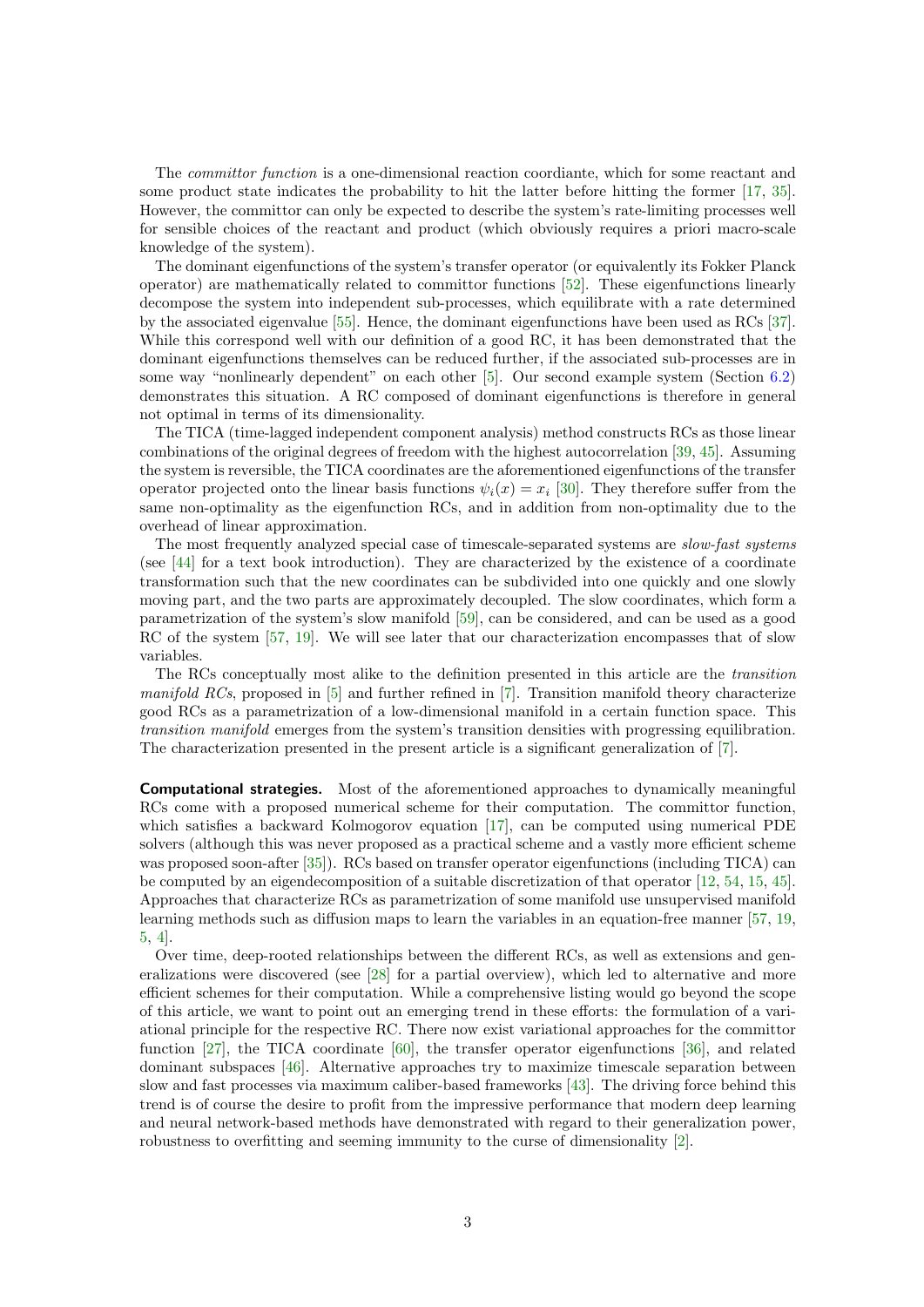The *committor function* is a one-dimensional reaction coordiante, which for some reactant and some product state indicates the probability to hit the latter before hitting the former [17, 35]. However, the committor can only be expected to describe the system's rate-limiting processes well for sensible choices of the reactant and product (which obviously requires a priori macro-scale knowledge of the system).

The dominant eigenfunctions of the system's transfer operator (or equivalently its Fokker Planck operator) are mathematically related to committor functions [52]. These eigenfunctions linearly decompose the system into independent sub-processes, which equilibrate with a rate determined by the associated eigenvalue [55]. Hence, the dominant eigenfunctions have been used as RCs [37]. While this correspond well with our definition of a good RC, it has been demonstrated that the dominant eigenfunctions themselves can be reduced further, if the associated sub-processes are in some way "nonlinearly dependent" on each other [5]. Our second example system (Section 6.2) demonstrates this situation. A RC composed of dominant eigenfunctions is therefore in general not optimal in terms of its dimensionality.

The TICA (time-lagged independent component analysis) method constructs RCs as those linear combinations of the original degrees of freedom with the highest autocorrelation [39, 45]. Assuming the system is reversible, the TICA coordinates are the aforementioned eigenfunctions of the transfer operator projected onto the linear basis functions $\psi_i(x) = x_i$ [30]. They therefore suffer from the same non-optimality as the eigenfunction RCs, and in addition from non-optimality due to the overhead of linear approximation.

The most frequently analyzed special case of timescale-separated systems are *slow-fast systems* (see [44] for a text book introduction). They are characterized by the existence of a coordinate transformation such that the new coordinates can be subdivided into one quickly and one slowly moving part, and the two parts are approximately decoupled. The slow coordinates, which form a parametrization of the system's slow manifold [59], can be considered, and can be used as a good RC of the system [57, 19]. We will see later that our characterization encompasses that of slow variables.

The RCs conceptually most alike to the definition presented in this article are the *transition manifold RCs*, proposed in [5] and further refined in [7]. Transition manifold theory characterize good RCs as a parametrization of a low-dimensional manifold in a certain function space. This *transition manifold* emerges from the system's transition densities with progressing equilibration. The characterization presented in the present article is a significant generalization of [7].

**Computational strategies.** Most of the aforementioned approaches to dynamically meaningful RCs come with a proposed numerical scheme for their computation. The committor function, which satisfies a backward Kolmogorov equation [17], can be computed using numerical PDE solvers (although this was never proposed as a practical scheme and a vastly more efficient scheme was proposed soon-after [35]). RCs based on transfer operator eigenfunctions (including TICA) can be computed by an eigendecomposition of a suitable discretization of that operator [12, 54, 15, 45]. Approaches that characterize RCs as parametrization of some manifold use unsupervised manifold learning methods such as diffusion maps to learn the variables in an equation-free manner [57, 19, 5, 4].

Over time, deep-rooted relationships between the different RCs, as well as extensions and generalizations were discovered (see [28] for a partial overview), which led to alternative and more efficient schemes for their computation. While a comprehensive listing would go beyond the scope of this article, we want to point out an emerging trend in these efforts: the formulation of a variational principle for the respective RC. There now exist variational approaches for the committor function [27], the TICA coordinate [60], the transfer operator eigenfunctions [36], and related dominant subspaces [46]. Alternative approaches try to maximize timescale separation between slow and fast processes via maximum caliber-based frameworks [43]. The driving force behind this trend is of course the desire to profit from the impressive performance that modern deep learning and neural network-based methods have demonstrated with regard to their generalization power, robustness to overfitting and seeming immunity to the curse of dimensionality [2].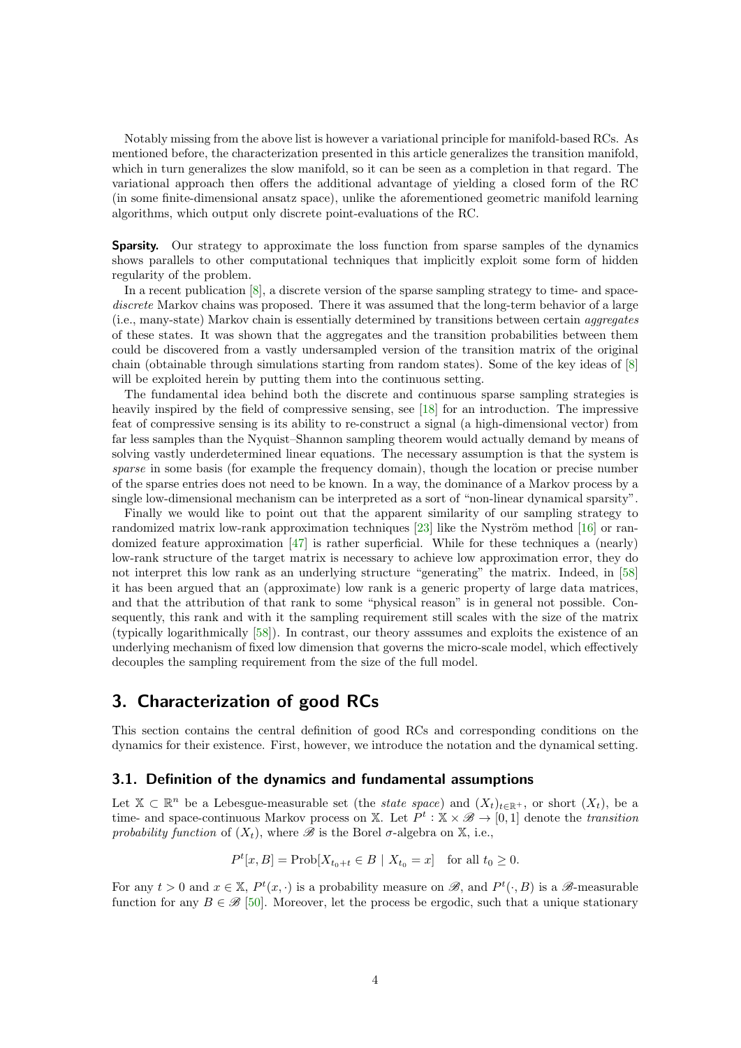Notably missing from the above list is however a variational principle for manifold-based RCs. As mentioned before, the characterization presented in this article generalizes the transition manifold, which in turn generalizes the slow manifold, so it can be seen as a completion in that regard. The variational approach then offers the additional advantage of yielding a closed form of the RC (in some finite-dimensional ansatz space), unlike the aforementioned geometric manifold learning algorithms, which output only discrete point-evaluations of the RC.

**Sparsity.** Our strategy to approximate the loss function from sparse samples of the dynamics shows parallels to other computational techniques that implicitly exploit some form of hidden regularity of the problem.

In a recent publication [8], a discrete version of the sparse sampling strategy to time- and space-*discrete* Markov chains was proposed. There it was assumed that the long-term behavior of a large (i.e., many-state) Markov chain is essentially determined by transitions between certain *aggregates* of these states. It was shown that the aggregates and the transition probabilities between them could be discovered from a vastly undersampled version of the transition matrix of the original chain (obtainable through simulations starting from random states). Some of the key ideas of [8] will be exploited herein by putting them into the continuous setting.

The fundamental idea behind both the discrete and continuous sparse sampling strategies is heavily inspired by the field of compressive sensing, see [18] for an introduction. The impressive feat of compressive sensing is its ability to re-construct a signal (a high-dimensional vector) from far less samples than the Nyquist–Shannon sampling theorem would actually demand by means of solving vastly underdetermined linear equations. The necessary assumption is that the system is *sparse* in some basis (for example the frequency domain), though the location or precise number of the sparse entries does not need to be known. In a way, the dominance of a Markov process by a single low-dimensional mechanism can be interpreted as a sort of "non-linear dynamical sparsity".

Finally we would like to point out that the apparent similarity of our sampling strategy to randomized matrix low-rank approximation techniques [23] like the Nyström method [16] or randomized feature approximation [47] is rather superficial. While for these techniques a (nearly) low-rank structure of the target matrix is necessary to achieve low approximation error, they do not interpret this low rank as an underlying structure "generating" the matrix. Indeed, in [58] it has been argued that an (approximate) low rank is a generic property of large data matrices, and that the attribution of that rank to some "physical reason" is in general not possible. Consequently, this rank and with it the sampling requirement still scales with the size of the matrix (typically logarithmically [58]). In contrast, our theory asssumes and exploits the existence of an underlying mechanism of fixed low dimension that governs the micro-scale model, which effectively decouples the sampling requirement from the size of the full model.

# 3. Characterization of good RCs

This section contains the central definition of good RCs and corresponding conditions on the dynamics for their existence. First, however, we introduce the notation and the dynamical setting.

## 3.1. Definition of the dynamics and fundamental assumptions

Let $\mathbb{X} \subset \mathbb{R}^n$ be a Lebesgue-measurable set (the *state space*) and $(X_t)_{t\in\mathbb{R}^+}$, or short $(X_t)$, be a time- and space-continuous Markov process on $\mathbb{X}$. Let $P^t : \mathbb{X} \times \mathscr{B} \to [0,1]$ denote the *transition probability function* of $(X_t)$, where $\mathscr{B}$ is the Borel $\sigma$-algebra on $\mathbb{X}$, i.e.,

$$P^t[x, B] = \mathrm{Prob}[X_{t_0+t} \in B \mid X_{t_0} = x] \quad \text{for all } t_0 \geq 0.$$

For any $t > 0$ and $x \in \mathbb{X}$, $P^t(x, \cdot)$ is a probability measure on $\mathscr{B}$, and $P^t(\cdot, B)$ is a $\mathscr{B}$-measurable function for any $B \in \mathscr{B}$ [50]. Moreover, let the process be ergodic, such that a unique stationary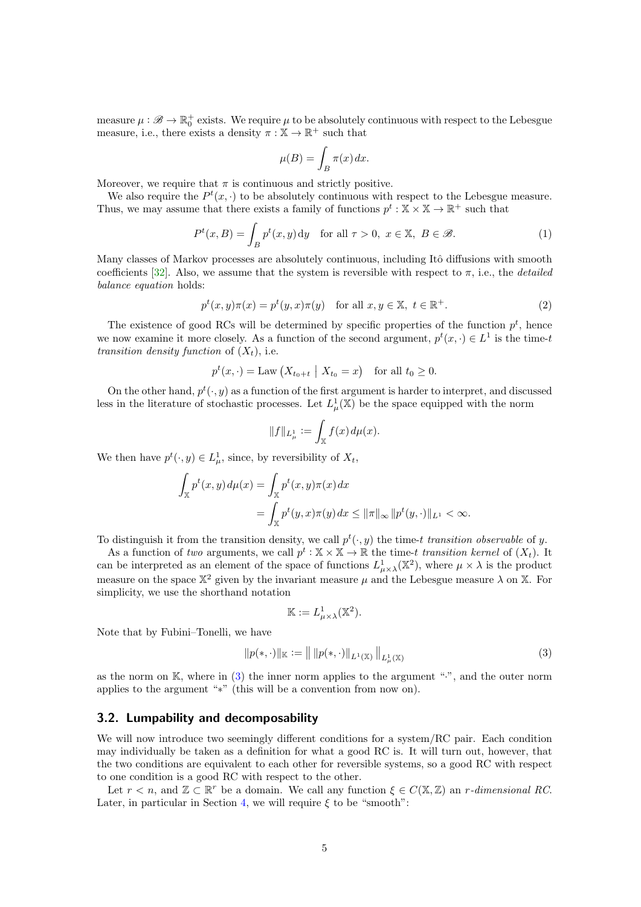measure $\mu : \mathscr{B} \to \mathbb{R}_0^+$ exists. We require $\mu$ to be absolutely continuous with respect to the Lebesgue measure, i.e., there exists a density $\pi : \mathbb{X} \to \mathbb{R}^+$ such that

$$\mu(B) = \int_B \pi(x)\, dx.$$

Moreover, we require that $\pi$ is continuous and strictly positive.

We also require the $P^t(x, \cdot)$ to be absolutely continuous with respect to the Lebesgue measure. Thus, we may assume that there exists a family of functions $p^t : \mathbb{X} \times \mathbb{X} \to \mathbb{R}^+$ such that

$$P^t(x, B) = \int_B p^t(x, y)\, \mathrm{d}y \quad \text{for all } \tau > 0,\ x \in \mathbb{X},\ B \in \mathscr{B}. \tag{1}$$

Many classes of Markov processes are absolutely continuous, including Itô diffusions with smooth coefficients [32]. Also, we assume that the system is reversible with respect to $\pi$, i.e., the *detailed balance equation* holds:

$$p^t(x, y)\pi(x) = p^t(y, x)\pi(y) \quad \text{for all } x, y \in \mathbb{X},\ t \in \mathbb{R}^+. \tag{2}$$

The existence of good RCs will be determined by specific properties of the function $p^t$, hence we now examine it more closely. As a function of the second argument, $p^t(x, \cdot) \in L^1$ is the time-$t$ *transition density function* of $(X_t)$, i.e.

$$p^t(x, \cdot) = \mathrm{Law}\left(X_{t_0+t} \;\middle|\; X_{t_0} = x\right) \quad \text{for all } t_0 \geq 0.$$

On the other hand, $p^t(\cdot, y)$ as a function of the first argument is harder to interpret, and discussed less in the literature of stochastic processes. Let $L^1_\mu(\mathbb{X})$ be the space equipped with the norm

$$\|f\|_{L^1_\mu} := \int_{\mathbb{X}} f(x)\, d\mu(x).$$

We then have $p^t(\cdot, y) \in L^1_\mu$, since, by reversibility of $X_t$,

$$\begin{aligned}
\int_{\mathbb{X}} p^t(x, y)\, d\mu(x) &= \int_{\mathbb{X}} p^t(x, y)\pi(x)\, dx \\
&= \int_{\mathbb{X}} p^t(y, x)\pi(y)\, dx \leq \|\pi\|_\infty \|p^t(y, \cdot)\|_{L^1} < \infty.
\end{aligned}$$

To distinguish it from the transition density, we call $p^t(\cdot, y)$ the time-$t$ *transition observable* of $y$.

As a function of *two* arguments, we call $p^t : \mathbb{X} \times \mathbb{X} \to \mathbb{R}$ the time-$t$ *transition kernel* of $(X_t)$. It can be interpreted as an element of the space of functions $L^1_{\mu\times\lambda}(\mathbb{X}^2)$, where $\mu \times \lambda$ is the product measure on the space $\mathbb{X}^2$ given by the invariant measure $\mu$ and the Lebesgue measure $\lambda$ on $\mathbb{X}$. For simplicity, we use the shorthand notation

$$\mathbb{K} := L^1_{\mu\times\lambda}(\mathbb{X}^2).$$

Note that by Fubini–Tonelli, we have

$$\|p(*, \cdot)\|_{\mathbb{K}} := \left\| \, \|p(*, \cdot)\|_{L^1(\mathbb{X})} \right\|_{L^1_\mu(\mathbb{X})} \tag{3}$$

as the norm on $\mathbb{K}$, where in (3) the inner norm applies to the argument "$\cdot$", and the outer norm applies to the argument "$*$" (this will be a convention from now on).

## 3.2. Lumpability and decomposability

We will now introduce two seemingly different conditions for a system/RC pair. Each condition may individually be taken as a definition for what a good RC is. It will turn out, however, that the two conditions are equivalent to each other for reversible systems, so a good RC with respect to one condition is a good RC with respect to the other.

Let $r < n$, and $\mathbb{Z} \subset \mathbb{R}^r$ be a domain. We call any function $\xi \in C(\mathbb{X}, \mathbb{Z})$ an *$r$-dimensional RC*. Later, in particular in Section 4, we will require $\xi$ to be "smooth":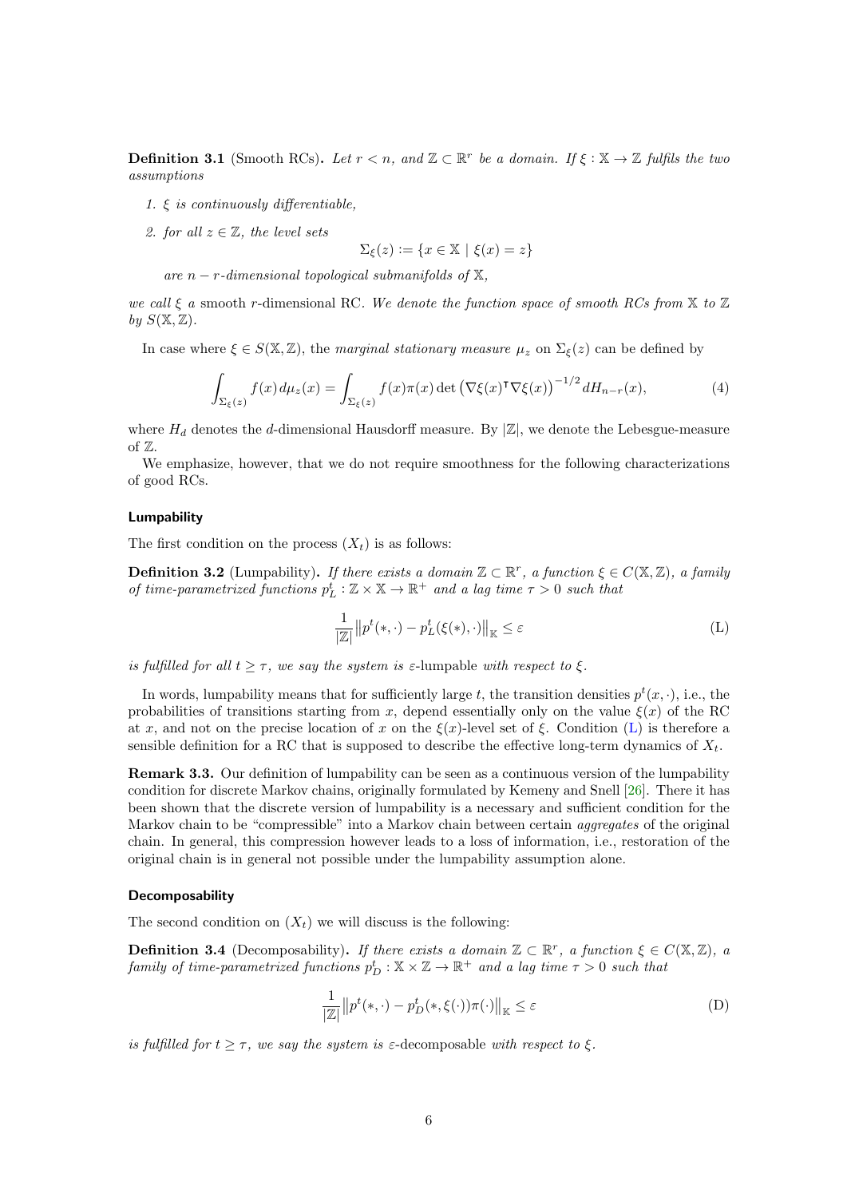**Definition 3.1** (Smooth RCs)**.** *Let $r < n$, and $\mathbb{Z} \subset \mathbb{R}^r$ be a domain. If $\xi : \mathbb{X} \to \mathbb{Z}$ fulfils the two assumptions*

1. *$\xi$ is continuously differentiable,*
2. *for all $z \in \mathbb{Z}$, the level sets*

$$\Sigma_\xi(z) := \{x \in \mathbb{X} \mid \xi(x) = z\}$$

   *are $n - r$-dimensional topological submanifolds of $\mathbb{X}$,*

*we call $\xi$ a* smooth $r$-dimensional RC*. We denote the function space of smooth RCs from $\mathbb{X}$ to $\mathbb{Z}$ by $S(\mathbb{X}, \mathbb{Z})$.*

In case where $\xi \in S(\mathbb{X}, \mathbb{Z})$, the *marginal stationary measure* $\mu_z$ on $\Sigma_\xi(z)$ can be defined by

$$\int_{\Sigma_\xi(z)} f(x)\, d\mu_z(x) = \int_{\Sigma_\xi(z)} f(x)\pi(x) \det\left(\nabla\xi(x)^\intercal \nabla\xi(x)\right)^{-1/2} dH_{n-r}(x), \tag{4}$$

where $H_d$ denotes the $d$-dimensional Hausdorff measure. By $|\mathbb{Z}|$, we denote the Lebesgue-measure of $\mathbb{Z}$.

We emphasize, however, that we do not require smoothness for the following characterizations of good RCs.

#### Lumpability

The first condition on the process $(X_t)$ is as follows:

**Definition 3.2** (Lumpability)**.** *If there exists a domain $\mathbb{Z} \subset \mathbb{R}^r$, a function $\xi \in C(\mathbb{X}, \mathbb{Z})$, a family of time-parametrized functions $p_L^t : \mathbb{Z} \times \mathbb{X} \to \mathbb{R}^+$ and a lag time $\tau > 0$ such that*

$$\frac{1}{|\mathbb{Z}|} \left\| p^t(*, \cdot) - p_L^t(\xi(*), \cdot) \right\|_{\mathbb{X}} \leq \varepsilon \tag{L}$$

*is fulfilled for all $t \geq \tau$, we say the system is* $\varepsilon$-lumpable *with respect to $\xi$.*

In words, lumpability means that for sufficiently large $t$, the transition densities $p^t(x, \cdot)$, i.e., the probabilities of transitions starting from $x$, depend essentially only on the value $\xi(x)$ of the RC at $x$, and not on the precise location of $x$ on the $\xi(x)$-level set of $\xi$. Condition (L) is therefore a sensible definition for a RC that is supposed to describe the effective long-term dynamics of $X_t$.

**Remark 3.3.** Our definition of lumpability can be seen as a continuous version of the lumpability condition for discrete Markov chains, originally formulated by Kemeny and Snell [26]. There it has been shown that the discrete version of lumpability is a necessary and sufficient condition for the Markov chain to be "compressible" into a Markov chain between certain *aggregates* of the original chain. In general, this compression however leads to a loss of information, i.e., restoration of the original chain is in general not possible under the lumpability assumption alone.

#### Decomposability

The second condition on $(X_t)$ we will discuss is the following:

**Definition 3.4** (Decomposability)**.** *If there exists a domain $\mathbb{Z} \subset \mathbb{R}^r$, a function $\xi \in C(\mathbb{X}, \mathbb{Z})$, a family of time-parametrized functions $p_D^t : \mathbb{X} \times \mathbb{Z} \to \mathbb{R}^+$ and a lag time $\tau > 0$ such that*

$$\frac{1}{|\mathbb{Z}|} \left\| p^t(*, \cdot) - p_D^t(*, \xi(\cdot))\pi(\cdot) \right\|_{\mathbb{X}} \leq \varepsilon \tag{D}$$

*is fulfilled for $t \geq \tau$, we say the system is* $\varepsilon$-decomposable *with respect to $\xi$.*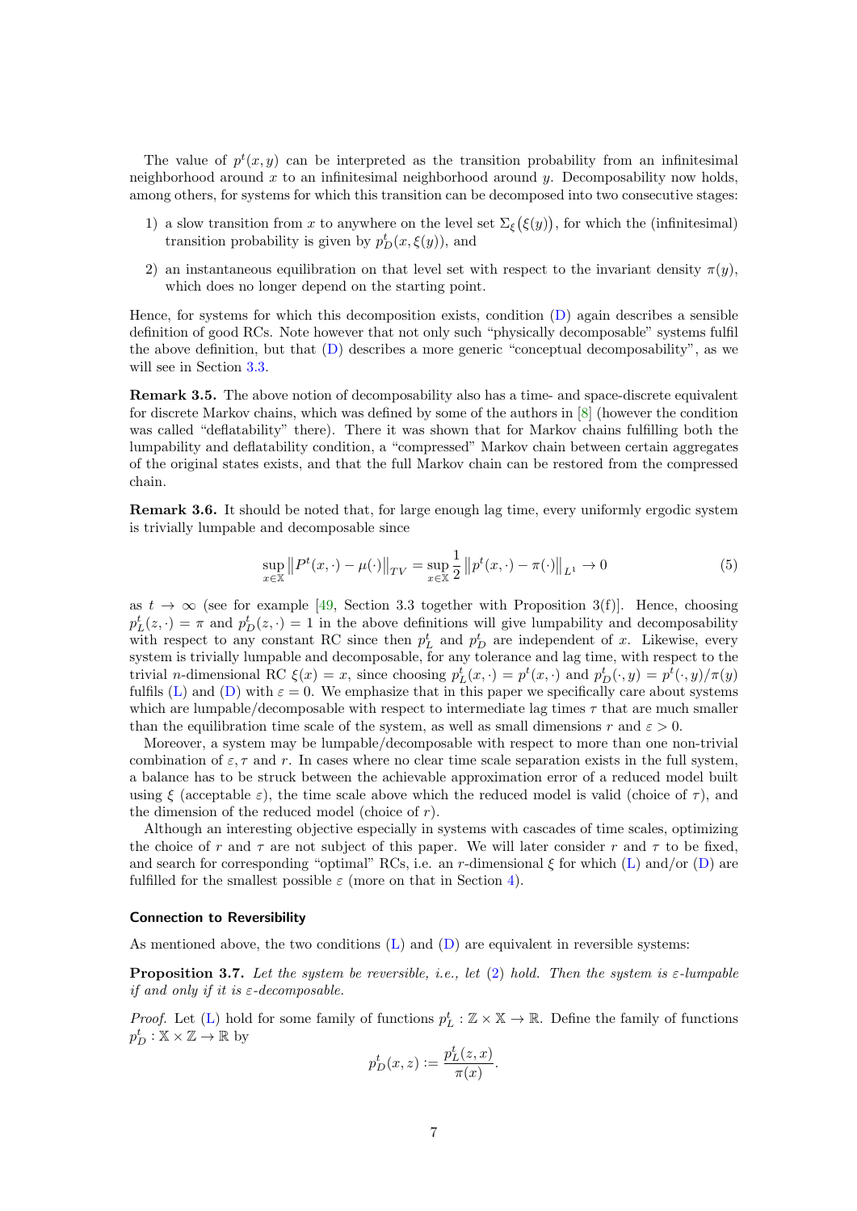The value of $p^t(x, y)$ can be interpreted as the transition probability from an infinitesimal neighborhood around $x$ to an infinitesimal neighborhood around $y$. Decomposability now holds, among others, for systems for which this transition can be decomposed into two consecutive stages:

1) a slow transition from $x$ to anywhere on the level set $\Sigma_\xi\big(\xi(y)\big)$, for which the (infinitesimal) transition probability is given by $p_D^t(x, \xi(y))$, and
2) an instantaneous equilibration on that level set with respect to the invariant density $\pi(y)$, which does no longer depend on the starting point.

Hence, for systems for which this decomposition exists, condition (D) again describes a sensible definition of good RCs. Note however that not only such "physically decomposable" systems fulfil the above definition, but that (D) describes a more generic "conceptual decomposability", as we will see in Section 3.3.

**Remark 3.5.** The above notion of decomposability also has a time- and space-discrete equivalent for discrete Markov chains, which was defined by some of the authors in [8] (however the condition was called "deflatability" there). There it was shown that for Markov chains fulfilling both the lumpability and deflatability condition, a "compressed" Markov chain between certain aggregates of the original states exists, and that the full Markov chain can be restored from the compressed chain.

**Remark 3.6.** It should be noted that, for large enough lag time, every uniformly ergodic system is trivially lumpable and decomposable since

$$\sup_{x\in\mathbb{X}} \big\| P^t(x, \cdot) - \mu(\cdot) \big\|_{TV} = \sup_{x\in\mathbb{X}} \frac{1}{2} \big\| p^t(x, \cdot) - \pi(\cdot) \big\|_{L^1} \to 0 \tag{5}$$

as $t \to \infty$ (see for example [49, Section 3.3 together with Proposition 3(f)]. Hence, choosing $p_L^t(z, \cdot) = \pi$ and $p_D^t(z, \cdot) = 1$ in the above definitions will give lumpability and decomposability with respect to any constant RC since then $p_L^t$ and $p_D^t$ are independent of $x$. Likewise, every system is trivially lumpable and decomposable, for any tolerance and lag time, with respect to the trivial $n$-dimensional RC $\xi(x) = x$, since choosing $p_L^t(x, \cdot) = p^t(x, \cdot)$ and $p_D^t(\cdot, y) = p^t(\cdot, y)/\pi(y)$ fulfils (L) and (D) with $\varepsilon = 0$. We emphasize that in this paper we specifically care about systems which are lumpable/decomposable with respect to intermediate lag times $\tau$ that are much smaller than the equilibration time scale of the system, as well as small dimensions $r$ and $\varepsilon > 0$.

Moreover, a system may be lumpable/decomposable with respect to more than one non-trivial combination of $\varepsilon, \tau$ and $r$. In cases where no clear time scale separation exists in the full system, a balance has to be struck between the achievable approximation error of a reduced model built using $\xi$ (acceptable $\varepsilon$), the time scale above which the reduced model is valid (choice of $\tau$), and the dimension of the reduced model (choice of $r$).

Although an interesting objective especially in systems with cascades of time scales, optimizing the choice of $r$ and $\tau$ are not subject of this paper. We will later consider $r$ and $\tau$ to be fixed, and search for corresponding "optimal" RCs, i.e. an $r$-dimensional $\xi$ for which (L) and/or (D) are fulfilled for the smallest possible $\varepsilon$ (more on that in Section 4).

#### Connection to Reversibility

As mentioned above, the two conditions (L) and (D) are equivalent in reversible systems:

**Proposition 3.7.** *Let the system be reversible, i.e., let (2) hold. Then the system is $\varepsilon$-lumpable if and only if it is $\varepsilon$-decomposable.*

*Proof.* Let (L) hold for some family of functions $p_L^t : \mathbb{Z} \times \mathbb{X} \to \mathbb{R}$. Define the family of functions $p_D^t : \mathbb{X} \times \mathbb{Z} \to \mathbb{R}$ by

$$p_D^t(x, z) := \frac{p_L^t(z, x)}{\pi(x)}.$$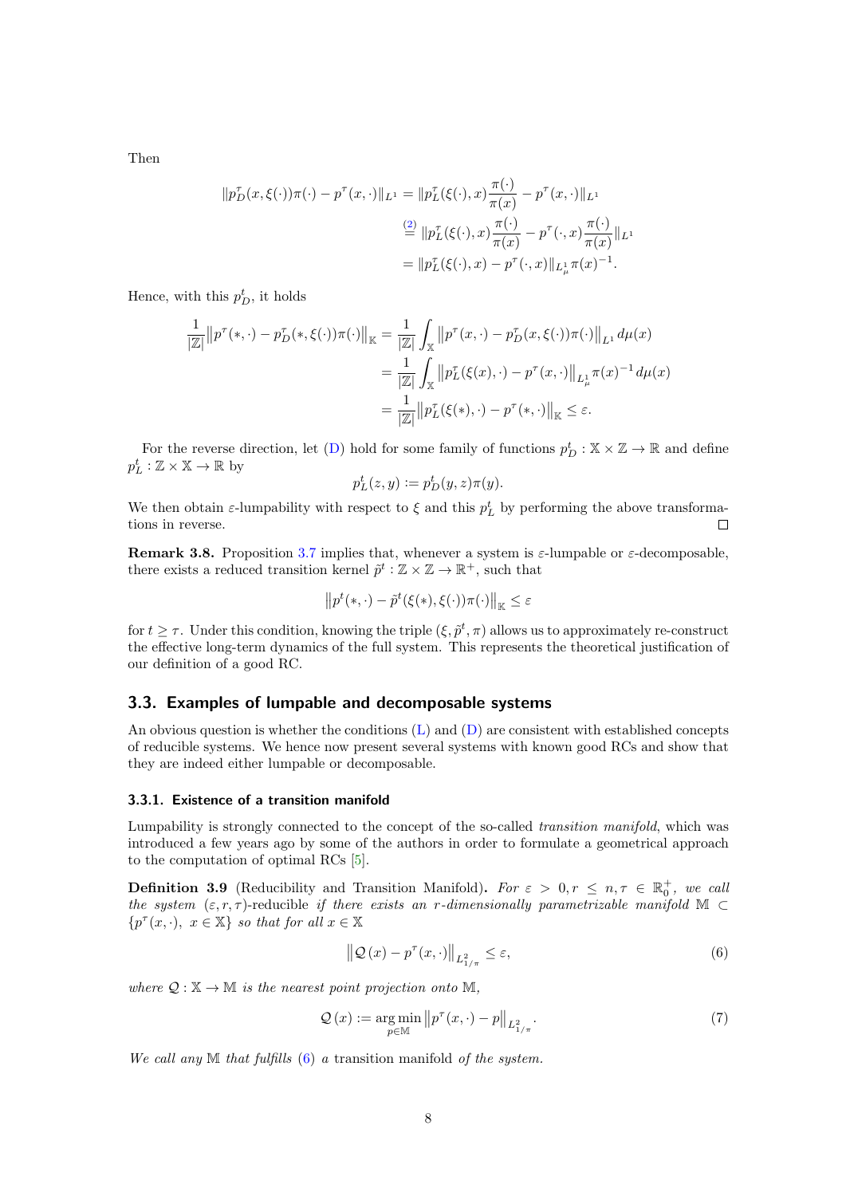Then

$$
\begin{aligned}
\|p_D^\tau(x,\xi(\cdot))\pi(\cdot) - p^\tau(x,\cdot)\|_{L^1} &= \|p_L^\tau(\xi(\cdot),x)\frac{\pi(\cdot)}{\pi(x)} - p^\tau(x,\cdot)\|_{L^1} \\
&\overset{(2)}{=} \|p_L^\tau(\xi(\cdot),x)\frac{\pi(\cdot)}{\pi(x)} - p^\tau(\cdot,x)\frac{\pi(\cdot)}{\pi(x)}\|_{L^1} \\
&= \|p_L^\tau(\xi(\cdot),x) - p^\tau(\cdot,x)\|_{L^1_\mu}\pi(x)^{-1}.
\end{aligned}
$$

Hence, with this $p_D^t$, it holds

$$
\begin{aligned}
\frac{1}{|\mathbb{Z}|}\big\|p^\tau(*,\cdot) - p_D^\tau(*,\xi(\cdot))\pi(\cdot)\big\|_{\mathbb{X}} &= \frac{1}{|\mathbb{Z}|}\int_{\mathbb{X}} \big\|p^\tau(x,\cdot) - p_D^\tau(x,\xi(\cdot))\pi(\cdot)\big\|_{L^1} d\mu(x) \\
&= \frac{1}{|\mathbb{Z}|}\int_{\mathbb{X}} \big\|p_L^\tau(\xi(x),\cdot) - p^\tau(x,\cdot)\big\|_{L^1_\mu}\pi(x)^{-1} d\mu(x) \\
&= \frac{1}{|\mathbb{Z}|}\big\|p_L^\tau(\xi(*),\cdot) - p^\tau(*,\cdot)\big\|_{\mathbb{X}} \le \varepsilon.
\end{aligned}
$$

For the reverse direction, let (D) hold for some family of functions $p_D^t : \mathbb{X}\times\mathbb{Z}\to\mathbb{R}$ and define $p_L^t : \mathbb{Z}\times\mathbb{X}\to\mathbb{R}$ by

$$
p_L^t(z,y) := p_D^t(y,z)\pi(y).
$$

We then obtain $\varepsilon$-lumpability with respect to $\xi$ and this $p_L^t$ by performing the above transformations in reverse. ◻

**Remark 3.8.** Proposition 3.7 implies that, whenever a system is $\varepsilon$-lumpable or $\varepsilon$-decomposable, there exists a reduced transition kernel $\tilde{p}^t : \mathbb{Z}\times\mathbb{Z}\to\mathbb{R}^+$, such that

$$
\big\|p^t(*,\cdot) - \tilde{p}^t(\xi(*),\xi(\cdot))\pi(\cdot)\big\|_{\mathbb{X}} \le \varepsilon
$$

for $t \ge \tau$. Under this condition, knowing the triple $(\xi, \tilde{p}^t, \pi)$ allows us to approximately re-construct the effective long-term dynamics of the full system. This represents the theoretical justification of our definition of a good RC.

## 3.3. Examples of lumpable and decomposable systems

An obvious question is whether the conditions (L) and (D) are consistent with established concepts of reducible systems. We hence now present several systems with known good RCs and show that they are indeed either lumpable or decomposable.

### 3.3.1. Existence of a transition manifold

Lumpability is strongly connected to the concept of the so-called *transition manifold*, which was introduced a few years ago by some of the authors in order to formulate a geometrical approach to the computation of optimal RCs [5].

**Definition 3.9** (Reducibility and Transition Manifold)**.** *For $\varepsilon > 0, r \le n, \tau \in \mathbb{R}_0^+$, we call the system $(\varepsilon, r, \tau)$-reducible if there exists an $r$-dimensionally parametrizable manifold $\mathbb{M} \subset \{p^\tau(x,\cdot),\ x\in\mathbb{X}\}$ so that for all $x \in \mathbb{X}$*

$$
\big\|\mathcal{Q}(x) - p^\tau(x,\cdot)\big\|_{L^2_{1/\pi}} \le \varepsilon, \tag{6}
$$

*where $\mathcal{Q} : \mathbb{X}\to\mathbb{M}$ is the nearest point projection onto $\mathbb{M}$,*

$$
\mathcal{Q}(x) := \operatorname*{arg\,min}_{p\in\mathbb{M}} \big\|p^\tau(x,\cdot) - p\big\|_{L^2_{1/\pi}}. \tag{7}
$$

*We call any $\mathbb{M}$ that fulfills (6) a* transition manifold *of the system.*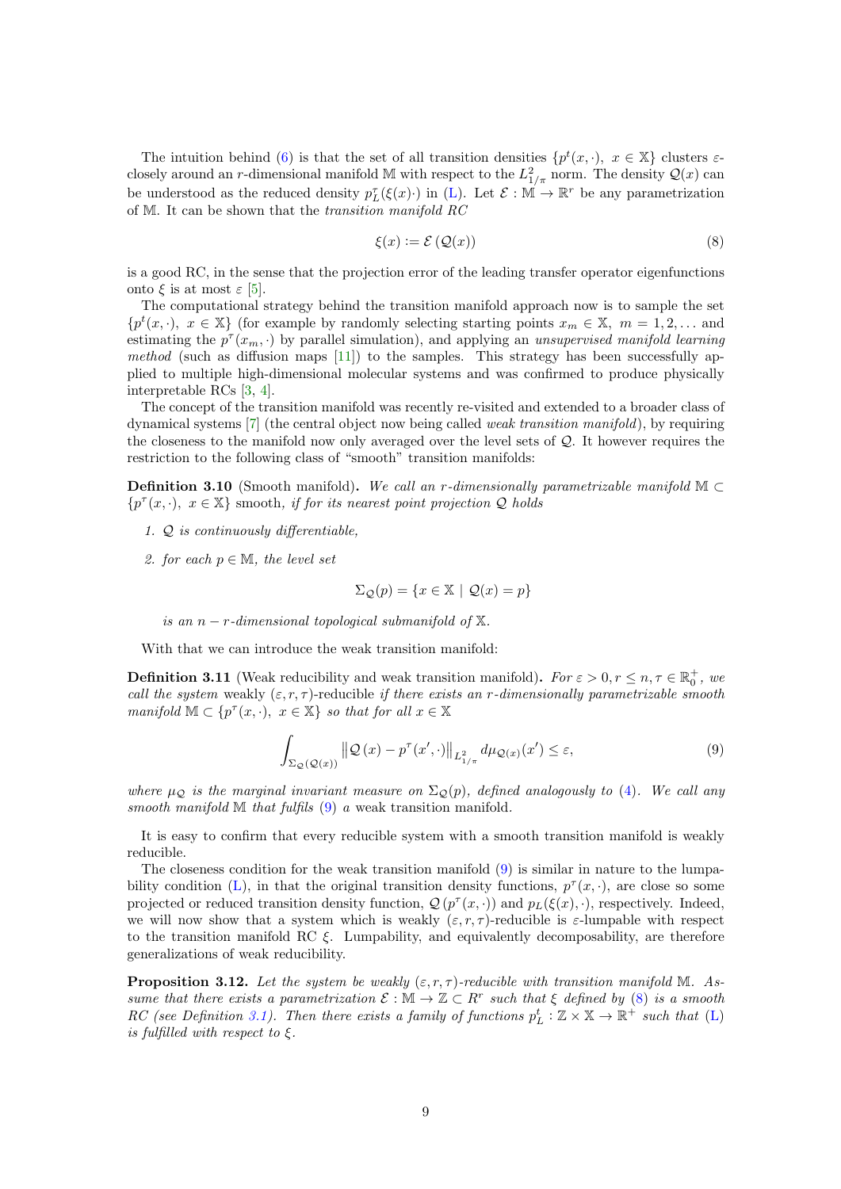The intuition behind (6) is that the set of all transition densities $\{p^t(x,\cdot),\ x \in \mathbb{X}\}$ clusters $\varepsilon$-closely around an $r$-dimensional manifold $\mathbb{M}$ with respect to the $L^2_{1/\pi}$ norm. The density $\mathcal{Q}(x)$ can be understood as the reduced density $p_L^\tau(\xi(x)\cdot)$ in (L). Let $\mathcal{E}: \mathbb{M} \to \mathbb{R}^r$ be any parametrization of $\mathbb{M}$. It can be shown that the *transition manifold RC*

$$
\xi(x) := \mathcal{E}\left(\mathcal{Q}(x)\right) \tag{8}
$$

is a good RC, in the sense that the projection error of the leading transfer operator eigenfunctions onto $\xi$ is at most $\varepsilon$ [5].

The computational strategy behind the transition manifold approach now is to sample the set $\{p^t(x,\cdot),\ x \in \mathbb{X}\}$ (for example by randomly selecting starting points $x_m \in \mathbb{X},\ m = 1, 2, \ldots$ and estimating the $p^\tau(x_m,\cdot)$ by parallel simulation), and applying an *unsupervised manifold learning method* (such as diffusion maps [11]) to the samples. This strategy has been successfully applied to multiple high-dimensional molecular systems and was confirmed to produce physically interpretable RCs [3, 4].

The concept of the transition manifold was recently re-visited and extended to a broader class of dynamical systems [7] (the central object now being called *weak transition manifold*), by requiring the closeness to the manifold now only averaged over the level sets of $\mathcal{Q}$. It however requires the restriction to the following class of "smooth" transition manifolds:

**Definition 3.10** (Smooth manifold)**.** *We call an $r$-dimensionally parametrizable manifold $\mathbb{M} \subset \{p^\tau(x,\cdot),\ x \in \mathbb{X}\}$* smooth, *if for its nearest point projection $\mathcal{Q}$ holds*

1. *$\mathcal{Q}$ is continuously differentiable,*
2. *for each $p \in \mathbb{M}$, the level set*

$$
\Sigma_{\mathcal{Q}}(p) = \{x \in \mathbb{X} \mid \mathcal{Q}(x) = p\}
$$

*is an $n-r$-dimensional topological submanifold of $\mathbb{X}$.*

With that we can introduce the weak transition manifold:

**Definition 3.11** (Weak reducibility and weak transition manifold)**.** *For $\varepsilon > 0, r \leq n, \tau \in \mathbb{R}_0^+$, we call the system* weakly $(\varepsilon, r, \tau)$-reducible *if there exists an $r$-dimensionally parametrizable smooth manifold $\mathbb{M} \subset \{p^\tau(x,\cdot),\ x \in \mathbb{X}\}$ so that for all $x \in \mathbb{X}$*

$$
\int_{\Sigma_{\mathcal{Q}}(\mathcal{Q}(x))} \left\| \mathcal{Q}\left(x\right) - p^\tau(x',\cdot) \right\|_{L^2_{1/\pi}} d\mu_{\mathcal{Q}(x)}(x') \leq \varepsilon, \tag{9}
$$

*where $\mu_{\mathcal{Q}}$ is the marginal invariant measure on $\Sigma_{\mathcal{Q}}(p)$, defined analogously to (4). We call any smooth manifold $\mathbb{M}$ that fulfils (9) a* weak transition manifold.

It is easy to confirm that every reducible system with a smooth transition manifold is weakly reducible.

The closeness condition for the weak transition manifold (9) is similar in nature to the lumpability condition (L), in that the original transition density functions, $p^\tau(x,\cdot)$, are close so some projected or reduced transition density function, $\mathcal{Q}\left(p^\tau(x,\cdot)\right)$ and $p_L(\xi(x),\cdot)$, respectively. Indeed, we will now show that a system which is weakly $(\varepsilon, r, \tau)$-reducible is $\varepsilon$-lumpable with respect to the transition manifold RC $\xi$. Lumpability, and equivalently decomposability, are therefore generalizations of weak reducibility.

**Proposition 3.12.** *Let the system be weakly $(\varepsilon, r, \tau)$-reducible with transition manifold $\mathbb{M}$. Assume that there exists a parametrization $\mathcal{E}: \mathbb{M} \to \mathbb{Z} \subset R^r$ such that $\xi$ defined by (8) is a smooth RC (see Definition 3.1). Then there exists a family of functions $p_L^t: \mathbb{Z} \times \mathbb{X} \to \mathbb{R}^+$ such that (L) is fulfilled with respect to $\xi$.*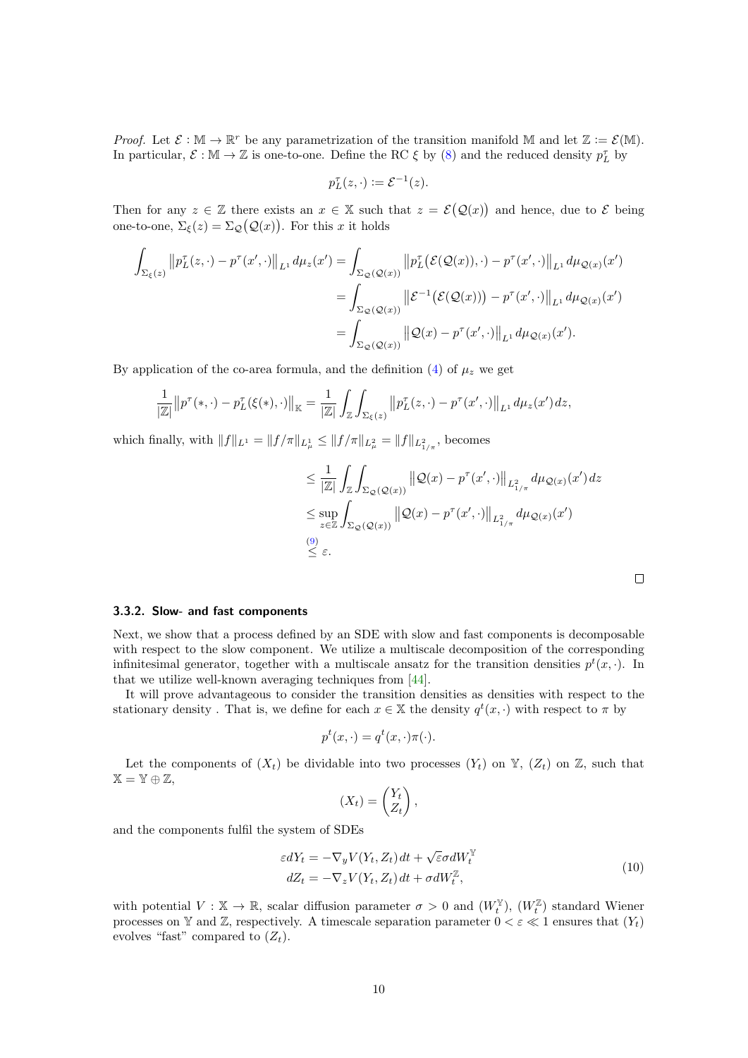*Proof.* Let $\mathcal{E} : \mathbb{M} \to \mathbb{R}^r$ be any parametrization of the transition manifold $\mathbb{M}$ and let $\mathbb{Z} := \mathcal{E}(\mathbb{M})$. In particular, $\mathcal{E} : \mathbb{M} \to \mathbb{Z}$ is one-to-one. Define the RC $\xi$ by (8) and the reduced density $p_L^\tau$ by

$$p_L^\tau(z, \cdot) := \mathcal{E}^{-1}(z).$$

Then for any $z \in \mathbb{Z}$ there exists an $x \in \mathbb{X}$ such that $z = \mathcal{E}\big(\mathcal{Q}(x)\big)$ and hence, due to $\mathcal{E}$ being one-to-one, $\Sigma_\xi(z) = \Sigma_\mathcal{Q}\big(\mathcal{Q}(x)\big)$. For this $x$ it holds

$$\begin{aligned}
\int_{\Sigma_\xi(z)} \big\| p_L^\tau(z, \cdot) - p^\tau(x', \cdot) \big\|_{L^1} d\mu_z(x') &= \int_{\Sigma_\mathcal{Q}(\mathcal{Q}(x))} \big\| p_L^\tau\big(\mathcal{E}(\mathcal{Q}(x)), \cdot\big) - p^\tau(x', \cdot) \big\|_{L^1} d\mu_{\mathcal{Q}(x)}(x') \\
&= \int_{\Sigma_\mathcal{Q}(\mathcal{Q}(x))} \big\| \mathcal{E}^{-1}\big(\mathcal{E}(\mathcal{Q}(x))\big) - p^\tau(x', \cdot) \big\|_{L^1} d\mu_{\mathcal{Q}(x)}(x') \\
&= \int_{\Sigma_\mathcal{Q}(\mathcal{Q}(x))} \big\| \mathcal{Q}(x) - p^\tau(x', \cdot) \big\|_{L^1} d\mu_{\mathcal{Q}(x)}(x').
\end{aligned}$$

By application of the co-area formula, and the definition (4) of $\mu_z$ we get

$$\frac{1}{|\mathbb{Z}|} \big\| p^\tau(*, \cdot) - p_L^\tau(\xi(*), \cdot) \big\|_\mathbb{X} = \frac{1}{|\mathbb{Z}|} \int_\mathbb{Z} \int_{\Sigma_\xi(z)} \big\| p_L^\tau(z, \cdot) - p^\tau(x', \cdot) \big\|_{L^1} d\mu_z(x')\, dz,$$

which finally, with $\|f\|_{L^1} = \|f/\pi\|_{L^1_\mu} \le \|f/\pi\|_{L^2_\mu} = \|f\|_{L^2_{1/\pi}}$, becomes

$$\begin{aligned}
&\le \frac{1}{|\mathbb{Z}|} \int_\mathbb{Z} \int_{\Sigma_\mathcal{Q}(\mathcal{Q}(x))} \big\| \mathcal{Q}(x) - p^\tau(x', \cdot) \big\|_{L^2_{1/\pi}} d\mu_{\mathcal{Q}(x)}(x')\, dz \\
&\le \sup_{z \in \mathbb{Z}} \int_{\Sigma_\mathcal{Q}(\mathcal{Q}(x))} \big\| \mathcal{Q}(x) - p^\tau(x', \cdot) \big\|_{L^2_{1/\pi}} d\mu_{\mathcal{Q}(x)}(x') \\
&\overset{(9)}{\le} \varepsilon.
\end{aligned}$$

□

#### 3.3.2. Slow- and fast components

Next, we show that a process defined by an SDE with slow and fast components is decomposable with respect to the slow component. We utilize a multiscale decomposition of the corresponding infinitesimal generator, together with a multiscale ansatz for the transition densities $p^t(x, \cdot)$. In that we utilize well-known averaging techniques from [44].

It will prove advantageous to consider the transition densities as densities with respect to the stationary density . That is, we define for each $x \in \mathbb{X}$ the density $q^t(x, \cdot)$ with respect to $\pi$ by

$$p^t(x, \cdot) = q^t(x, \cdot)\pi(\cdot).$$

Let the components of $(X_t)$ be dividable into two processes $(Y_t)$ on $\mathbb{Y}$, $(Z_t)$ on $\mathbb{Z}$, such that $\mathbb{X} = \mathbb{Y} \oplus \mathbb{Z}$,

$$(X_t) = \begin{pmatrix} Y_t \\ Z_t \end{pmatrix},$$

and the components fulfil the system of SDEs

$$\begin{aligned}
\varepsilon dY_t &= -\nabla_y V(Y_t, Z_t)\, dt + \sqrt{\varepsilon}\sigma dW_t^\mathbb{Y} \\
dZ_t &= -\nabla_z V(Y_t, Z_t)\, dt + \sigma dW_t^\mathbb{Z},
\end{aligned} \tag{10}$$

with potential $V : \mathbb{X} \to \mathbb{R}$, scalar diffusion parameter $\sigma > 0$ and $(W_t^\mathbb{Y})$, $(W_t^\mathbb{Z})$ standard Wiener processes on $\mathbb{Y}$ and $\mathbb{Z}$, respectively. A timescale separation parameter $0 < \varepsilon \ll 1$ ensures that $(Y_t)$ evolves "fast" compared to $(Z_t)$.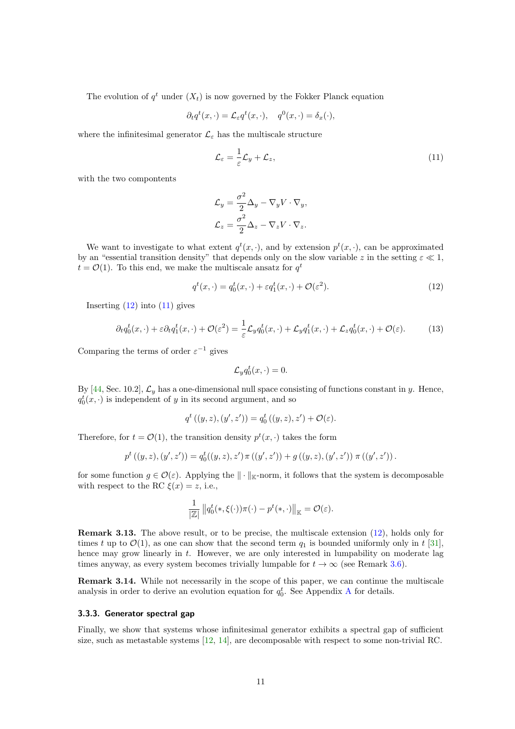The evolution of $q^t$ under $(X_t)$ is now governed by the Fokker Planck equation

$$\partial_t q^t(x,\cdot) = \mathcal{L}_\varepsilon q^t(x,\cdot), \quad q^0(x,\cdot) = \delta_x(\cdot),$$

where the infinitesimal generator $\mathcal{L}_\varepsilon$ has the multiscale structure

$$\mathcal{L}_\varepsilon = \frac{1}{\varepsilon}\mathcal{L}_y + \mathcal{L}_z, \tag{11}$$

with the two compontents

$$\mathcal{L}_y = \frac{\sigma^2}{2}\Delta_y - \nabla_y V \cdot \nabla_y,$$
$$\mathcal{L}_z = \frac{\sigma^2}{2}\Delta_z - \nabla_z V \cdot \nabla_z.$$

We want to investigate to what extent $q^t(x,\cdot)$, and by extension $p^t(x,\cdot)$, can be approximated by an "essential transition density" that depends only on the slow variable $z$ in the setting $\varepsilon \ll 1$, $t = \mathcal{O}(1)$. To this end, we make the multiscale ansatz for $q^t$

$$q^t(x,\cdot) = q_0^t(x,\cdot) + \varepsilon q_1^t(x,\cdot) + \mathcal{O}(\varepsilon^2). \tag{12}$$

Inserting (12) into (11) gives

$$\partial_t q_0^t(x,\cdot) + \varepsilon \partial_t q_1^t(x,\cdot) + \mathcal{O}(\varepsilon^2) = \frac{1}{\varepsilon}\mathcal{L}_y q_0^t(x,\cdot) + \mathcal{L}_y q_1^t(x,\cdot) + \mathcal{L}_z q_0^t(x,\cdot) + \mathcal{O}(\varepsilon). \tag{13}$$

Comparing the terms of order $\varepsilon^{-1}$ gives

$$\mathcal{L}_y q_0^t(x,\cdot) = 0.$$

By [44, Sec. 10.2], $\mathcal{L}_y$ has a one-dimensional null space consisting of functions constant in $y$. Hence, $q_0^t(x,\cdot)$ is independent of $y$ in its second argument, and so

$$q^t\left((y,z),(y',z')\right) = q_0^t\left((y,z),z'\right) + \mathcal{O}(\varepsilon).$$

Therefore, for $t = \mathcal{O}(1)$, the transition density $p^t(x,\cdot)$ takes the form

$$p^t\left((y,z),(y',z')\right) = q_0^t((y,z),z')\,\pi\left((y',z')\right) + g\left((y,z),(y',z')\right)\,\pi\left((y',z')\right).$$

for some function $g \in \mathcal{O}(\varepsilon)$. Applying the $\|\cdot\|_{\mathbb{K}}$-norm, it follows that the system is decomposable with respect to the RC $\xi(x) = z$, i.e.,

$$\frac{1}{|\mathbb{Z}|}\left\|q_0^t(*,\xi(\cdot))\pi(\cdot) - p^t(*,\cdot)\right\|_{\mathbb{K}} = \mathcal{O}(\varepsilon).$$

**Remark 3.13.** The above result, or to be precise, the multiscale extension (12), holds only for times $t$ up to $\mathcal{O}(1)$, as one can show that the second term $q_1$ is bounded uniformly only in $t$ [31], hence may grow linearly in $t$. However, we are only interested in lumpability on moderate lag times anyway, as every system becomes trivially lumpable for $t \to \infty$ (see Remark 3.6).

**Remark 3.14.** While not necessarily in the scope of this paper, we can continue the multiscale analysis in order to derive an evolution equation for $q_0^t$. See Appendix A for details.

### 3.3.3. Generator spectral gap

Finally, we show that systems whose infinitesimal generator exhibits a spectral gap of sufficient size, such as metastable systems [12, 14], are decomposable with respect to some non-trivial RC.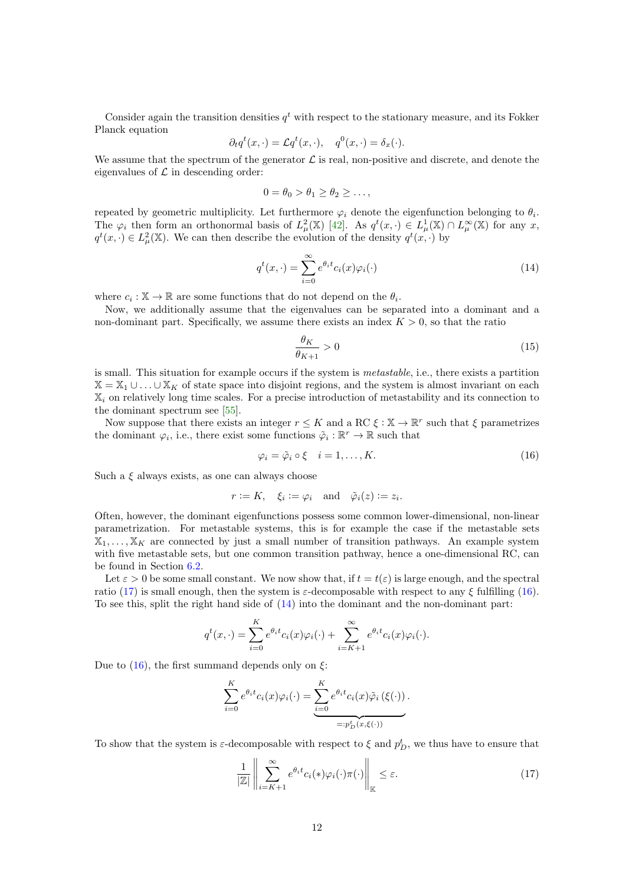Consider again the transition densities $q^t$ with respect to the stationary measure, and its Fokker Planck equation

$$\partial_t q^t(x,\cdot) = \mathcal{L} q^t(x,\cdot), \quad q^0(x,\cdot) = \delta_x(\cdot).$$

We assume that the spectrum of the generator $\mathcal{L}$ is real, non-positive and discrete, and denote the eigenvalues of $\mathcal{L}$ in descending order:

$$0 = \theta_0 > \theta_1 \geq \theta_2 \geq \dots,$$

repeated by geometric multiplicity. Let furthermore $\varphi_i$ denote the eigenfunction belonging to $\theta_i$. The $\varphi_i$ then form an orthonormal basis of $L^2_\mu(\mathbb{X})$ [42]. As $q^t(x,\cdot) \in L^1_\mu(\mathbb{X}) \cap L^\infty_\mu(\mathbb{X})$ for any $x$, $q^t(x,\cdot) \in L^2_\mu(\mathbb{X})$. We can then describe the evolution of the density $q^t(x,\cdot)$ by

$$q^t(x,\cdot) = \sum_{i=0}^{\infty} e^{\theta_i t} c_i(x) \varphi_i(\cdot) \tag{14}$$

where $c_i : \mathbb{X} \to \mathbb{R}$ are some functions that do not depend on the $\theta_i$.

Now, we additionally assume that the eigenvalues can be separated into a dominant and a non-dominant part. Specifically, we assume there exists an index $K > 0$, so that the ratio

$$\frac{\theta_K}{\theta_{K+1}} > 0 \tag{15}$$

is small. This situation for example occurs if the system is *metastable*, i.e., there exists a partition $\mathbb{X} = \mathbb{X}_1 \cup \ldots \cup \mathbb{X}_K$ of state space into disjoint regions, and the system is almost invariant on each $\mathbb{X}_i$ on relatively long time scales. For a precise introduction of metastability and its connection to the dominant spectrum see [55].

Now suppose that there exists an integer $r \leq K$ and a RC $\xi : \mathbb{X} \to \mathbb{R}^r$ such that $\xi$ parametrizes the dominant $\varphi_i$, i.e., there exist some functions $\tilde{\varphi}_i : \mathbb{R}^r \to \mathbb{R}$ such that

$$\varphi_i = \tilde{\varphi}_i \circ \xi \quad i = 1,\ldots,K. \tag{16}$$

Such a $\xi$ always exists, as one can always choose

$$r := K, \quad \xi_i := \varphi_i \quad \text{and} \quad \tilde{\varphi}_i(z) := z_i.$$

Often, however, the dominant eigenfunctions possess some common lower-dimensional, non-linear parametrization. For metastable systems, this is for example the case if the metastable sets $\mathbb{X}_1,\ldots,\mathbb{X}_K$ are connected by just a small number of transition pathways. An example system with five metastable sets, but one common transition pathway, hence a one-dimensional RC, can be found in Section 6.2.

Let $\varepsilon > 0$ be some small constant. We now show that, if $t = t(\varepsilon)$ is large enough, and the spectral ratio (17) is small enough, then the system is $\varepsilon$-decomposable with respect to any $\xi$ fulfilling (16). To see this, split the right hand side of (14) into the dominant and the non-dominant part:

$$q^t(x,\cdot) = \sum_{i=0}^{K} e^{\theta_i t} c_i(x) \varphi_i(\cdot) + \sum_{i=K+1}^{\infty} e^{\theta_i t} c_i(x) \varphi_i(\cdot).$$

Due to (16), the first summand depends only on $\xi$:

$$\sum_{i=0}^{K} e^{\theta_i t} c_i(x) \varphi_i(\cdot) = \underbrace{\sum_{i=0}^{K} e^{\theta_i t} c_i(x) \tilde{\varphi}_i\left(\xi(\cdot)\right)}_{=: p_D^t(x,\xi(\cdot))}.$$

To show that the system is $\varepsilon$-decomposable with respect to $\xi$ and $p_D^t$, we thus have to ensure that

$$\frac{1}{|\mathbb{Z}|} \left\| \sum_{i=K+1}^{\infty} e^{\theta_i t} c_i(*) \varphi_i(\cdot) \pi(\cdot) \right\|_{\mathbb{K}} \leq \varepsilon. \tag{17}$$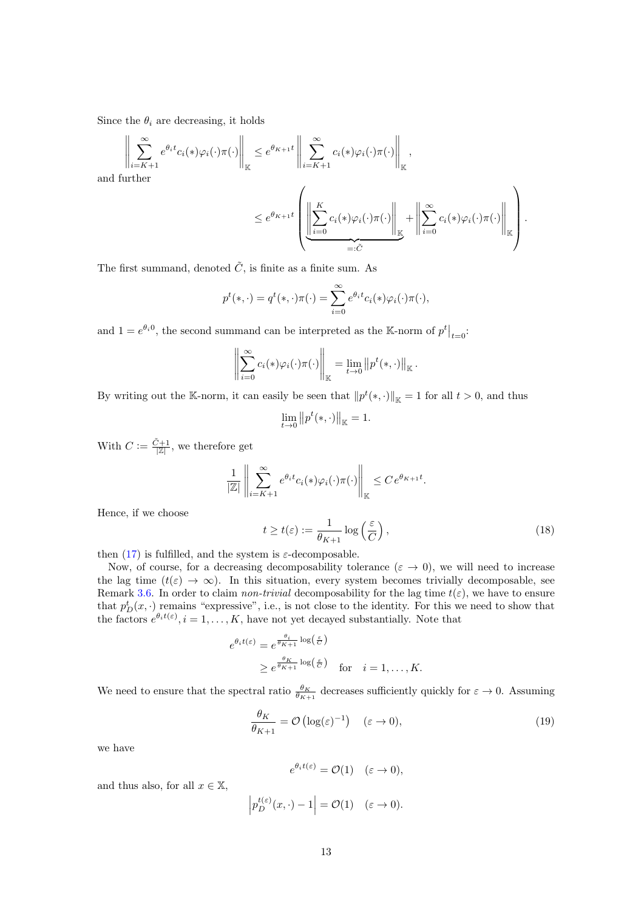Since the $\theta_i$ are decreasing, it holds

$$\left\| \sum_{i=K+1}^{\infty} e^{\theta_i t} c_i(*)\varphi_i(\cdot)\pi(\cdot) \right\|_{\mathbb{K}} \leq e^{\theta_{K+1} t} \left\| \sum_{i=K+1}^{\infty} c_i(*)\varphi_i(\cdot)\pi(\cdot) \right\|_{\mathbb{K}},$$

and further

$$\leq e^{\theta_{K+1} t} \left( \underbrace{\left\| \sum_{i=0}^{K} c_i(*)\varphi_i(\cdot)\pi(\cdot) \right\|_{\mathbb{K}}}_{=:\tilde{C}} + \left\| \sum_{i=0}^{\infty} c_i(*)\varphi_i(\cdot)\pi(\cdot) \right\|_{\mathbb{K}} \right).$$

The first summand, denoted $\tilde{C}$, is finite as a finite sum. As

$$p^t(*,\cdot) = q^t(*,\cdot)\pi(\cdot) = \sum_{i=0}^{\infty} e^{\theta_i t} c_i(*)\varphi_i(\cdot)\pi(\cdot),$$

and $1 = e^{\theta_i 0}$, the second summand can be interpreted as the $\mathbb{K}$-norm of $p^t\big|_{t=0}$:

$$\left\| \sum_{i=0}^{\infty} c_i(*)\varphi_i(\cdot)\pi(\cdot) \right\|_{\mathbb{K}} = \lim_{t\to 0} \left\| p^t(*,\cdot) \right\|_{\mathbb{K}}.$$

By writing out the $\mathbb{K}$-norm, it can easily be seen that $\left\| p^t(*,\cdot) \right\|_{\mathbb{K}} = 1$ for all $t > 0$, and thus

$$\lim_{t\to 0} \left\| p^t(*,\cdot) \right\|_{\mathbb{K}} = 1.$$

With $C := \frac{\tilde{C}+1}{|\mathbb{Z}|}$, we therefore get

$$\frac{1}{|\mathbb{Z}|} \left\| \sum_{i=K+1}^{\infty} e^{\theta_i t} c_i(*)\varphi_i(\cdot)\pi(\cdot) \right\|_{\mathbb{K}} \leq C\, e^{\theta_{K+1} t}.$$

Hence, if we choose

$$t \geq t(\varepsilon) := \frac{1}{\theta_{K+1}} \log\left(\frac{\varepsilon}{C}\right), \tag{18}$$

then (17) is fulfilled, and the system is $\varepsilon$-decomposable.

Now, of course, for a decreasing decomposability tolerance ($\varepsilon \to 0$), we will need to increase the lag time ($t(\varepsilon) \to \infty$). In this situation, every system becomes trivially decomposable, see Remark 3.6. In order to claim *non-trivial* decomposability for the lag time $t(\varepsilon)$, we have to ensure that $p_D^t(x,\cdot)$ remains "expressive", i.e., is not close to the identity. For this we need to show that the factors $e^{\theta_i t(\varepsilon)}, i = 1,\dots,K$, have not yet decayed substantially. Note that

$$\begin{aligned} e^{\theta_i t(\varepsilon)} &= e^{\frac{\theta_i}{\theta_{K+1}} \log\left(\frac{\varepsilon}{C}\right)} \\ &\geq e^{\frac{\theta_K}{\theta_{K+1}} \log\left(\frac{\varepsilon}{C}\right)} \quad \text{for} \quad i = 1,\dots,K. \end{aligned}$$

We need to ensure that the spectral ratio $\frac{\theta_K}{\theta_{K+1}}$ decreases sufficiently quickly for $\varepsilon \to 0$. Assuming

$$\frac{\theta_K}{\theta_{K+1}} = \mathcal{O}\left(\log(\varepsilon)^{-1}\right) \quad (\varepsilon \to 0), \tag{19}$$

we have

$$e^{\theta_i t(\varepsilon)} = \mathcal{O}(1) \quad (\varepsilon \to 0),$$

and thus also, for all $x \in \mathbb{X}$,

$$\left| p_D^{t(\varepsilon)}(x,\cdot) - 1 \right| = \mathcal{O}(1) \quad (\varepsilon \to 0).$$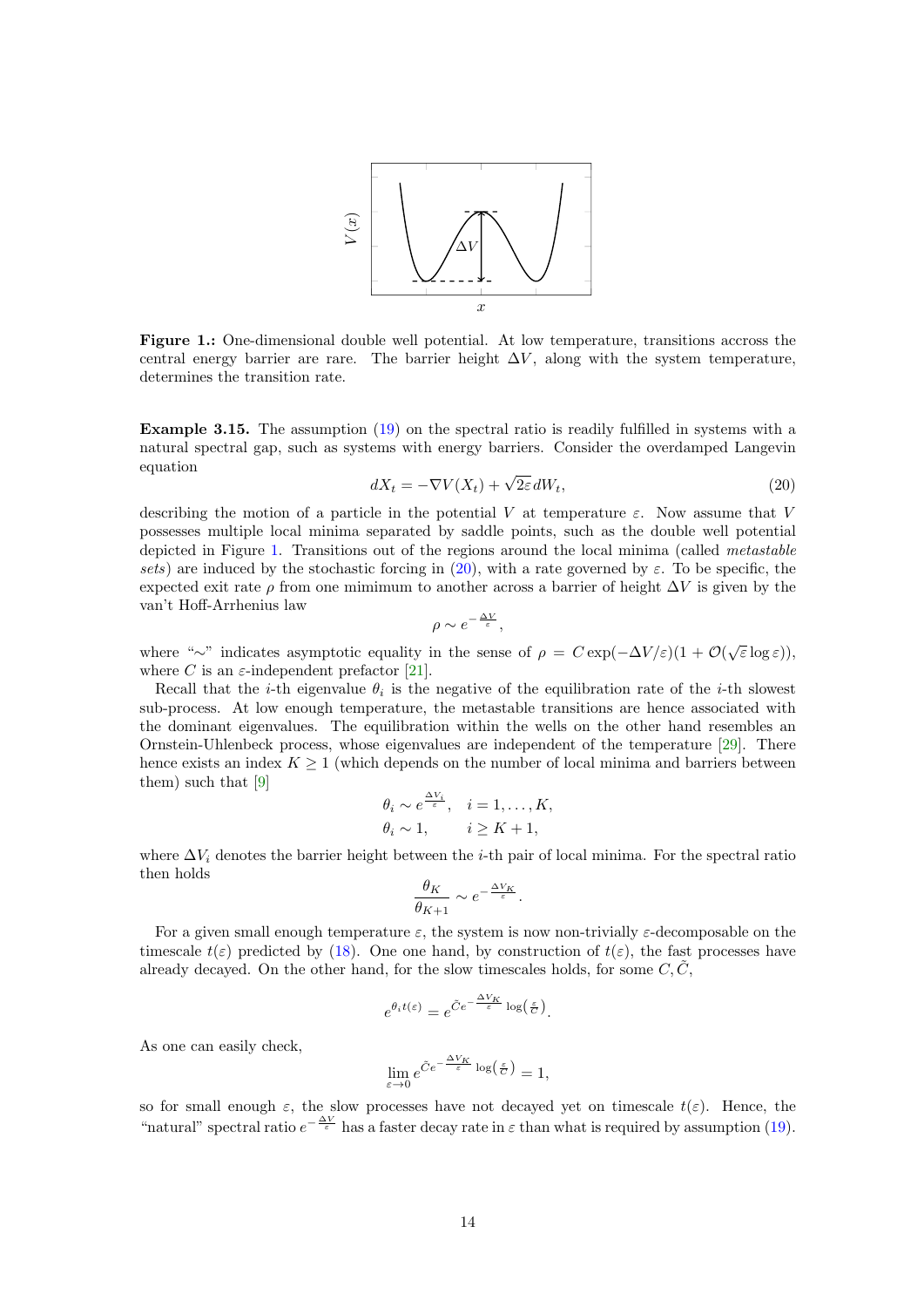**Figure 1.:** One-dimensional double well potential. At low temperature, transitions accross the central energy barrier are rare. The barrier height $\Delta V$, along with the system temperature, determines the transition rate.

**Example 3.15.** The assumption (19) on the spectral ratio is readily fulfilled in systems with a natural spectral gap, such as systems with energy barriers. Consider the overdamped Langevin equation

$$dX_t = -\nabla V(X_t) + \sqrt{2\varepsilon}\, dW_t, \tag{20}$$

describing the motion of a particle in the potential $V$ at temperature $\varepsilon$. Now assume that $V$ possesses multiple local minima separated by saddle points, such as the double well potential depicted in Figure 1. Transitions out of the regions around the local minima (called *metastable sets*) are induced by the stochastic forcing in (20), with a rate governed by $\varepsilon$. To be specific, the expected exit rate $\rho$ from one mimimum to another across a barrier of height $\Delta V$ is given by the van't Hoff-Arrhenius law

$$\rho \sim e^{-\frac{\Delta V}{\varepsilon}},$$

where "$\sim$" indicates asymptotic equality in the sense of $\rho = C \exp(-\Delta V/\varepsilon)(1 + \mathcal{O}(\sqrt{\varepsilon}\log\varepsilon))$, where $C$ is an $\varepsilon$-independent prefactor [21].

Recall that the $i$-th eigenvalue $\theta_i$ is the negative of the equilibration rate of the $i$-th slowest sub-process. At low enough temperature, the metastable transitions are hence associated with the dominant eigenvalues. The equilibration within the wells on the other hand resembles an Ornstein-Uhlenbeck process, whose eigenvalues are independent of the temperature [29]. There hence exists an index $K \geq 1$ (which depends on the number of local minima and barriers between them) such that [9]

$$\begin{aligned}
\theta_i &\sim e^{\frac{\Delta V_i}{\varepsilon}}, \quad i = 1, \dots, K, \\
\theta_i &\sim 1, \qquad\quad i \geq K+1,
\end{aligned}$$

where $\Delta V_i$ denotes the barrier height between the $i$-th pair of local minima. For the spectral ratio then holds

$$\frac{\theta_K}{\theta_{K+1}} \sim e^{-\frac{\Delta V_K}{\varepsilon}}.$$

For a given small enough temperature $\varepsilon$, the system is now non-trivially $\varepsilon$-decomposable on the timescale $t(\varepsilon)$ predicted by (18). One one hand, by construction of $t(\varepsilon)$, the fast processes have already decayed. On the other hand, for the slow timescales holds, for some $C, \tilde{C}$,

$$e^{\theta_i t(\varepsilon)} = e^{\tilde{C} e^{-\frac{\Delta V_K}{\varepsilon}} \log\left(\frac{\varepsilon}{C}\right)}.$$

As one can easily check,

$$\lim_{\varepsilon \to 0} e^{\tilde{C} e^{-\frac{\Delta V_K}{\varepsilon}} \log\left(\frac{\varepsilon}{C}\right)} = 1,$$

so for small enough $\varepsilon$, the slow processes have not decayed yet on timescale $t(\varepsilon)$. Hence, the "natural" spectral ratio $e^{-\frac{\Delta V}{\varepsilon}}$ has a faster decay rate in $\varepsilon$ than what is required by assumption (19).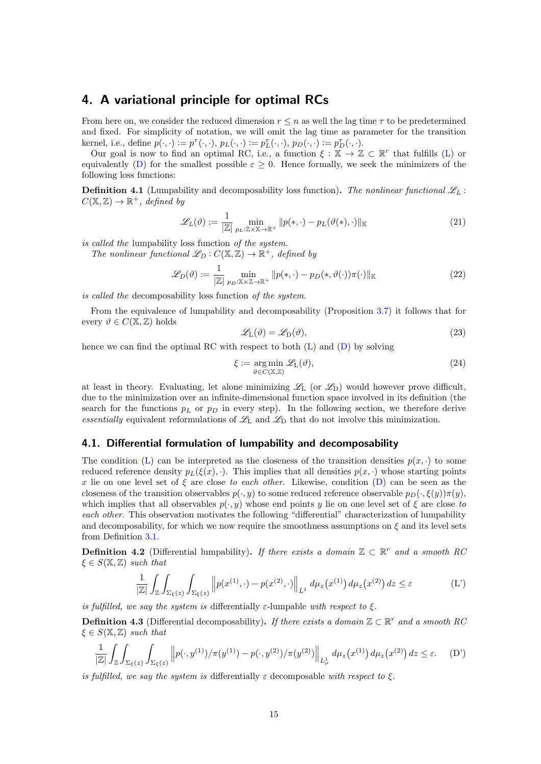## 4. A variational principle for optimal RCs

From here on, we consider the reduced dimension $r \leq n$ as well the lag time $\tau$ to be predetermined and fixed. For simplicity of notation, we will omit the lag time as parameter for the transition kernel, i.e., define $p(\cdot,\cdot) := p^\tau(\cdot,\cdot)$, $p_L(\cdot,\cdot) := p_L^\tau(\cdot,\cdot)$, $p_D(\cdot,\cdot) := p_D^\tau(\cdot,\cdot)$.

Our goal is now to find an optimal RC, i.e., a function $\xi : \mathbb{X} \to \mathbb{Z} \subset \mathbb{R}^r$ that fulfills (L) or equivalently (D) for the smallest possible $\varepsilon \geq 0$. Hence formally, we seek the minimizers of the following loss functions:

**Definition 4.1** (Lumpability and decomposability loss function)**.** *The nonlinear functional $\mathscr{L}_L : C(\mathbb{X},\mathbb{Z}) \to \mathbb{R}^+$, defined by*

$$\mathscr{L}_L(\vartheta) := \frac{1}{|\mathbb{Z}|} \min_{p_L : \mathbb{Z}\times\mathbb{X}\to\mathbb{R}^+} \|p(*,\cdot) - p_L(\vartheta(*),\cdot)\|_{\mathbb{K}} \tag{21}$$

*is called the* lumpability loss function *of the system.*

*The nonlinear functional $\mathscr{L}_D : C(\mathbb{X},\mathbb{Z}) \to \mathbb{R}^+$, defined by*

$$\mathscr{L}_D(\vartheta) := \frac{1}{|\mathbb{Z}|} \min_{p_D : \mathbb{X}\times\mathbb{Z}\to\mathbb{R}^+} \|p(*,\cdot) - p_D(*,\vartheta(\cdot))\pi(\cdot)\|_{\mathbb{K}} \tag{22}$$

*is called the* decomposability loss function *of the system.*

From the equivalence of lumpability and decomposability (Proposition 3.7) it follows that for every $\vartheta \in C(\mathbb{X},\mathbb{Z})$ holds

$$\mathscr{L}_\mathrm{L}(\vartheta) = \mathscr{L}_\mathrm{D}(\vartheta), \tag{23}$$

hence we can find the optimal RC with respect to both (L) and (D) by solving

$$\xi := \operatorname*{arg\,min}_{\vartheta\in C(\mathbb{X},\mathbb{Z})} \mathscr{L}_\mathrm{L}(\vartheta), \tag{24}$$

at least in theory. Evaluating, let alone minimizing $\mathscr{L}_\mathrm{L}$ (or $\mathscr{L}_\mathrm{D}$) would however prove difficult, due to the minimization over an infinite-dimensional function space involved in its definition (the search for the functions $p_L$ or $p_D$ in every step). In the following section, we therefore derive *essentially* equivalent reformulations of $\mathscr{L}_\mathrm{L}$ and $\mathscr{L}_\mathrm{D}$ that do not involve this minimization.

### 4.1. Differential formulation of lumpability and decomposability

The condition (L) can be interpreted as the closeness of the transition densities $p(x,\cdot)$ to some reduced reference density $p_L(\xi(x),\cdot)$. This implies that all densities $p(x,\cdot)$ whose starting points $x$ lie on one level set of $\xi$ are close *to each other*. Likewise, condition (D) can be seen as the closeness of the transition observables $p(\cdot,y)$ to some reduced reference observable $p_D(\cdot,\xi(y))\pi(y)$, which implies that all observables $p(\cdot,y)$ whose end points $y$ lie on one level set of $\xi$ are close *to each other*. This observation motivates the following "differential" characterization of lumpability and decomposability, for which we now require the smoothness assumptions on $\xi$ and its level sets from Definition 3.1.

**Definition 4.2** (Differential lumpability)**.** *If there exists a domain $\mathbb{Z} \subset \mathbb{R}^r$ and a smooth RC $\xi \in S(\mathbb{X},\mathbb{Z})$ such that*

$$\frac{1}{|\mathbb{Z}|}\int_{\mathbb{Z}}\int_{\Sigma_\xi(z)}\int_{\Sigma_\xi(z)} \left\| p(x^{(1)},\cdot) - p(x^{(2)},\cdot)\right\|_{L^1} d\mu_z\big(x^{(1)}\big)\, d\mu_z\big(x^{(2)}\big)\, dz \leq \varepsilon \tag{L'}$$

*is fulfilled, we say the system is* differentially $\varepsilon$-lumpable *with respect to $\xi$.*

**Definition 4.3** (Differential decomposability)**.** *If there exists a domain $\mathbb{Z} \subset \mathbb{R}^r$ and a smooth RC $\xi \in S(\mathbb{X},\mathbb{Z})$ such that*

$$\frac{1}{|\mathbb{Z}|}\int_{\mathbb{Z}}\int_{\Sigma_\xi(z)}\int_{\Sigma_\xi(z)} \left\| p(\cdot,y^{(1)})/\pi(y^{(1)}) - p(\cdot,y^{(2)})/\pi(y^{(2)})\right\|_{L^1_\mu} d\mu_z\big(x^{(1)}\big)\, d\mu_z\big(x^{(2)}\big)\, dz \leq \varepsilon. \tag{D'}$$

*is fulfilled, we say the system is* differentially $\varepsilon$ decomposable *with respect to $\xi$.*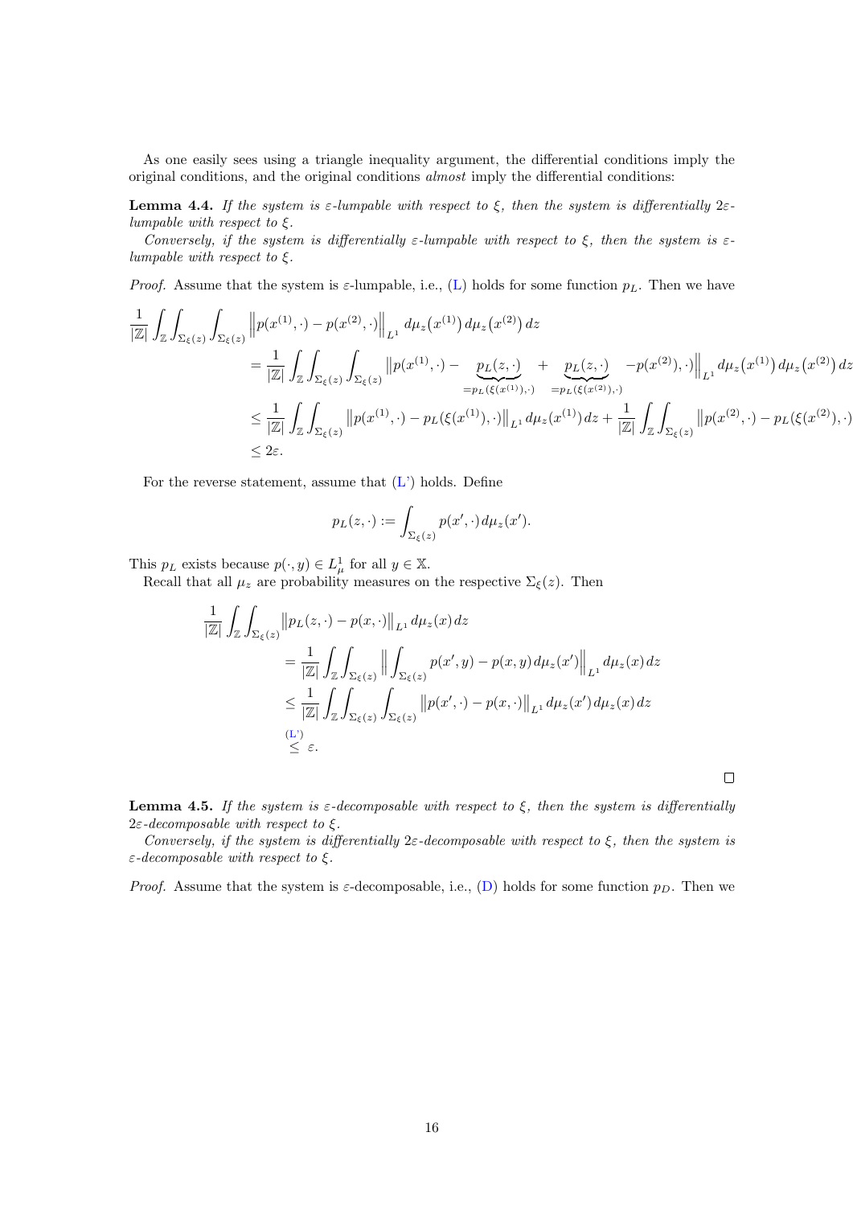As one easily sees using a triangle inequality argument, the differential conditions imply the original conditions, and the original conditions *almost* imply the differential conditions:

**Lemma 4.4.** *If the system is $\varepsilon$-lumpable with respect to $\xi$, then the system is differentially $2\varepsilon$-lumpable with respect to $\xi$.*

*Conversely, if the system is differentially $\varepsilon$-lumpable with respect to $\xi$, then the system is $\varepsilon$-lumpable with respect to $\xi$.*

*Proof.* Assume that the system is $\varepsilon$-lumpable, i.e., (L) holds for some function $p_L$. Then we have

$$
\begin{aligned}
\frac{1}{|\mathbb{Z}|}\int_{\mathbb{Z}}\int_{\Sigma_\xi(z)}\int_{\Sigma_\xi(z)} &\left\| p(x^{(1)},\cdot) - p(x^{(2)},\cdot)\right\|_{L^1} d\mu_z\big(x^{(1)}\big)\, d\mu_z\big(x^{(2)}\big)\, dz \\
&= \frac{1}{|\mathbb{Z}|}\int_{\mathbb{Z}}\int_{\Sigma_\xi(z)}\int_{\Sigma_\xi(z)} \Big\| p(x^{(1)},\cdot) - \underbrace{p_L(z,\cdot)}_{=p_L(\xi(x^{(1)}),\cdot)} + \underbrace{p_L(z,\cdot)}_{=p_L(\xi(x^{(2)}),\cdot)} - p(x^{(2)}),\cdot)\Big\|_{L^1} d\mu_z\big(x^{(1)}\big)\, d\mu_z\big(x^{(2)}\big)\, dz \\
&\le \frac{1}{|\mathbb{Z}|}\int_{\mathbb{Z}}\int_{\Sigma_\xi(z)} \left\| p(x^{(1)},\cdot) - p_L(\xi(x^{(1)}),\cdot)\right\|_{L^1} d\mu_z(x^{(1)})\, dz + \frac{1}{|\mathbb{Z}|}\int_{\mathbb{Z}}\int_{\Sigma_\xi(z)} \left\| p(x^{(2)},\cdot) - p_L(\xi(x^{(2)}),\cdot)\right. \\
&\le 2\varepsilon.
\end{aligned}
$$

For the reverse statement, assume that (L') holds. Define

$$
p_L(z,\cdot) := \int_{\Sigma_\xi(z)} p(x',\cdot)\, d\mu_z(x').
$$

This $p_L$ exists because $p(\cdot,y) \in L^1_\mu$ for all $y \in \mathbb{X}$.

Recall that all $\mu_z$ are probability measures on the respective $\Sigma_\xi(z)$. Then

$$
\begin{aligned}
\frac{1}{|\mathbb{Z}|}\int_{\mathbb{Z}}\int_{\Sigma_\xi(z)} &\left\| p_L(z,\cdot) - p(x,\cdot)\right\|_{L^1} d\mu_z(x)\, dz \\
&= \frac{1}{|\mathbb{Z}|}\int_{\mathbb{Z}}\int_{\Sigma_\xi(z)} \left\| \int_{\Sigma_\xi(z)} p(x',y) - p(x,y)\, d\mu_z(x')\right\|_{L^1} d\mu_z(x)\, dz \\
&\le \frac{1}{|\mathbb{Z}|}\int_{\mathbb{Z}}\int_{\Sigma_\xi(z)}\int_{\Sigma_\xi(z)} \left\| p(x',\cdot) - p(x,\cdot)\right\|_{L^1} d\mu_z(x')\, d\mu_z(x)\, dz \\
&\overset{\text{(L')}}{\le} \varepsilon.
\end{aligned}
$$

$\square$

**Lemma 4.5.** *If the system is $\varepsilon$-decomposable with respect to $\xi$, then the system is differentially $2\varepsilon$-decomposable with respect to $\xi$.*

*Conversely, if the system is differentially $2\varepsilon$-decomposable with respect to $\xi$, then the system is $\varepsilon$-decomposable with respect to $\xi$.*

*Proof.* Assume that the system is $\varepsilon$-decomposable, i.e., (D) holds for some function $p_D$. Then we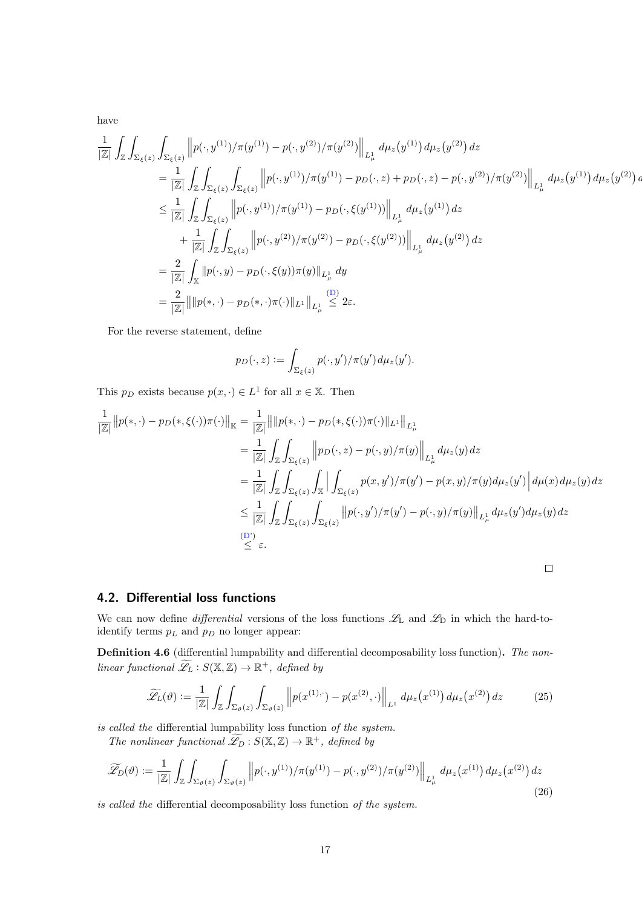have

$$
\begin{aligned}
\frac{1}{|\mathbb{Z}|} \int_{\mathbb{Z}} \int_{\Sigma_\xi(z)} \int_{\Sigma_\xi(z)} & \left\| p(\cdot, y^{(1)})/\pi(y^{(1)}) - p(\cdot, y^{(2)})/\pi(y^{(2)}) \right\|_{L^1_\mu} d\mu_z\big(y^{(1)}\big)\, d\mu_z\big(y^{(2)}\big)\, dz \\
&= \frac{1}{|\mathbb{Z}|} \int_{\mathbb{Z}} \int_{\Sigma_\xi(z)} \int_{\Sigma_\xi(z)} \left\| p(\cdot, y^{(1)})/\pi(y^{(1)}) - p_D(\cdot, z) + p_D(\cdot, z) - p(\cdot, y^{(2)})/\pi(y^{(2)}) \right\|_{L^1_\mu} d\mu_z\big(y^{(1)}\big)\, d\mu_z\big(y^{(2)}\big)\, dz \\
&\leq \frac{1}{|\mathbb{Z}|} \int_{\mathbb{Z}} \int_{\Sigma_\xi(z)} \left\| p(\cdot, y^{(1)})/\pi(y^{(1)}) - p_D(\cdot, \xi(y^{(1)})) \right\|_{L^1_\mu} d\mu_z\big(y^{(1)}\big)\, dz \\
&\quad + \frac{1}{|\mathbb{Z}|} \int_{\mathbb{Z}} \int_{\Sigma_\xi(z)} \left\| p(\cdot, y^{(2)})/\pi(y^{(2)}) - p_D(\cdot, \xi(y^{(2)})) \right\|_{L^1_\mu} d\mu_z\big(y^{(2)}\big)\, dz \\
&= \frac{2}{|\mathbb{Z}|} \int_{\mathbb{X}} \| p(\cdot, y) - p_D(\cdot, \xi(y)) \pi(y) \|_{L^1_\mu} \, dy \\
&= \frac{2}{|\mathbb{Z}|} \big\| \| p(*, \cdot) - p_D(*, \cdot) \pi(\cdot) \|_{L^1} \big\|_{L^1_\mu} \overset{\text{(D)}}{\leq} 2\varepsilon.
\end{aligned}
$$

For the reverse statement, define

$$
p_D(\cdot, z) := \int_{\Sigma_\xi(z)} p(\cdot, y')/\pi(y')\, d\mu_z(y').
$$

This $p_D$ exists because $p(x, \cdot) \in L^1$ for all $x \in \mathbb{X}$. Then

$$
\begin{aligned}
\frac{1}{|\mathbb{Z}|} \big\| p(*, \cdot) - p_D(*, \xi(\cdot)) \pi(\cdot) \big\|_{\mathbb{K}} &= \frac{1}{|\mathbb{Z}|} \big\| \| p(*, \cdot) - p_D(*, \xi(\cdot)) \pi(\cdot) \|_{L^1} \big\|_{L^1_\mu} \\
&= \frac{1}{|\mathbb{Z}|} \int_{\mathbb{Z}} \int_{\Sigma_\xi(z)} \left\| p_D(\cdot, z) - p(\cdot, y)/\pi(y) \right\|_{L^1_\mu} d\mu_z(y)\, dz \\
&= \frac{1}{|\mathbb{Z}|} \int_{\mathbb{Z}} \int_{\Sigma_\xi(z)} \int_{\mathbb{X}} \Big| \int_{\Sigma_\xi(z)} p(x, y')/\pi(y') - p(x, y)/\pi(y) d\mu_z(y') \Big|\, d\mu(x)\, d\mu_z(y)\, dz \\
&\leq \frac{1}{|\mathbb{Z}|} \int_{\mathbb{Z}} \int_{\Sigma_\xi(z)} \int_{\Sigma_\xi(z)} \big\| p(\cdot, y')/\pi(y') - p(\cdot, y)/\pi(y) \big\|_{L^1_\mu} d\mu_z(y') d\mu_z(y)\, dz \\
&\overset{\text{(D')}}{\leq} \varepsilon.
\end{aligned}
$$

□

## 4.2. Differential loss functions

We can now define *differential* versions of the loss functions $\mathscr{L}_\mathrm{L}$ and $\mathscr{L}_\mathrm{D}$ in which the hard-to-identify terms $p_L$ and $p_D$ no longer appear:

**Definition 4.6** (differential lumpability and differential decomposability loss function)**.** *The nonlinear functional* $\widetilde{\mathscr{L}_L} : S(\mathbb{X}, \mathbb{Z}) \to \mathbb{R}^+$*, defined by*

$$
\widetilde{\mathscr{L}_L}(\vartheta) := \frac{1}{|\mathbb{Z}|} \int_{\mathbb{Z}} \int_{\Sigma_\vartheta(z)} \int_{\Sigma_\vartheta(z)} \left\| p(x^{(1)}, \cdot) - p(x^{(2)}, \cdot) \right\|_{L^1} d\mu_z\big(x^{(1)}\big)\, d\mu_z\big(x^{(2)}\big)\, dz \tag{25}
$$

*is called the* differential lumpability loss function *of the system.*

*The nonlinear functional* $\widetilde{\mathscr{L}_D} : S(\mathbb{X}, \mathbb{Z}) \to \mathbb{R}^+$*, defined by*

$$
\widetilde{\mathscr{L}_D}(\vartheta) := \frac{1}{|\mathbb{Z}|} \int_{\mathbb{Z}} \int_{\Sigma_\vartheta(z)} \int_{\Sigma_\vartheta(z)} \left\| p(\cdot, y^{(1)})/\pi(y^{(1)}) - p(\cdot, y^{(2)})/\pi(y^{(2)}) \right\|_{L^1_\mu} d\mu_z\big(x^{(1)}\big)\, d\mu_z\big(x^{(2)}\big)\, dz \tag{26}
$$

*is called the* differential decomposability loss function *of the system.*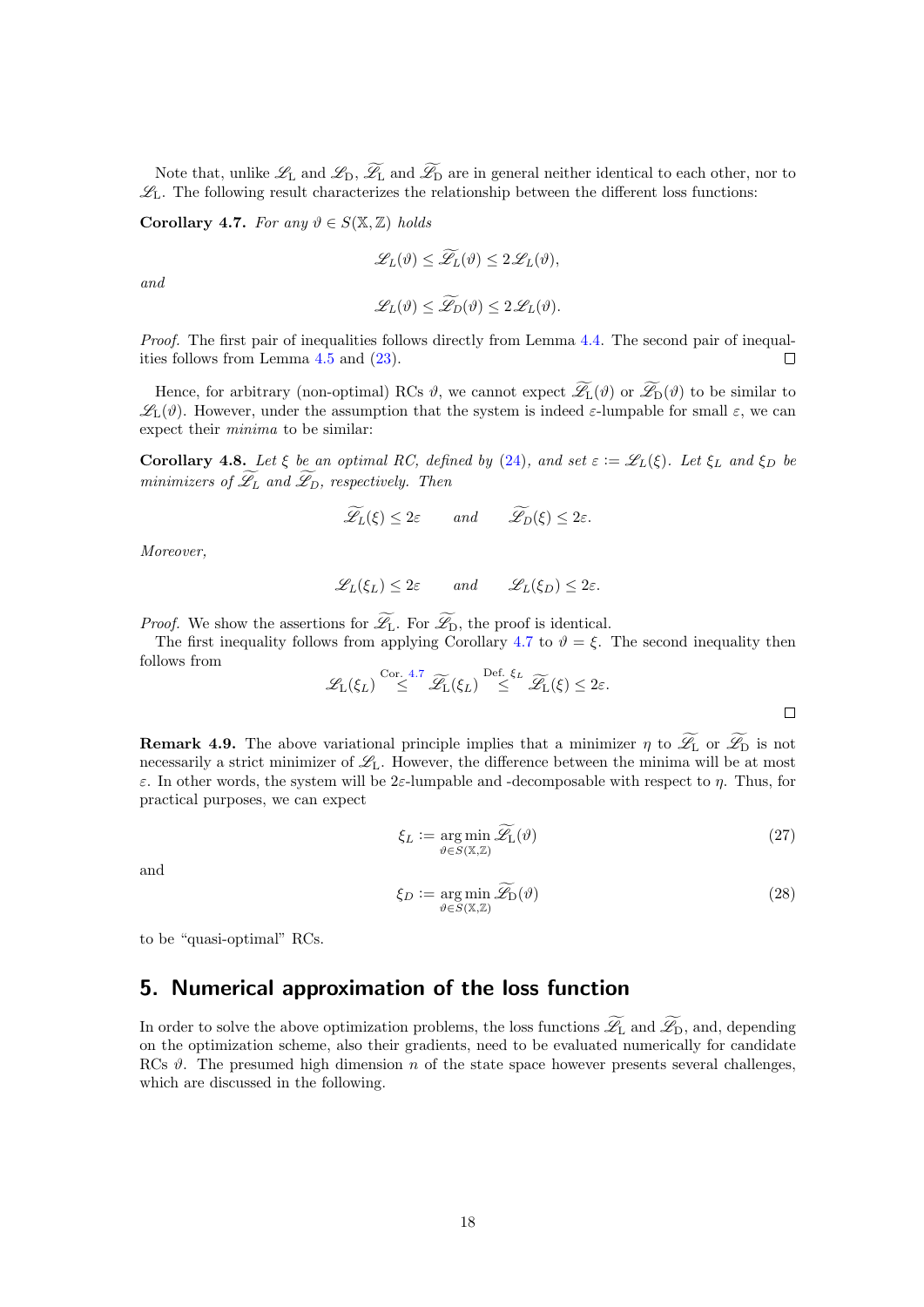Note that, unlike $\mathscr{L}_{\mathrm{L}}$ and $\mathscr{L}_{\mathrm{D}}$, $\widetilde{\mathscr{L}}_{\mathrm{L}}$ and $\widetilde{\mathscr{L}}_{\mathrm{D}}$ are in general neither identical to each other, nor to $\mathscr{L}_{\mathrm{L}}$. The following result characterizes the relationship between the different loss functions:

**Corollary 4.7.** *For any $\vartheta \in S(\mathbb{X}, \mathbb{Z})$ holds*

$$\mathscr{L}_L(\vartheta) \leq \widetilde{\mathscr{L}}_L(\vartheta) \leq 2\mathscr{L}_L(\vartheta),$$

*and*

$$\mathscr{L}_L(\vartheta) \leq \widetilde{\mathscr{L}}_D(\vartheta) \leq 2\mathscr{L}_L(\vartheta).$$

*Proof.* The first pair of inequalities follows directly from Lemma 4.4. The second pair of inequalities follows from Lemma 4.5 and (23). □

Hence, for arbitrary (non-optimal) RCs $\vartheta$, we cannot expect $\widetilde{\mathscr{L}}_{\mathrm{L}}(\vartheta)$ or $\widetilde{\mathscr{L}}_{\mathrm{D}}(\vartheta)$ to be similar to $\mathscr{L}_{\mathrm{L}}(\vartheta)$. However, under the assumption that the system is indeed $\varepsilon$-lumpable for small $\varepsilon$, we can expect their *minima* to be similar:

**Corollary 4.8.** *Let $\xi$ be an optimal RC, defined by (24), and set $\varepsilon := \mathscr{L}_L(\xi)$. Let $\xi_L$ and $\xi_D$ be minimizers of $\widetilde{\mathscr{L}}_L$ and $\widetilde{\mathscr{L}}_D$, respectively. Then*

$$\widetilde{\mathscr{L}}_L(\xi) \leq 2\varepsilon \qquad \text{and} \qquad \widetilde{\mathscr{L}}_D(\xi) \leq 2\varepsilon.$$

*Moreover,*

$$\mathscr{L}_L(\xi_L) \leq 2\varepsilon \qquad \text{and} \qquad \mathscr{L}_L(\xi_D) \leq 2\varepsilon.$$

*Proof.* We show the assertions for $\widetilde{\mathscr{L}}_{\mathrm{L}}$. For $\widetilde{\mathscr{L}}_{\mathrm{D}}$, the proof is identical.

The first inequality follows from applying Corollary 4.7 to $\vartheta = \xi$. The second inequality then follows from

$$\mathscr{L}_{\mathrm{L}}(\xi_L) \overset{\text{Cor. 4.7}}{\leq} \widetilde{\mathscr{L}}_{\mathrm{L}}(\xi_L) \overset{\text{Def. } \xi_L}{\leq} \widetilde{\mathscr{L}}_{\mathrm{L}}(\xi) \leq 2\varepsilon.$$

□

**Remark 4.9.** The above variational principle implies that a minimizer $\eta$ to $\widetilde{\mathscr{L}}_{\mathrm{L}}$ or $\widetilde{\mathscr{L}}_{\mathrm{D}}$ is not necessarily a strict minimizer of $\mathscr{L}_{\mathrm{L}}$. However, the difference between the minima will be at most $\varepsilon$. In other words, the system will be $2\varepsilon$-lumpable and -decomposable with respect to $\eta$. Thus, for practical purposes, we can expect

$$\xi_L := \underset{\vartheta \in S(\mathbb{X}, \mathbb{Z})}{\arg\min}\, \widetilde{\mathscr{L}}_{\mathrm{L}}(\vartheta) \tag{27}$$

and

$$\xi_D := \underset{\vartheta \in S(\mathbb{X}, \mathbb{Z})}{\arg\min}\, \widetilde{\mathscr{L}}_{\mathrm{D}}(\vartheta) \tag{28}$$

to be "quasi-optimal" RCs.

## 5. Numerical approximation of the loss function

In order to solve the above optimization problems, the loss functions $\widetilde{\mathscr{L}}_{\mathrm{L}}$ and $\widetilde{\mathscr{L}}_{\mathrm{D}}$, and, depending on the optimization scheme, also their gradients, need to be evaluated numerically for candidate RCs $\vartheta$. The presumed high dimension $n$ of the state space however presents several challenges, which are discussed in the following.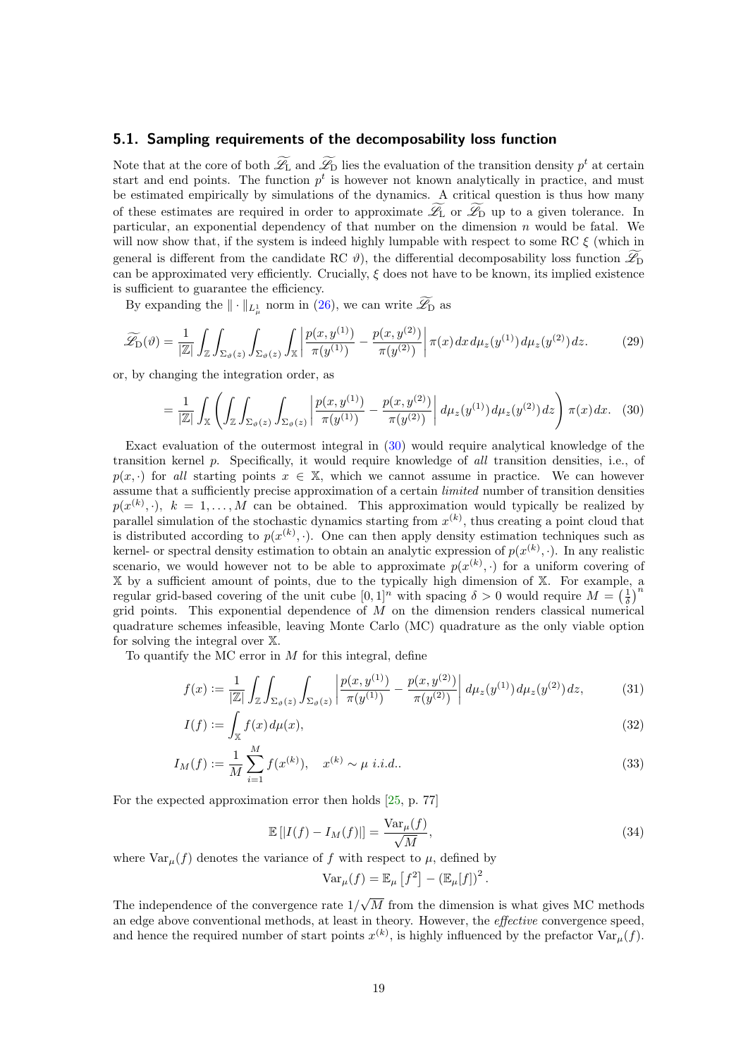### 5.1. Sampling requirements of the decomposability loss function

Note that at the core of both $\widetilde{\mathscr{L}}_{\mathrm{L}}$ and $\widetilde{\mathscr{L}}_{\mathrm{D}}$ lies the evaluation of the transition density $p^t$ at certain start and end points. The function $p^t$ is however not known analytically in practice, and must be estimated empirically by simulations of the dynamics. A critical question is thus how many of these estimates are required in order to approximate $\widetilde{\mathscr{L}}_{\mathrm{L}}$ or $\widetilde{\mathscr{L}}_{\mathrm{D}}$ up to a given tolerance. In particular, an exponential dependency of that number on the dimension $n$ would be fatal. We will now show that, if the system is indeed highly lumpable with respect to some RC $\xi$ (which in general is different from the candidate RC $\vartheta$), the differential decomposability loss function $\widetilde{\mathscr{L}}_{\mathrm{D}}$ can be approximated very efficiently. Crucially, $\xi$ does not have to be known, its implied existence is sufficient to guarantee the efficiency.

By expanding the $\|\cdot\|_{L^1_\mu}$ norm in (26), we can write $\widetilde{\mathscr{L}}_{\mathrm{D}}$ as

$$\widetilde{\mathscr{L}}_{\mathrm{D}}(\vartheta) = \frac{1}{|\mathbb{Z}|}\int_{\mathbb{Z}}\int_{\Sigma_\vartheta(z)}\int_{\Sigma_\vartheta(z)}\int_{\mathbb{X}}\left|\frac{p(x,y^{(1)})}{\pi(y^{(1)})}-\frac{p(x,y^{(2)})}{\pi(y^{(2)})}\right|\pi(x)\,dx\,d\mu_z(y^{(1)})\,d\mu_z(y^{(2)})\,dz. \tag{29}$$

or, by changing the integration order, as

$$= \frac{1}{|\mathbb{Z}|}\int_{\mathbb{X}}\left(\int_{\mathbb{Z}}\int_{\Sigma_\vartheta(z)}\int_{\Sigma_\vartheta(z)}\left|\frac{p(x,y^{(1)})}{\pi(y^{(1)})}-\frac{p(x,y^{(2)})}{\pi(y^{(2)})}\right|d\mu_z(y^{(1)})\,d\mu_z(y^{(2)})\,dz\right)\pi(x)dx. \tag{30}$$

Exact evaluation of the outermost integral in (30) would require analytical knowledge of the transition kernel $p$. Specifically, it would require knowledge of *all* transition densities, i.e., of $p(x,\cdot)$ for *all* starting points $x\in\mathbb{X}$, which we cannot assume in practice. We can however assume that a sufficiently precise approximation of a certain *limited* number of transition densities $p(x^{(k)},\cdot)$, $k=1,\dots,M$ can be obtained. This approximation would typically be realized by parallel simulation of the stochastic dynamics starting from $x^{(k)}$, thus creating a point cloud that is distributed according to $p(x^{(k)},\cdot)$. One can then apply density estimation techniques such as kernel- or spectral density estimation to obtain an analytic expression of $p(x^{(k)},\cdot)$. In any realistic scenario, we would however not to be able to approximate $p(x^{(k)},\cdot)$ for a uniform covering of $\mathbb{X}$ by a sufficient amount of points, due to the typically high dimension of $\mathbb{X}$. For example, a regular grid-based covering of the unit cube $[0,1]^n$ with spacing $\delta>0$ would require $M=\left(\frac{1}{\delta}\right)^n$ grid points. This exponential dependence of $M$ on the dimension renders classical numerical quadrature schemes infeasible, leaving Monte Carlo (MC) quadrature as the only viable option for solving the integral over $\mathbb{X}$.

To quantify the MC error in $M$ for this integral, define

$$f(x) := \frac{1}{|\mathbb{Z}|}\int_{\mathbb{Z}}\int_{\Sigma_\vartheta(z)}\int_{\Sigma_\vartheta(z)}\left|\frac{p(x,y^{(1)})}{\pi(y^{(1)})}-\frac{p(x,y^{(2)})}{\pi(y^{(2)})}\right|d\mu_z(y^{(1)})\,d\mu_z(y^{(2)})\,dz, \tag{31}$$

$$I(f) := \int_{\mathbb{X}} f(x)\,d\mu(x), \tag{32}$$

$$I_M(f) := \frac{1}{M}\sum_{i=1}^{M} f(x^{(k)}),\quad x^{(k)}\sim\mu \text{ i.i.d.}. \tag{33}$$

For the expected approximation error then holds [25, p. 77]

$$\mathbb{E}\left[|I(f)-I_M(f)|\right] = \frac{\mathrm{Var}_\mu(f)}{\sqrt{M}}, \tag{34}$$

where $\mathrm{Var}_\mu(f)$ denotes the variance of $f$ with respect to $\mu$, defined by

$$\mathrm{Var}_\mu(f) = \mathbb{E}_\mu\left[f^2\right] - \left(\mathbb{E}_\mu[f]\right)^2.$$

The independence of the convergence rate $1/\sqrt{M}$ from the dimension is what gives MC methods an edge above conventional methods, at least in theory. However, the *effective* convergence speed, and hence the required number of start points $x^{(k)}$, is highly influenced by the prefactor $\mathrm{Var}_\mu(f)$.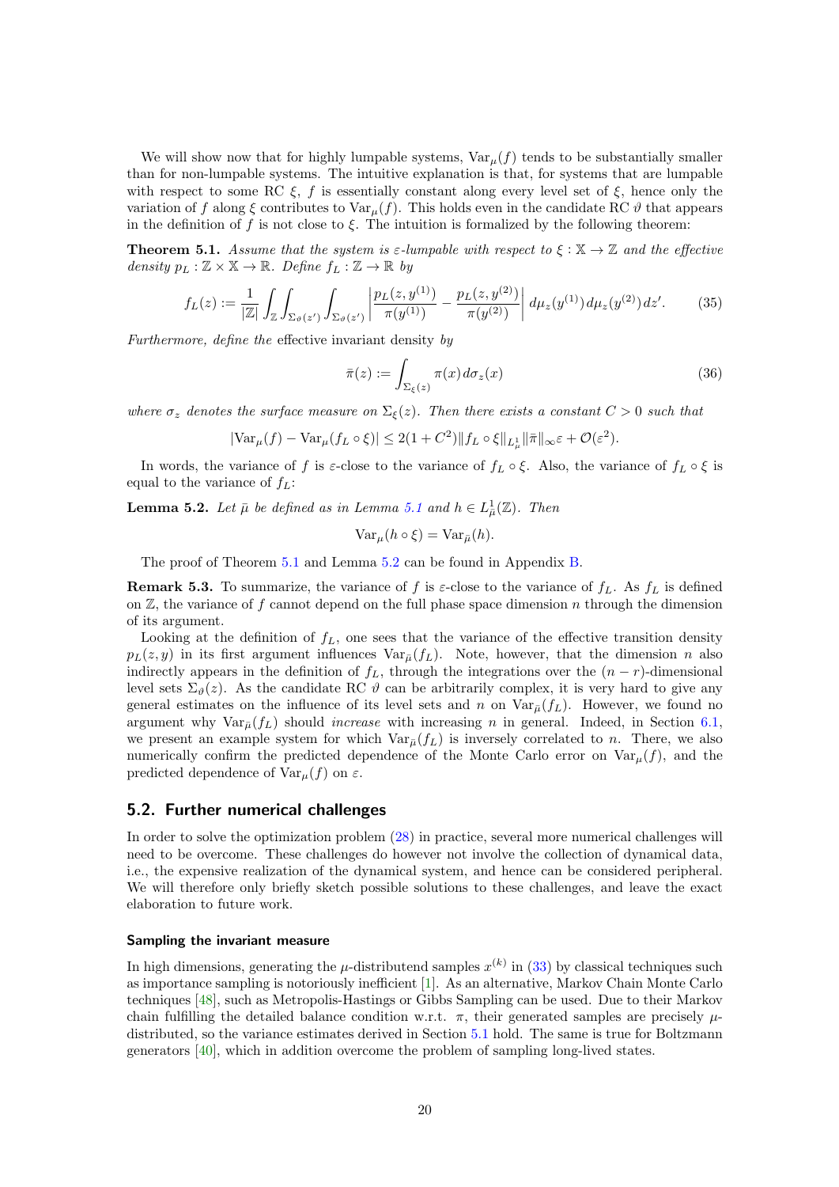We will show now that for highly lumpable systems, $\mathrm{Var}_\mu(f)$ tends to be substantially smaller than for non-lumpable systems. The intuitive explanation is that, for systems that are lumpable with respect to some RC $\xi$, $f$ is essentially constant along every level set of $\xi$, hence only the variation of $f$ along $\xi$ contributes to $\mathrm{Var}_\mu(f)$. This holds even in the candidate RC $\vartheta$ that appears in the definition of $f$ is not close to $\xi$. The intuition is formalized by the following theorem:

**Theorem 5.1.** *Assume that the system is $\varepsilon$-lumpable with respect to $\xi : \mathbb{X} \to \mathbb{Z}$ and the effective density $p_L : \mathbb{Z} \times \mathbb{X} \to \mathbb{R}$. Define $f_L : \mathbb{Z} \to \mathbb{R}$ by*

$$
f_L(z) := \frac{1}{|\mathbb{Z}|} \int_{\mathbb{Z}} \int_{\Sigma_\vartheta(z')} \int_{\Sigma_\vartheta(z')} \left| \frac{p_L(z, y^{(1)})}{\pi(y^{(1)})} - \frac{p_L(z, y^{(2)})}{\pi(y^{(2)})} \right| d\mu_z(y^{(1)})\, d\mu_z(y^{(2)})\, dz'. \tag{35}
$$

*Furthermore, define the* effective invariant density *by*

$$
\bar{\pi}(z) := \int_{\Sigma_\xi(z)} \pi(x)\, d\sigma_z(x) \tag{36}
$$

*where $\sigma_z$ denotes the surface measure on $\Sigma_\xi(z)$. Then there exists a constant $C > 0$ such that*

$$
|\mathrm{Var}_\mu(f) - \mathrm{Var}_\mu(f_L \circ \xi)| \leq 2(1 + C^2) \|f_L \circ \xi\|_{L^1_\mu} \|\bar{\pi}\|_\infty \varepsilon + \mathcal{O}(\varepsilon^2).
$$

In words, the variance of $f$ is $\varepsilon$-close to the variance of $f_L \circ \xi$. Also, the variance of $f_L \circ \xi$ is equal to the variance of $f_L$:

**Lemma 5.2.** *Let $\bar{\mu}$ be defined as in Lemma 5.1 and $h \in L^1_{\bar{\mu}}(\mathbb{Z})$. Then*

$$
\mathrm{Var}_\mu(h \circ \xi) = \mathrm{Var}_{\bar{\mu}}(h).
$$

The proof of Theorem 5.1 and Lemma 5.2 can be found in Appendix B.

**Remark 5.3.** To summarize, the variance of $f$ is $\varepsilon$-close to the variance of $f_L$. As $f_L$ is defined on $\mathbb{Z}$, the variance of $f$ cannot depend on the full phase space dimension $n$ through the dimension of its argument.

Looking at the definition of $f_L$, one sees that the variance of the effective transition density $p_L(z, y)$ in its first argument influences $\mathrm{Var}_{\bar{\mu}}(f_L)$. Note, however, that the dimension $n$ also indirectly appears in the definition of $f_L$, through the integrations over the $(n-r)$-dimensional level sets $\Sigma_\vartheta(z)$. As the candidate RC $\vartheta$ can be arbitrarily complex, it is very hard to give any general estimates on the influence of its level sets and $n$ on $\mathrm{Var}_{\bar{\mu}}(f_L)$. However, we found no argument why $\mathrm{Var}_{\bar{\mu}}(f_L)$ should *increase* with increasing $n$ in general. Indeed, in Section 6.1, we present an example system for which $\mathrm{Var}_{\bar{\mu}}(f_L)$ is inversely correlated to $n$. There, we also numerically confirm the predicted dependence of the Monte Carlo error on $\mathrm{Var}_\mu(f)$, and the predicted dependence of $\mathrm{Var}_\mu(f)$ on $\varepsilon$.

## 5.2. Further numerical challenges

In order to solve the optimization problem (28) in practice, several more numerical challenges will need to be overcome. These challenges do however not involve the collection of dynamical data, i.e., the expensive realization of the dynamical system, and hence can be considered peripheral. We will therefore only briefly sketch possible solutions to these challenges, and leave the exact elaboration to future work.

#### Sampling the invariant measure

In high dimensions, generating the $\mu$-distributend samples $x^{(k)}$ in (33) by classical techniques such as importance sampling is notoriously inefficient [1]. As an alternative, Markov Chain Monte Carlo techniques [48], such as Metropolis-Hastings or Gibbs Sampling can be used. Due to their Markov chain fulfilling the detailed balance condition w.r.t. $\pi$, their generated samples are precisely $\mu$-distributed, so the variance estimates derived in Section 5.1 hold. The same is true for Boltzmann generators [40], which in addition overcome the problem of sampling long-lived states.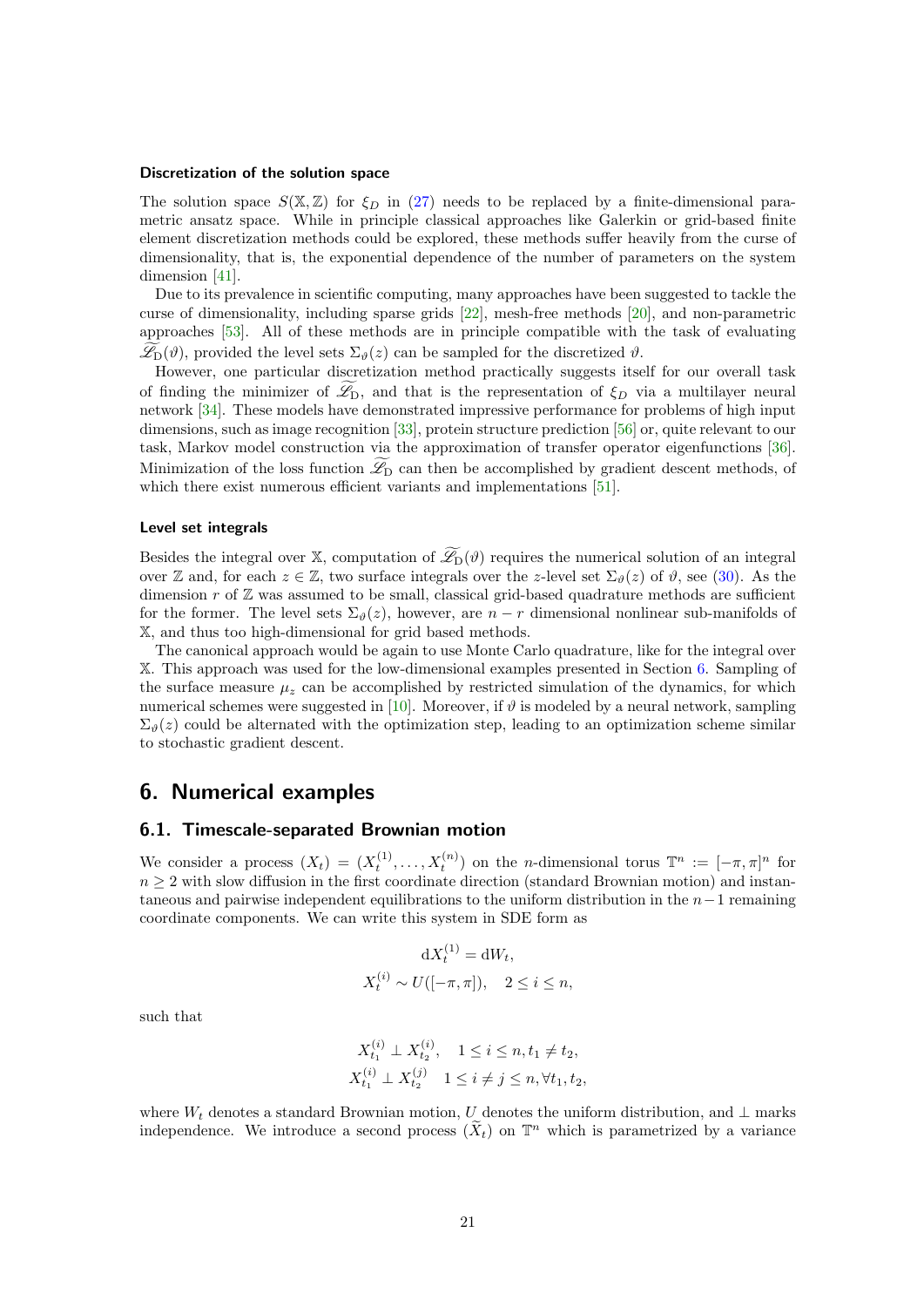#### Discretization of the solution space

The solution space $S(\mathbb{X},\mathbb{Z})$ for $\xi_D$ in (27) needs to be replaced by a finite-dimensional parametric ansatz space. While in principle classical approaches like Galerkin or grid-based finite element discretization methods could be explored, these methods suffer heavily from the curse of dimensionality, that is, the exponential dependence of the number of parameters on the system dimension [41].

Due to its prevalence in scientific computing, many approaches have been suggested to tackle the curse of dimensionality, including sparse grids [22], mesh-free methods [20], and non-parametric approaches [53]. All of these methods are in principle compatible with the task of evaluating $\widetilde{\mathscr{L}}_{\mathrm{D}}(\vartheta)$, provided the level sets $\Sigma_\vartheta(z)$ can be sampled for the discretized $\vartheta$.

However, one particular discretization method practically suggests itself for our overall task of finding the minimizer of $\widetilde{\mathscr{L}}_{\mathrm{D}}$, and that is the representation of $\xi_D$ via a multilayer neural network [34]. These models have demonstrated impressive performance for problems of high input dimensions, such as image recognition [33], protein structure prediction [56] or, quite relevant to our task, Markov model construction via the approximation of transfer operator eigenfunctions [36]. Minimization of the loss function $\widetilde{\mathscr{L}}_{\mathrm{D}}$ can then be accomplished by gradient descent methods, of which there exist numerous efficient variants and implementations [51].

#### Level set integrals

Besides the integral over $\mathbb{X}$, computation of $\widetilde{\mathscr{L}}_{\mathrm{D}}(\vartheta)$ requires the numerical solution of an integral over $\mathbb{Z}$ and, for each $z \in \mathbb{Z}$, two surface integrals over the $z$-level set $\Sigma_\vartheta(z)$ of $\vartheta$, see (30). As the dimension $r$ of $\mathbb{Z}$ was assumed to be small, classical grid-based quadrature methods are sufficient for the former. The level sets $\Sigma_\vartheta(z)$, however, are $n-r$ dimensional nonlinear sub-manifolds of $\mathbb{X}$, and thus too high-dimensional for grid based methods.

The canonical approach would be again to use Monte Carlo quadrature, like for the integral over $\mathbb{X}$. This approach was used for the low-dimensional examples presented in Section 6. Sampling of the surface measure $\mu_z$ can be accomplished by restricted simulation of the dynamics, for which numerical schemes were suggested in [10]. Moreover, if $\vartheta$ is modeled by a neural network, sampling $\Sigma_\vartheta(z)$ could be alternated with the optimization step, leading to an optimization scheme similar to stochastic gradient descent.

## 6. Numerical examples

### 6.1. Timescale-separated Brownian motion

We consider a process $(X_t) = (X_t^{(1)},\dots,X_t^{(n)})$ on the $n$-dimensional torus $\mathbb{T}^n := [-\pi,\pi]^n$ for $n \geq 2$ with slow diffusion in the first coordinate direction (standard Brownian motion) and instantaneous and pairwise independent equilibrations to the uniform distribution in the $n-1$ remaining coordinate components. We can write this system in SDE form as

$$
\begin{aligned}
\mathrm{d}X_t^{(1)} &= \mathrm{d}W_t, \\
X_t^{(i)} &\sim U([-\pi,\pi]), \quad 2 \leq i \leq n,
\end{aligned}
$$

such that

$$
\begin{aligned}
X_{t_1}^{(i)} &\perp X_{t_2}^{(i)}, \quad 1 \leq i \leq n, t_1 \neq t_2, \\
X_{t_1}^{(i)} &\perp X_{t_2}^{(j)} \quad 1 \leq i \neq j \leq n, \forall t_1, t_2,
\end{aligned}
$$

where $W_t$ denotes a standard Brownian motion, $U$ denotes the uniform distribution, and $\perp$ marks independence. We introduce a second process $(\widetilde{X}_t)$ on $\mathbb{T}^n$ which is parametrized by a variance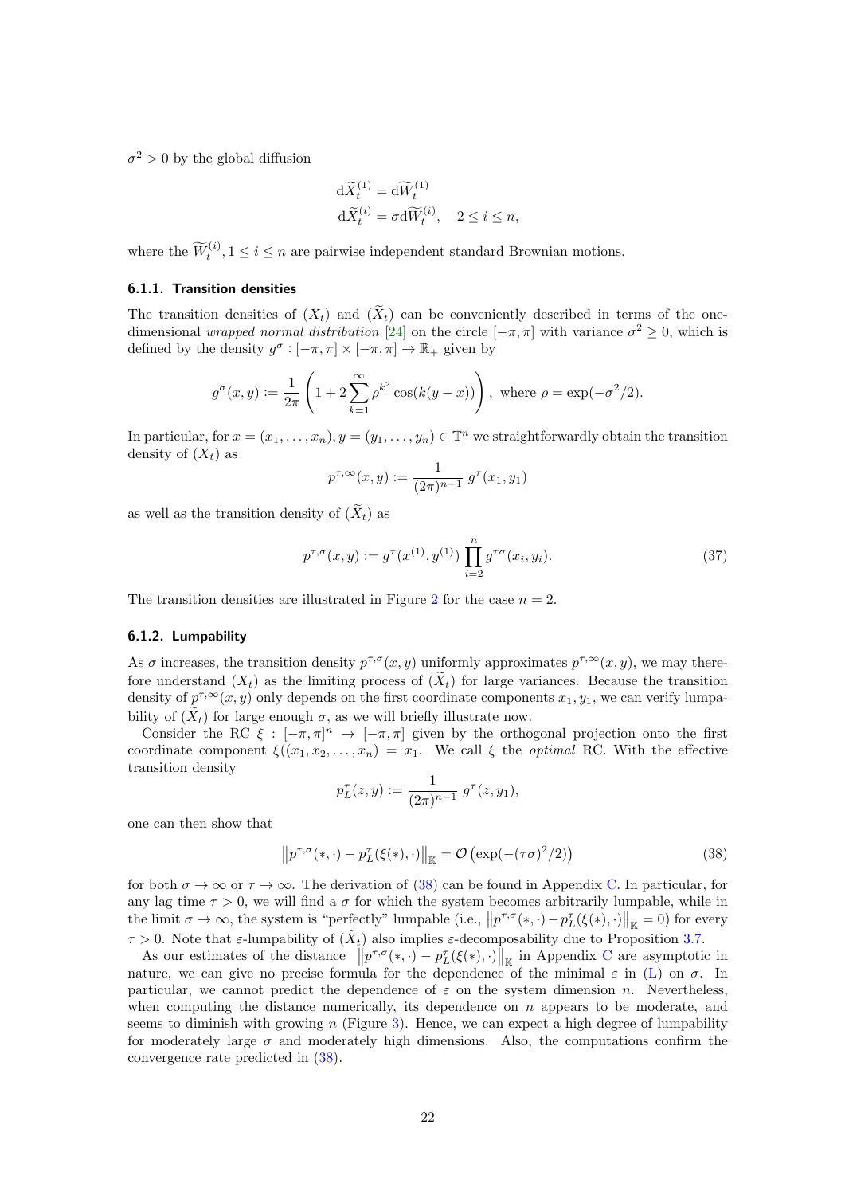$\sigma^2 > 0$ by the global diffusion

$$
\begin{aligned}
\mathrm{d}\widetilde{X}_t^{(1)} &= \mathrm{d}\widetilde{W}_t^{(1)} \\
\mathrm{d}\widetilde{X}_t^{(i)} &= \sigma \mathrm{d}\widetilde{W}_t^{(i)}, \quad 2 \le i \le n,
\end{aligned}
$$

where the $\widetilde{W}_t^{(i)}, 1 \le i \le n$ are pairwise independent standard Brownian motions.

### 6.1.1. Transition densities

The transition densities of $(X_t)$ and $(\widetilde{X}_t)$ can be conveniently described in terms of the one-dimensional *wrapped normal distribution* [24] on the circle $[-\pi, \pi]$ with variance $\sigma^2 \ge 0$, which is defined by the density $g^\sigma : [-\pi,\pi] \times [-\pi,\pi] \to \mathbb{R}_+$ given by

$$
g^\sigma(x,y) := \frac{1}{2\pi}\left(1 + 2\sum_{k=1}^{\infty} \rho^{k^2}\cos(k(y-x))\right), \text{ where } \rho = \exp(-\sigma^2/2).
$$

In particular, for $x = (x_1, \dots, x_n), y = (y_1, \dots, y_n) \in \mathbb{T}^n$ we straightforwardly obtain the transition density of $(X_t)$ as

$$
p^{\tau,\infty}(x,y) := \frac{1}{(2\pi)^{n-1}}\, g^\tau(x_1, y_1)
$$

as well as the transition density of $(\widetilde{X}_t)$ as

$$
p^{\tau,\sigma}(x,y) := g^\tau(x^{(1)}, y^{(1)}) \prod_{i=2}^{n} g^{\tau\sigma}(x_i, y_i). \tag{37}
$$

The transition densities are illustrated in Figure 2 for the case $n = 2$.

### 6.1.2. Lumpability

As $\sigma$ increases, the transition density $p^{\tau,\sigma}(x,y)$ uniformly approximates $p^{\tau,\infty}(x,y)$, we may therefore understand $(X_t)$ as the limiting process of $(\widetilde{X}_t)$ for large variances. Because the transition density of $p^{\tau,\infty}(x,y)$ only depends on the first coordinate components $x_1, y_1$, we can verify lumpability of $(\widetilde{X}_t)$ for large enough $\sigma$, as we will briefly illustrate now.

Consider the RC $\xi : [-\pi,\pi]^n \to [-\pi,\pi]$ given by the orthogonal projection onto the first coordinate component $\xi((x_1, x_2, \dots, x_n)) = x_1$. We call $\xi$ the *optimal* RC. With the effective transition density

$$
p_L^\tau(z,y) := \frac{1}{(2\pi)^{n-1}}\, g^\tau(z, y_1),
$$

one can then show that

$$
\left\| p^{\tau,\sigma}(*,\cdot) - p_L^\tau(\xi(*),\cdot) \right\|_{\mathbb{K}} = \mathcal{O}\left(\exp(-(\tau\sigma)^2/2)\right) \tag{38}
$$

for both $\sigma \to \infty$ or $\tau \to \infty$. The derivation of (38) can be found in Appendix C. In particular, for any lag time $\tau > 0$, we will find a $\sigma$ for which the system becomes arbitrarily lumpable, while in the limit $\sigma \to \infty$, the system is "perfectly" lumpable (i.e., $\left\| p^{\tau,\sigma}(*,\cdot) - p_L^\tau(\xi(*),\cdot) \right\|_{\mathbb{K}} = 0$) for every $\tau > 0$. Note that $\varepsilon$-lumpability of $(\tilde{X}_t)$ also implies $\varepsilon$-decomposability due to Proposition 3.7.

As our estimates of the distance $\left\| p^{\tau,\sigma}(*,\cdot) - p_L^\tau(\xi(*),\cdot) \right\|_{\mathbb{K}}$ in Appendix C are asymptotic in nature, we can give no precise formula for the dependence of the minimal $\varepsilon$ in (L) on $\sigma$. In particular, we cannot predict the dependence of $\varepsilon$ on the system dimension $n$. Nevertheless, when computing the distance numerically, its dependence on $n$ appears to be moderate, and seems to diminish with growing $n$ (Figure 3). Hence, we can expect a high degree of lumpability for moderately large $\sigma$ and moderately high dimensions. Also, the computations confirm the convergence rate predicted in (38).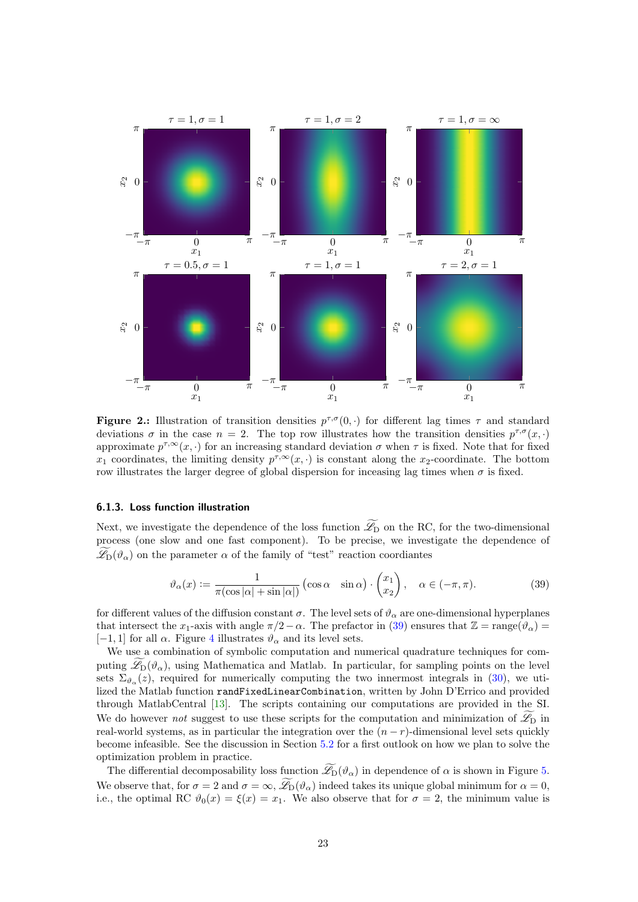**Figure 2.:** Illustration of transition densities $p^{\tau,\sigma}(0,\cdot)$ for different lag times $\tau$ and standard deviations $\sigma$ in the case $n = 2$. The top row illustrates how the transition densities $p^{\tau,\sigma}(x,\cdot)$ approximate $p^{\tau,\infty}(x,\cdot)$ for an increasing standard deviation $\sigma$ when $\tau$ is fixed. Note that for fixed $x_1$ coordinates, the limiting density $p^{\tau,\infty}(x,\cdot)$ is constant along the $x_2$-coordinate. The bottom row illustrates the larger degree of global dispersion for inceasing lag times when $\sigma$ is fixed.

### 6.1.3. Loss function illustration

Next, we investigate the dependence of the loss function $\widetilde{\mathscr{L}}_{\mathrm{D}}$ on the RC, for the two-dimensional process (one slow and one fast component). To be precise, we investigate the dependence of $\widetilde{\mathscr{L}}_{\mathrm{D}}(\vartheta_\alpha)$ on the parameter $\alpha$ of the family of "test" reaction coordiantes

$$\vartheta_\alpha(x) := \frac{1}{\pi(\cos|\alpha| + \sin|\alpha|)} \begin{pmatrix}\cos\alpha & \sin\alpha\end{pmatrix} \cdot \begin{pmatrix}x_1 \\ x_2\end{pmatrix}, \quad \alpha \in (-\pi, \pi). \tag{39}$$

for different values of the diffusion constant $\sigma$. The level sets of $\vartheta_\alpha$ are one-dimensional hyperplanes that intersect the $x_1$-axis with angle $\pi/2 - \alpha$. The prefactor in (39) ensures that $\mathbb{Z} = \mathrm{range}(\vartheta_\alpha) = [-1, 1]$ for all $\alpha$. Figure 4 illustrates $\vartheta_\alpha$ and its level sets.

We use a combination of symbolic computation and numerical quadrature techniques for computing $\widetilde{\mathscr{L}}_{\mathrm{D}}(\vartheta_\alpha)$, using Mathematica and Matlab. In particular, for sampling points on the level sets $\Sigma_{\vartheta_\alpha}(z)$, required for numerically computing the two innermost integrals in (30), we utilized the Matlab function `randFixedLinearCombination`, written by John D'Errico and provided through MatlabCentral [13]. The scripts containing our computations are provided in the SI. We do however *not* suggest to use these scripts for the computation and minimization of $\widetilde{\mathscr{L}}_{\mathrm{D}}$ in real-world systems, as in particular the integration over the $(n-r)$-dimensional level sets quickly become infeasible. See the discussion in Section 5.2 for a first outlook on how we plan to solve the optimization problem in practice.

The differential decomposability loss function $\widetilde{\mathscr{L}}_{\mathrm{D}}(\vartheta_\alpha)$ in dependence of $\alpha$ is shown in Figure 5. We observe that, for $\sigma = 2$ and $\sigma = \infty$, $\widetilde{\mathscr{L}}_{\mathrm{D}}(\vartheta_\alpha)$ indeed takes its unique global minimum for $\alpha = 0$, i.e., the optimal RC $\vartheta_0(x) = \xi(x) = x_1$. We also observe that for $\sigma = 2$, the minimum value is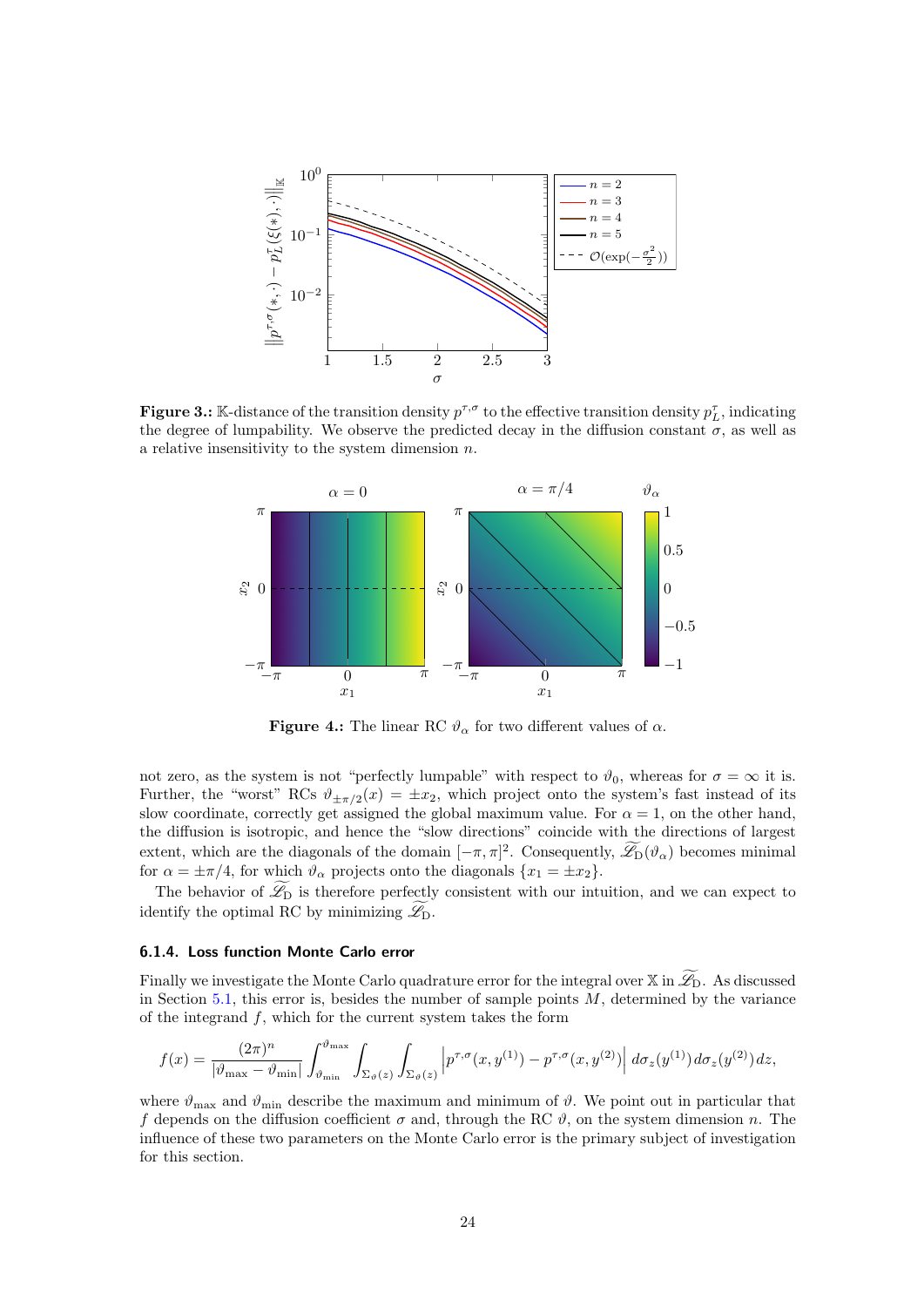**Figure 3.:** $\mathbb{K}$-distance of the transition density $p^{\tau,\sigma}$ to the effective transition density $p_L^\tau$, indicating the degree of lumpability. We observe the predicted decay in the diffusion constant $\sigma$, as well as a relative insensitivity to the system dimension $n$.

**Figure 4.:** The linear RC $\vartheta_\alpha$ for two different values of $\alpha$.

not zero, as the system is not "perfectly lumpable" with respect to $\vartheta_0$, whereas for $\sigma = \infty$ it is. Further, the "worst" RCs $\vartheta_{\pm\pi/2}(x) = \pm x_2$, which project onto the system's fast instead of its slow coordinate, correctly get assigned the global maximum value. For $\alpha = 1$, on the other hand, the diffusion is isotropic, and hence the "slow directions" coincide with the directions of largest extent, which are the diagonals of the domain $[-\pi, \pi]^2$. Consequently, $\widetilde{\mathscr{L}}_{\mathrm{D}}(\vartheta_\alpha)$ becomes minimal for $\alpha = \pm\pi/4$, for which $\vartheta_\alpha$ projects onto the diagonals $\{x_1 = \pm x_2\}$.

The behavior of $\widetilde{\mathscr{L}}_{\mathrm{D}}$ is therefore perfectly consistent with our intuition, and we can expect to identify the optimal RC by minimizing $\widetilde{\mathscr{L}}_{\mathrm{D}}$.

### 6.1.4. Loss function Monte Carlo error

Finally we investigate the Monte Carlo quadrature error for the integral over $\mathbb{X}$ in $\widetilde{\mathscr{L}}_{\mathrm{D}}$. As discussed in Section 5.1, this error is, besides the number of sample points $M$, determined by the variance of the integrand $f$, which for the current system takes the form

$$f(x) = \frac{(2\pi)^n}{|\vartheta_{\max} - \vartheta_{\min}|} \int_{\vartheta_{\min}}^{\vartheta_{\max}} \int_{\Sigma_\vartheta(z)} \int_{\Sigma_\vartheta(z)} \left| p^{\tau,\sigma}(x, y^{(1)}) - p^{\tau,\sigma}(x, y^{(2)}) \right| d\sigma_z(y^{(1)}) d\sigma_z(y^{(2)}) dz,$$

where $\vartheta_{\max}$ and $\vartheta_{\min}$ describe the maximum and minimum of $\vartheta$. We point out in particular that $f$ depends on the diffusion coefficient $\sigma$ and, through the RC $\vartheta$, on the system dimension $n$. The influence of these two parameters on the Monte Carlo error is the primary subject of investigation for this section.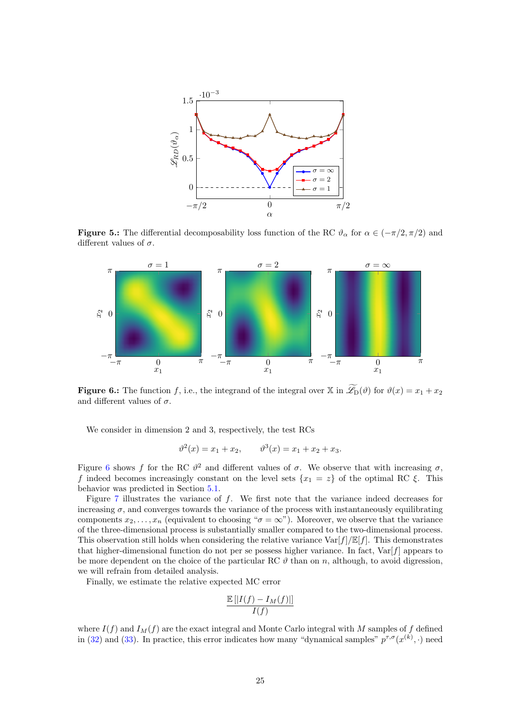**Figure 5.:** The differential decomposability loss function of the RC $\vartheta_\alpha$ for $\alpha \in (-\pi/2, \pi/2)$ and different values of $\sigma$.

**Figure 6.:** The function $f$, i.e., the integrand of the integral over $\mathbb{X}$ in $\widetilde{\mathscr{L}}_{\mathrm{D}}(\vartheta)$ for $\vartheta(x) = x_1 + x_2$ and different values of $\sigma$.

We consider in dimension 2 and 3, respectively, the test RCs

$$\vartheta^2(x) = x_1 + x_2, \qquad \vartheta^3(x) = x_1 + x_2 + x_3.$$

Figure 6 shows $f$ for the RC $\vartheta^2$ and different values of $\sigma$. We observe that with increasing $\sigma$, $f$ indeed becomes increasingly constant on the level sets $\{x_1 = z\}$ of the optimal RC $\xi$. This behavior was predicted in Section 5.1.

Figure 7 illustrates the variance of $f$. We first note that the variance indeed decreases for increasing $\sigma$, and converges towards the variance of the process with instantaneously equilibrating components $x_2, \ldots, x_n$ (equivalent to choosing "$\sigma = \infty$"). Moreover, we observe that the variance of the three-dimensional process is substantially smaller compared to the two-dimensional process. This observation still holds when considering the relative variance $\mathrm{Var}[f]/\mathbb{E}[f]$. This demonstrates that higher-dimensional function do not per se possess higher variance. In fact, $\mathrm{Var}[f]$ appears to be more dependent on the choice of the particular RC $\vartheta$ than on $n$, although, to avoid digression, we will refrain from detailed analysis.

Finally, we estimate the relative expected MC error

$$\frac{\mathbb{E}\left[|I(f) - I_M(f)|\right]}{I(f)}$$

where $I(f)$ and $I_M(f)$ are the exact integral and Monte Carlo integral with $M$ samples of $f$ defined in (32) and (33). In practice, this error indicates how many "dynamical samples" $p^{\tau,\sigma}(x^{(k)}, \cdot)$ need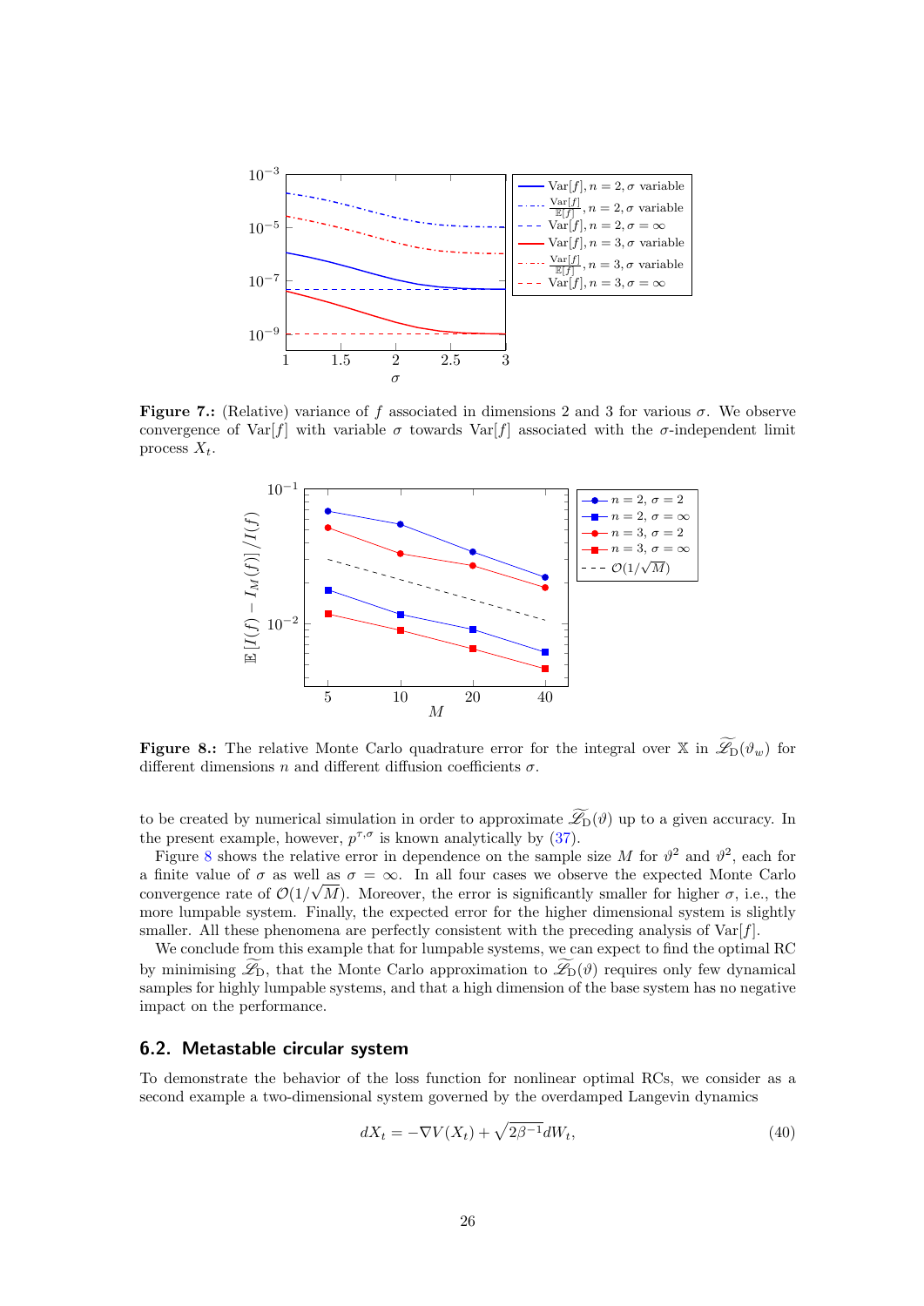**Figure 7.:** (Relative) variance of $f$ associated in dimensions 2 and 3 for various $\sigma$. We observe convergence of $\mathrm{Var}[f]$ with variable $\sigma$ towards $\mathrm{Var}[f]$ associated with the $\sigma$-independent limit process $X_t$.

**Figure 8.:** The relative Monte Carlo quadrature error for the integral over $\mathbb{X}$ in $\widetilde{\mathscr{L}}_{\mathrm{D}}(\vartheta_w)$ for different dimensions $n$ and different diffusion coefficients $\sigma$.

to be created by numerical simulation in order to approximate $\widetilde{\mathscr{L}}_{\mathrm{D}}(\vartheta)$ up to a given accuracy. In the present example, however, $p^{\tau,\sigma}$ is known analytically by (37).

Figure 8 shows the relative error in dependence on the sample size $M$ for $\vartheta^2$ and $\vartheta^2$, each for a finite value of $\sigma$ as well as $\sigma = \infty$. In all four cases we observe the expected Monte Carlo convergence rate of $\mathcal{O}(1/\sqrt{M})$. Moreover, the error is significantly smaller for higher $\sigma$, i.e., the more lumpable system. Finally, the expected error for the higher dimensional system is slightly smaller. All these phenomena are perfectly consistent with the preceding analysis of $\mathrm{Var}[f]$.

We conclude from this example that for lumpable systems, we can expect to find the optimal RC by minimising $\widetilde{\mathscr{L}}_{\mathrm{D}}$, that the Monte Carlo approximation to $\widetilde{\mathscr{L}}_{\mathrm{D}}(\vartheta)$ requires only few dynamical samples for highly lumpable systems, and that a high dimension of the base system has no negative impact on the performance.

## 6.2. Metastable circular system

To demonstrate the behavior of the loss function for nonlinear optimal RCs, we consider as a second example a two-dimensional system governed by the overdamped Langevin dynamics

$$dX_t = -\nabla V(X_t) + \sqrt{2\beta^{-1}}dW_t, \tag{40}$$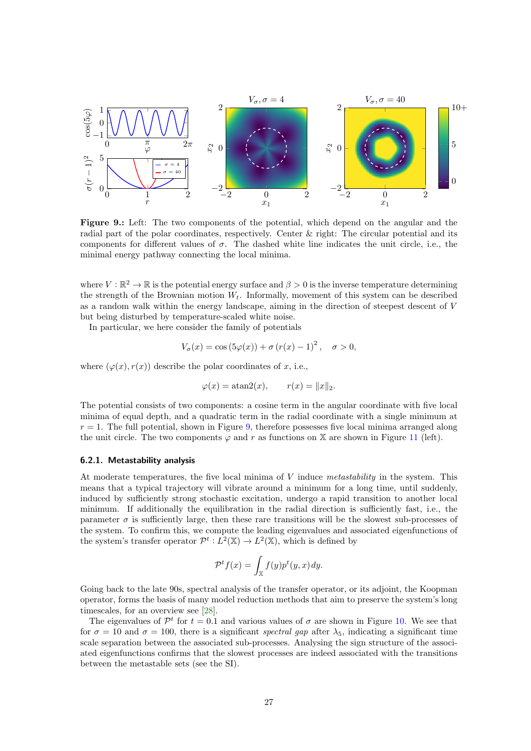**Figure 9.:** Left: The two components of the potential, which depend on the angular and the radial part of the polar coordinates, respectively. Center & right: The circular potential and its components for different values of $\sigma$. The dashed white line indicates the unit circle, i.e., the minimal energy pathway connecting the local minima.

where $V : \mathbb{R}^2 \to \mathbb{R}$ is the potential energy surface and $\beta > 0$ is the inverse temperature determining the strength of the Brownian motion $W_t$. Informally, movement of this system can be described as a random walk within the energy landscape, aiming in the direction of steepest descent of $V$ but being disturbed by temperature-scaled white noise.

In particular, we here consider the family of potentials

$$V_\sigma(x) = \cos(5\varphi(x)) + \sigma(r(x) - 1)^2, \quad \sigma > 0,$$

where $(\varphi(x), r(x))$ describe the polar coordinates of $x$, i.e.,

$$\varphi(x) = \operatorname{atan2}(x), \qquad r(x) = \|x\|_2.$$

The potential consists of two components: a cosine term in the angular coordinate with five local minima of equal depth, and a quadratic term in the radial coordinate with a single minimum at $r = 1$. The full potential, shown in Figure 9, therefore possesses five local minima arranged along the unit circle. The two components $\varphi$ and $r$ as functions on $\mathbb{X}$ are shown in Figure 11 (left).

### 6.2.1. Metastability analysis

At moderate temperatures, the five local minima of $V$ induce *metastability* in the system. This means that a typical trajectory will vibrate around a minimum for a long time, until suddenly, induced by sufficiently strong stochastic excitation, undergo a rapid transition to another local minimum. If additionally the equilibration in the radial direction is sufficiently fast, i.e., the parameter $\sigma$ is sufficiently large, then these rare transitions will be the slowest sub-processes of the system. To confirm this, we compute the leading eigenvalues and associated eigenfunctions of the system's transfer operator $\mathcal{P}^t : L^2(\mathbb{X}) \to L^2(\mathbb{X})$, which is defined by

$$\mathcal{P}^t f(x) = \int_{\mathbb{X}} f(y) p^t(y, x)\, dy.$$

Going back to the late 90s, spectral analysis of the transfer operator, or its adjoint, the Koopman operator, forms the basis of many model reduction methods that aim to preserve the system's long timescales, for an overview see [28].

The eigenvalues of $\mathcal{P}^t$ for $t = 0.1$ and various values of $\sigma$ are shown in Figure 10. We see that for $\sigma = 10$ and $\sigma = 100$, there is a significant *spectral gap* after $\lambda_5$, indicating a significant time scale separation between the associated sub-processes. Analysing the sign structure of the associated eigenfunctions confirms that the slowest processes are indeed associated with the transitions between the metastable sets (see the SI).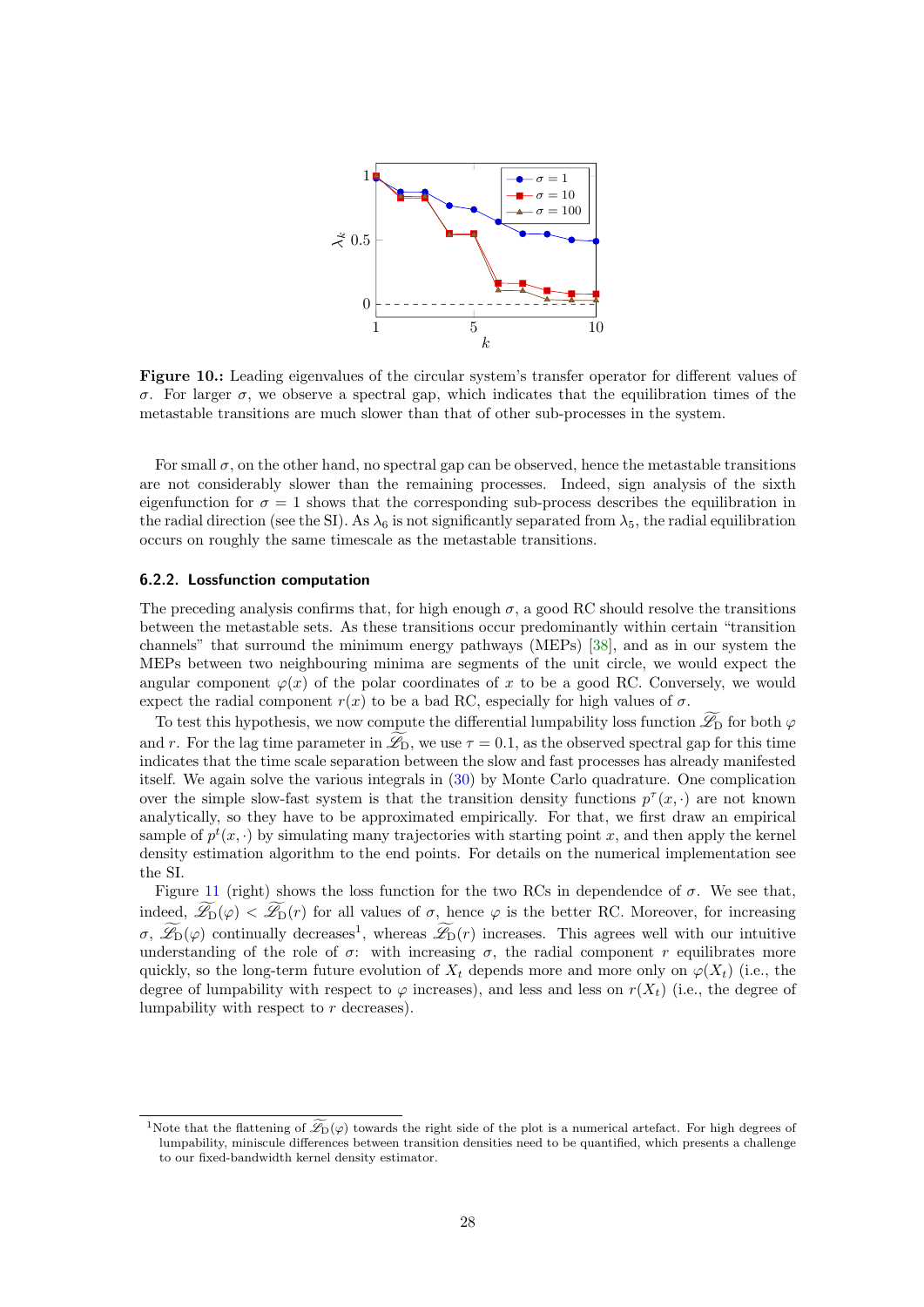**Figure 10.:** Leading eigenvalues of the circular system's transfer operator for different values of $\sigma$. For larger $\sigma$, we observe a spectral gap, which indicates that the equilibration times of the metastable transitions are much slower than that of other sub-processes in the system.

For small $\sigma$, on the other hand, no spectral gap can be observed, hence the metastable transitions are not considerably slower than the remaining processes. Indeed, sign analysis of the sixth eigenfunction for $\sigma = 1$ shows that the corresponding sub-process describes the equilibration in the radial direction (see the SI). As $\lambda_6$ is not significantly separated from $\lambda_5$, the radial equilibration occurs on roughly the same timescale as the metastable transitions.

### 6.2.2. Lossfunction computation

The preceding analysis confirms that, for high enough $\sigma$, a good RC should resolve the transitions between the metastable sets. As these transitions occur predominantly within certain "transition channels" that surround the minimum energy pathways (MEPs) [38], and as in our system the MEPs between two neighbouring minima are segments of the unit circle, we would expect the angular component $\varphi(x)$ of the polar coordinates of $x$ to be a good RC. Conversely, we would expect the radial component $r(x)$ to be a bad RC, especially for high values of $\sigma$.

To test this hypothesis, we now compute the differential lumpability loss function $\widetilde{\mathscr{L}}_{\text{D}}$ for both $\varphi$ and $r$. For the lag time parameter in $\widetilde{\mathscr{L}}_{\text{D}}$, we use $\tau = 0.1$, as the observed spectral gap for this time indicates that the time scale separation between the slow and fast processes has already manifested itself. We again solve the various integrals in (30) by Monte Carlo quadrature. One complication over the simple slow-fast system is that the transition density functions $p^\tau(x, \cdot)$ are not known analytically, so they have to be approximated empirically. For that, we first draw an empirical sample of $p^t(x, \cdot)$ by simulating many trajectories with starting point $x$, and then apply the kernel density estimation algorithm to the end points. For details on the numerical implementation see the SI.

Figure 11 (right) shows the loss function for the two RCs in dependendce of $\sigma$. We see that, indeed, $\widetilde{\mathscr{L}}_{\text{D}}(\varphi) < \widetilde{\mathscr{L}}_{\text{D}}(r)$ for all values of $\sigma$, hence $\varphi$ is the better RC. Moreover, for increasing $\sigma$, $\widetilde{\mathscr{L}}_{\text{D}}(\varphi)$ continually decreases[1], whereas $\widetilde{\mathscr{L}}_{\text{D}}(r)$ increases. This agrees well with our intuitive understanding of the role of $\sigma$: with increasing $\sigma$, the radial component $r$ equilibrates more quickly, so the long-term future evolution of $X_t$ depends more and more only on $\varphi(X_t)$ (i.e., the degree of lumpability with respect to $\varphi$ increases), and less and less on $r(X_t)$ (i.e., the degree of lumpability with respect to $r$ decreases).

[1] Note that the flattening of $\widetilde{\mathscr{L}}_{\text{D}}(\varphi)$ towards the right side of the plot is a numerical artefact. For high degrees of lumpability, miniscule differences between transition densities need to be quantified, which presents a challenge to our fixed-bandwidth kernel density estimator.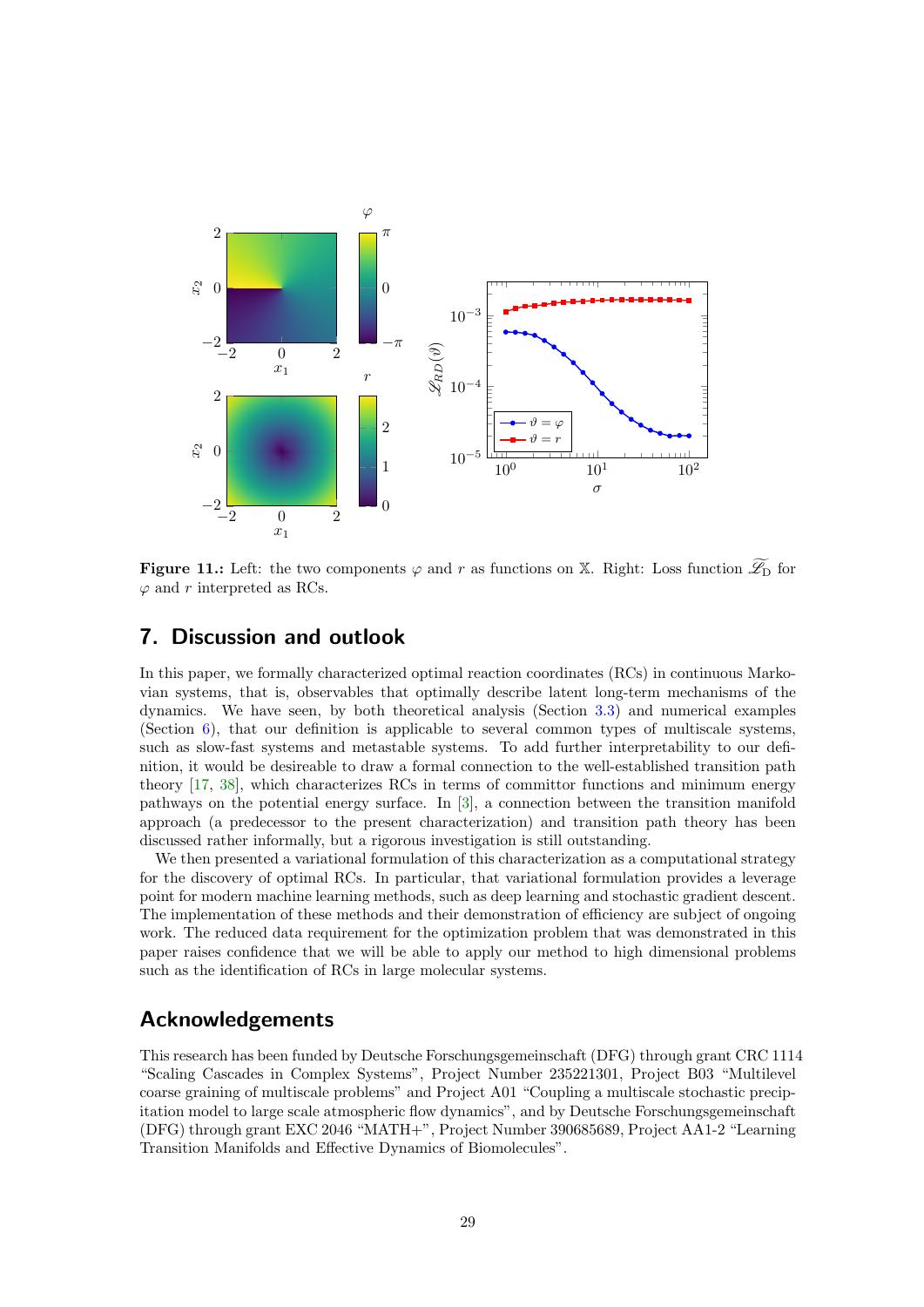**Figure 11.:** Left: the two components $\varphi$ and $r$ as functions on $\mathbb{X}$. Right: Loss function $\widetilde{\mathscr{L}}_{\mathrm{D}}$ for $\varphi$ and $r$ interpreted as RCs.

## 7. Discussion and outlook

In this paper, we formally characterized optimal reaction coordinates (RCs) in continuous Markovian systems, that is, observables that optimally describe latent long-term mechanisms of the dynamics. We have seen, by both theoretical analysis (Section 3.3) and numerical examples (Section 6), that our definition is applicable to several common types of multiscale systems, such as slow-fast systems and metastable systems. To add further interpretability to our definition, it would be desireable to draw a formal connection to the well-established transition path theory [17, 38], which characterizes RCs in terms of committor functions and minimum energy pathways on the potential energy surface. In [3], a connection between the transition manifold approach (a predecessor to the present characterization) and transition path theory has been discussed rather informally, but a rigorous investigation is still outstanding.

We then presented a variational formulation of this characterization as a computational strategy for the discovery of optimal RCs. In particular, that variational formulation provides a leverage point for modern machine learning methods, such as deep learning and stochastic gradient descent. The implementation of these methods and their demonstration of efficiency are subject of ongoing work. The reduced data requirement for the optimization problem that was demonstrated in this paper raises confidence that we will be able to apply our method to high dimensional problems such as the identification of RCs in large molecular systems.

## Acknowledgements

This research has been funded by Deutsche Forschungsgemeinschaft (DFG) through grant CRC 1114 "Scaling Cascades in Complex Systems", Project Number 235221301, Project B03 "Multilevel coarse graining of multiscale problems" and Project A01 "Coupling a multiscale stochastic precipitation model to large scale atmospheric flow dynamics", and by Deutsche Forschungsgemeinschaft (DFG) through grant EXC 2046 "MATH+", Project Number 390685689, Project AA1-2 "Learning Transition Manifolds and Effective Dynamics of Biomolecules".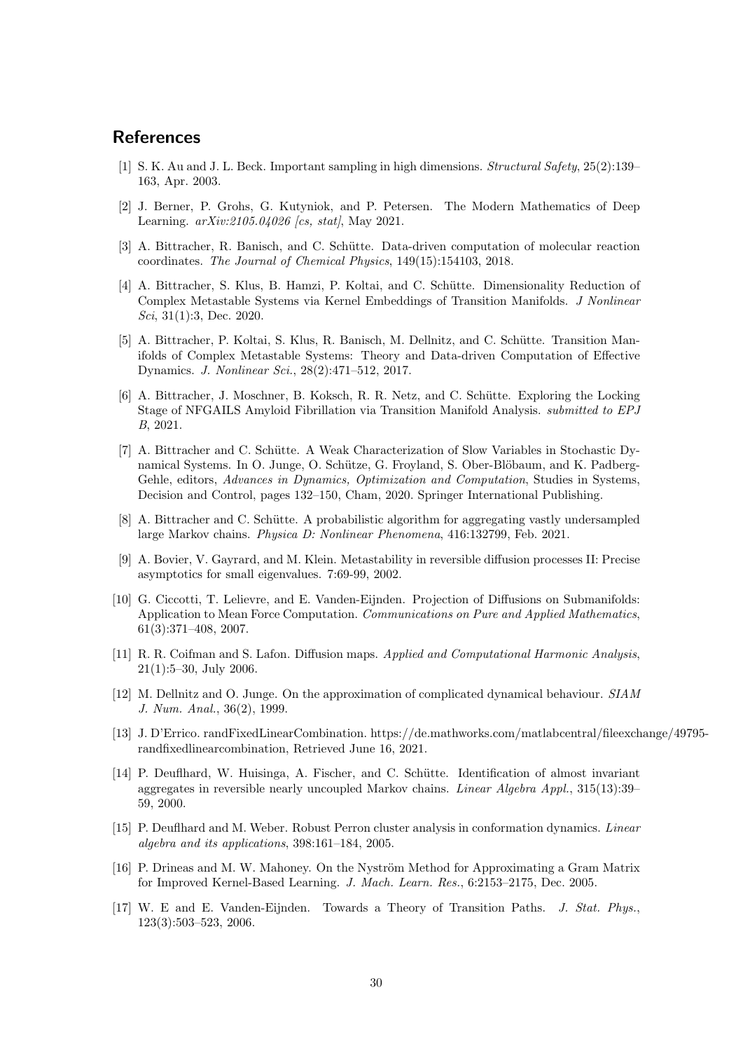## References

[1] S. K. Au and J. L. Beck. Important sampling in high dimensions. *Structural Safety*, 25(2):139–163, Apr. 2003.

[2] J. Berner, P. Grohs, G. Kutyniok, and P. Petersen. The Modern Mathematics of Deep Learning. *arXiv:2105.04026 [cs, stat]*, May 2021.

[3] A. Bittracher, R. Banisch, and C. Schütte. Data-driven computation of molecular reaction coordinates. *The Journal of Chemical Physics*, 149(15):154103, 2018.

[4] A. Bittracher, S. Klus, B. Hamzi, P. Koltai, and C. Schütte. Dimensionality Reduction of Complex Metastable Systems via Kernel Embeddings of Transition Manifolds. *J Nonlinear Sci*, 31(1):3, Dec. 2020.

[5] A. Bittracher, P. Koltai, S. Klus, R. Banisch, M. Dellnitz, and C. Schütte. Transition Manifolds of Complex Metastable Systems: Theory and Data-driven Computation of Effective Dynamics. *J. Nonlinear Sci.*, 28(2):471–512, 2017.

[6] A. Bittracher, J. Moschner, B. Koksch, R. R. Netz, and C. Schütte. Exploring the Locking Stage of NFGAILS Amyloid Fibrillation via Transition Manifold Analysis. *submitted to EPJ B*, 2021.

[7] A. Bittracher and C. Schütte. A Weak Characterization of Slow Variables in Stochastic Dynamical Systems. In O. Junge, O. Schütze, G. Froyland, S. Ober-Blöbaum, and K. Padberg-Gehle, editors, *Advances in Dynamics, Optimization and Computation*, Studies in Systems, Decision and Control, pages 132–150, Cham, 2020. Springer International Publishing.

[8] A. Bittracher and C. Schütte. A probabilistic algorithm for aggregating vastly undersampled large Markov chains. *Physica D: Nonlinear Phenomena*, 416:132799, Feb. 2021.

[9] A. Bovier, V. Gayrard, and M. Klein. Metastability in reversible diffusion processes II: Precise asymptotics for small eigenvalues. 7:69-99, 2002.

[10] G. Ciccotti, T. Lelievre, and E. Vanden-Eijnden. Projection of Diffusions on Submanifolds: Application to Mean Force Computation. *Communications on Pure and Applied Mathematics*, 61(3):371–408, 2007.

[11] R. R. Coifman and S. Lafon. Diffusion maps. *Applied and Computational Harmonic Analysis*, 21(1):5–30, July 2006.

[12] M. Dellnitz and O. Junge. On the approximation of complicated dynamical behaviour. *SIAM J. Num. Anal.*, 36(2), 1999.

[13] J. D'Errico. randFixedLinearCombination. https://de.mathworks.com/matlabcentral/fileexchange/49795-randfixedlinearcombination, Retrieved June 16, 2021.

[14] P. Deuflhard, W. Huisinga, A. Fischer, and C. Schütte. Identification of almost invariant aggregates in reversible nearly uncoupled Markov chains. *Linear Algebra Appl.*, 315(13):39–59, 2000.

[15] P. Deuflhard and M. Weber. Robust Perron cluster analysis in conformation dynamics. *Linear algebra and its applications*, 398:161–184, 2005.

[16] P. Drineas and M. W. Mahoney. On the Nyström Method for Approximating a Gram Matrix for Improved Kernel-Based Learning. *J. Mach. Learn. Res.*, 6:2153–2175, Dec. 2005.

[17] W. E and E. Vanden-Eijnden. Towards a Theory of Transition Paths. *J. Stat. Phys.*, 123(3):503–523, 2006.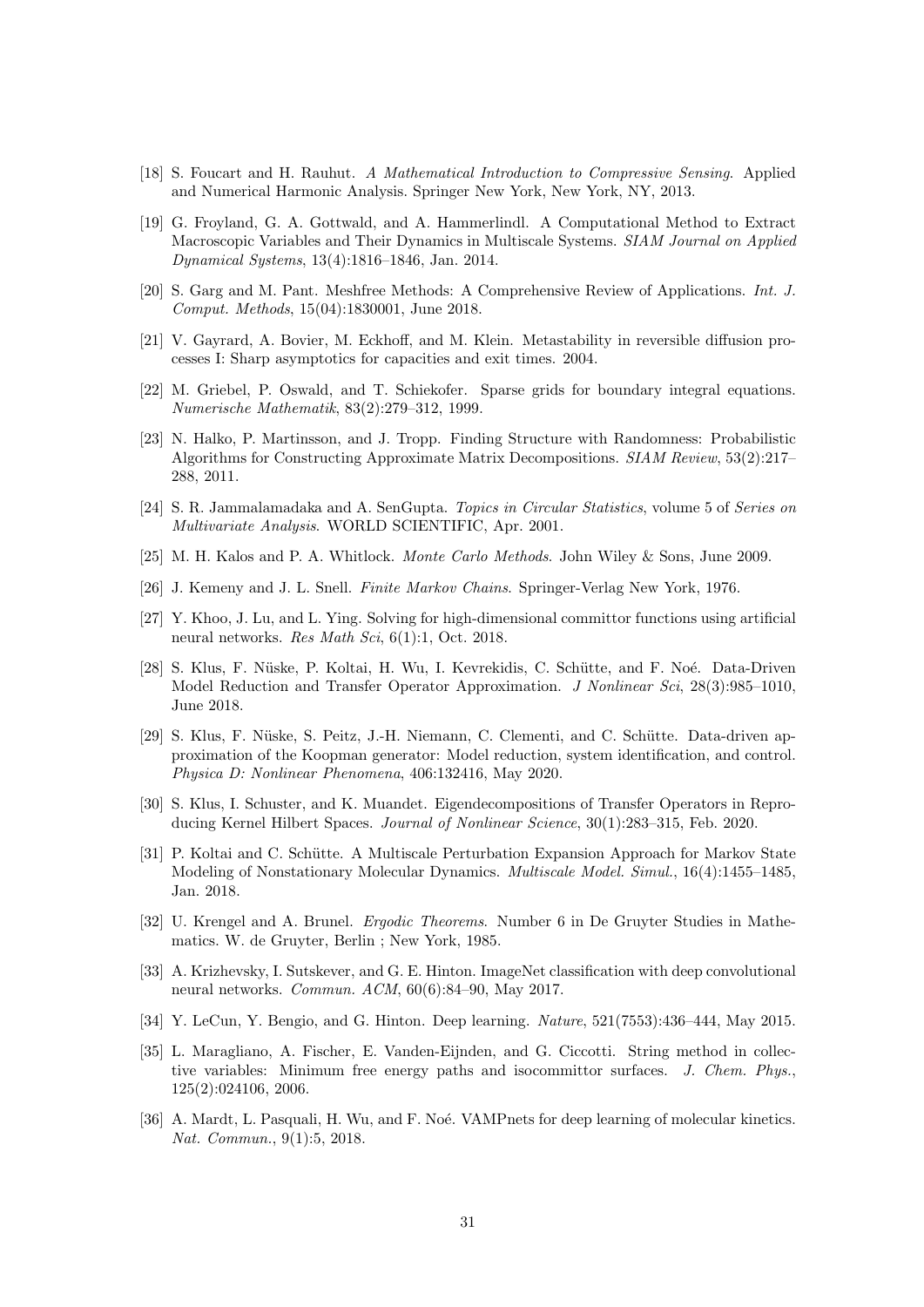[18] S. Foucart and H. Rauhut. *A Mathematical Introduction to Compressive Sensing*. Applied and Numerical Harmonic Analysis. Springer New York, New York, NY, 2013.

[19] G. Froyland, G. A. Gottwald, and A. Hammerlindl. A Computational Method to Extract Macroscopic Variables and Their Dynamics in Multiscale Systems. *SIAM Journal on Applied Dynamical Systems*, 13(4):1816–1846, Jan. 2014.

[20] S. Garg and M. Pant. Meshfree Methods: A Comprehensive Review of Applications. *Int. J. Comput. Methods*, 15(04):1830001, June 2018.

[21] V. Gayrard, A. Bovier, M. Eckhoff, and M. Klein. Metastability in reversible diffusion processes I: Sharp asymptotics for capacities and exit times. 2004.

[22] M. Griebel, P. Oswald, and T. Schiekofer. Sparse grids for boundary integral equations. *Numerische Mathematik*, 83(2):279–312, 1999.

[23] N. Halko, P. Martinsson, and J. Tropp. Finding Structure with Randomness: Probabilistic Algorithms for Constructing Approximate Matrix Decompositions. *SIAM Review*, 53(2):217–288, 2011.

[24] S. R. Jammalamadaka and A. SenGupta. *Topics in Circular Statistics*, volume 5 of *Series on Multivariate Analysis*. WORLD SCIENTIFIC, Apr. 2001.

[25] M. H. Kalos and P. A. Whitlock. *Monte Carlo Methods*. John Wiley & Sons, June 2009.

[26] J. Kemeny and J. L. Snell. *Finite Markov Chains*. Springer-Verlag New York, 1976.

[27] Y. Khoo, J. Lu, and L. Ying. Solving for high-dimensional committor functions using artificial neural networks. *Res Math Sci*, 6(1):1, Oct. 2018.

[28] S. Klus, F. Nüske, P. Koltai, H. Wu, I. Kevrekidis, C. Schütte, and F. Noé. Data-Driven Model Reduction and Transfer Operator Approximation. *J Nonlinear Sci*, 28(3):985–1010, June 2018.

[29] S. Klus, F. Nüske, S. Peitz, J.-H. Niemann, C. Clementi, and C. Schütte. Data-driven approximation of the Koopman generator: Model reduction, system identification, and control. *Physica D: Nonlinear Phenomena*, 406:132416, May 2020.

[30] S. Klus, I. Schuster, and K. Muandet. Eigendecompositions of Transfer Operators in Reproducing Kernel Hilbert Spaces. *Journal of Nonlinear Science*, 30(1):283–315, Feb. 2020.

[31] P. Koltai and C. Schütte. A Multiscale Perturbation Expansion Approach for Markov State Modeling of Nonstationary Molecular Dynamics. *Multiscale Model. Simul.*, 16(4):1455–1485, Jan. 2018.

[32] U. Krengel and A. Brunel. *Ergodic Theorems*. Number 6 in De Gruyter Studies in Mathematics. W. de Gruyter, Berlin ; New York, 1985.

[33] A. Krizhevsky, I. Sutskever, and G. E. Hinton. ImageNet classification with deep convolutional neural networks. *Commun. ACM*, 60(6):84–90, May 2017.

[34] Y. LeCun, Y. Bengio, and G. Hinton. Deep learning. *Nature*, 521(7553):436–444, May 2015.

[35] L. Maragliano, A. Fischer, E. Vanden-Eijnden, and G. Ciccotti. String method in collective variables: Minimum free energy paths and isocommittor surfaces. *J. Chem. Phys.*, 125(2):024106, 2006.

[36] A. Mardt, L. Pasquali, H. Wu, and F. Noé. VAMPnets for deep learning of molecular kinetics. *Nat. Commun.*, 9(1):5, 2018.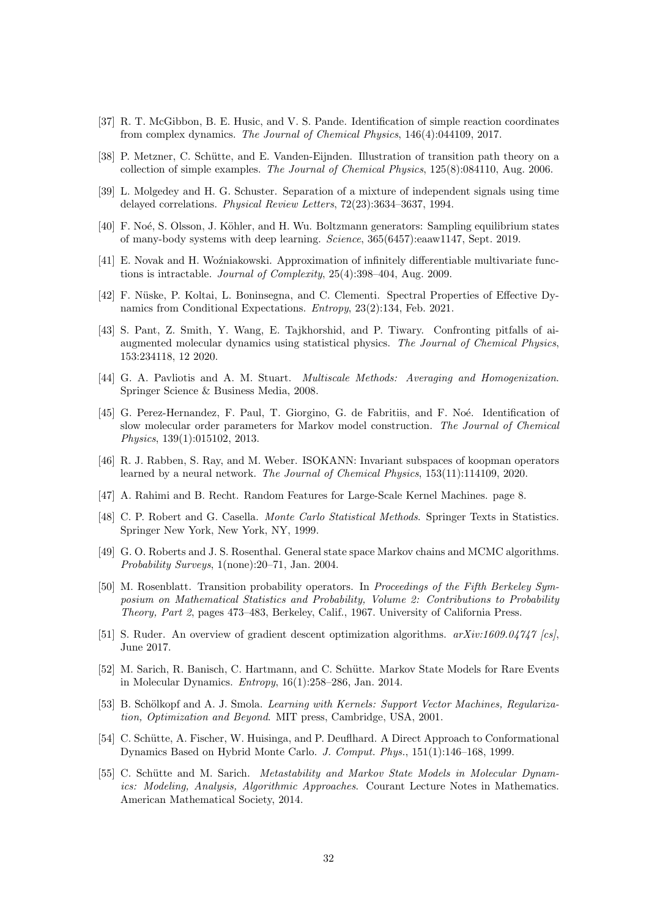[37] R. T. McGibbon, B. E. Husic, and V. S. Pande. Identification of simple reaction coordinates from complex dynamics. *The Journal of Chemical Physics*, 146(4):044109, 2017.

[38] P. Metzner, C. Schütte, and E. Vanden-Eijnden. Illustration of transition path theory on a collection of simple examples. *The Journal of Chemical Physics*, 125(8):084110, Aug. 2006.

[39] L. Molgedey and H. G. Schuster. Separation of a mixture of independent signals using time delayed correlations. *Physical Review Letters*, 72(23):3634–3637, 1994.

[40] F. Noé, S. Olsson, J. Köhler, and H. Wu. Boltzmann generators: Sampling equilibrium states of many-body systems with deep learning. *Science*, 365(6457):eaaw1147, Sept. 2019.

[41] E. Novak and H. Woźniakowski. Approximation of infinitely differentiable multivariate functions is intractable. *Journal of Complexity*, 25(4):398–404, Aug. 2009.

[42] F. Nüske, P. Koltai, L. Boninsegna, and C. Clementi. Spectral Properties of Effective Dynamics from Conditional Expectations. *Entropy*, 23(2):134, Feb. 2021.

[43] S. Pant, Z. Smith, Y. Wang, E. Tajkhorshid, and P. Tiwary. Confronting pitfalls of ai-augmented molecular dynamics using statistical physics. *The Journal of Chemical Physics*, 153:234118, 12 2020.

[44] G. A. Pavliotis and A. M. Stuart. *Multiscale Methods: Averaging and Homogenization*. Springer Science & Business Media, 2008.

[45] G. Perez-Hernandez, F. Paul, T. Giorgino, G. de Fabritiis, and F. Noé. Identification of slow molecular order parameters for Markov model construction. *The Journal of Chemical Physics*, 139(1):015102, 2013.

[46] R. J. Rabben, S. Ray, and M. Weber. ISOKANN: Invariant subspaces of koopman operators learned by a neural network. *The Journal of Chemical Physics*, 153(11):114109, 2020.

[47] A. Rahimi and B. Recht. Random Features for Large-Scale Kernel Machines. page 8.

[48] C. P. Robert and G. Casella. *Monte Carlo Statistical Methods*. Springer Texts in Statistics. Springer New York, New York, NY, 1999.

[49] G. O. Roberts and J. S. Rosenthal. General state space Markov chains and MCMC algorithms. *Probability Surveys*, 1(none):20–71, Jan. 2004.

[50] M. Rosenblatt. Transition probability operators. In *Proceedings of the Fifth Berkeley Symposium on Mathematical Statistics and Probability, Volume 2: Contributions to Probability Theory, Part 2*, pages 473–483, Berkeley, Calif., 1967. University of California Press.

[51] S. Ruder. An overview of gradient descent optimization algorithms. *arXiv:1609.04747 [cs]*, June 2017.

[52] M. Sarich, R. Banisch, C. Hartmann, and C. Schütte. Markov State Models for Rare Events in Molecular Dynamics. *Entropy*, 16(1):258–286, Jan. 2014.

[53] B. Schölkopf and A. J. Smola. *Learning with Kernels: Support Vector Machines, Regularization, Optimization and Beyond*. MIT press, Cambridge, USA, 2001.

[54] C. Schütte, A. Fischer, W. Huisinga, and P. Deuflhard. A Direct Approach to Conformational Dynamics Based on Hybrid Monte Carlo. *J. Comput. Phys.*, 151(1):146–168, 1999.

[55] C. Schütte and M. Sarich. *Metastability and Markov State Models in Molecular Dynamics: Modeling, Analysis, Algorithmic Approaches*. Courant Lecture Notes in Mathematics. American Mathematical Society, 2014.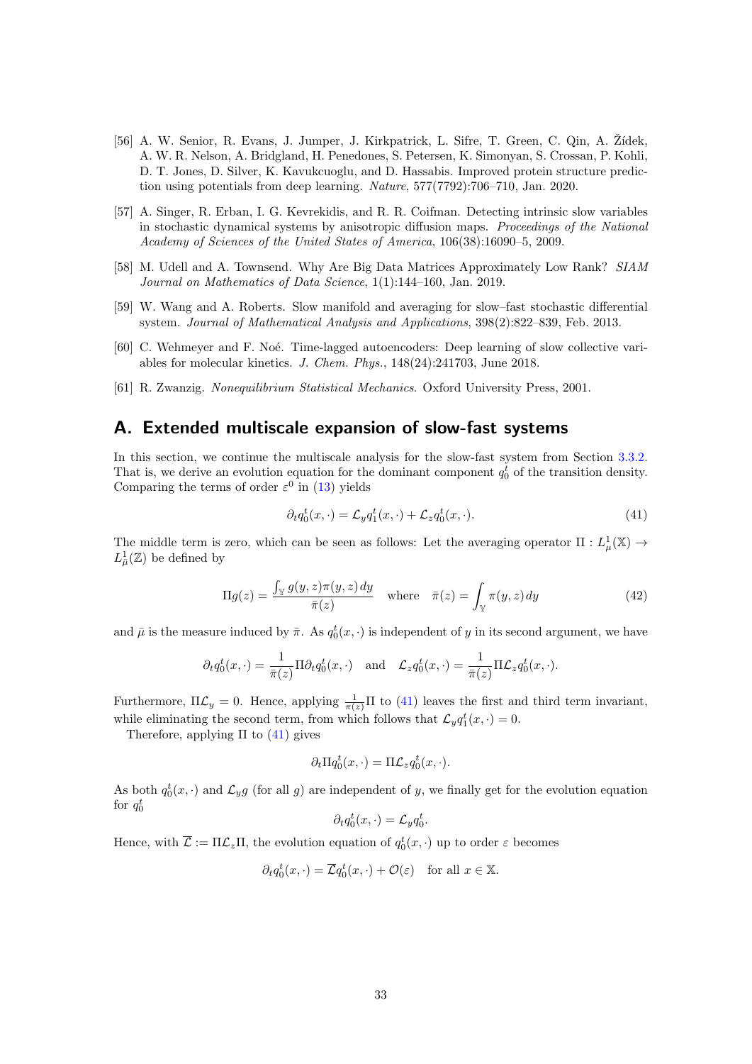[56] A. W. Senior, R. Evans, J. Jumper, J. Kirkpatrick, L. Sifre, T. Green, C. Qin, A. Žídek, A. W. R. Nelson, A. Bridgland, H. Penedones, S. Petersen, K. Simonyan, S. Crossan, P. Kohli, D. T. Jones, D. Silver, K. Kavukcuoglu, and D. Hassabis. Improved protein structure prediction using potentials from deep learning. *Nature*, 577(7792):706–710, Jan. 2020.

[57] A. Singer, R. Erban, I. G. Kevrekidis, and R. R. Coifman. Detecting intrinsic slow variables in stochastic dynamical systems by anisotropic diffusion maps. *Proceedings of the National Academy of Sciences of the United States of America*, 106(38):16090–5, 2009.

[58] M. Udell and A. Townsend. Why Are Big Data Matrices Approximately Low Rank? *SIAM Journal on Mathematics of Data Science*, 1(1):144–160, Jan. 2019.

[59] W. Wang and A. Roberts. Slow manifold and averaging for slow–fast stochastic differential system. *Journal of Mathematical Analysis and Applications*, 398(2):822–839, Feb. 2013.

[60] C. Wehmeyer and F. Noé. Time-lagged autoencoders: Deep learning of slow collective variables for molecular kinetics. *J. Chem. Phys.*, 148(24):241703, June 2018.

[61] R. Zwanzig. *Nonequilibrium Statistical Mechanics*. Oxford University Press, 2001.

# A. Extended multiscale expansion of slow-fast systems

In this section, we continue the multiscale analysis for the slow-fast system from Section 3.3.2. That is, we derive an evolution equation for the dominant component $q_0^t$ of the transition density. Comparing the terms of order $\varepsilon^0$ in (13) yields

$$\partial_t q_0^t(x,\cdot) = \mathcal{L}_y q_1^t(x,\cdot) + \mathcal{L}_z q_0^t(x,\cdot). \tag{41}$$

The middle term is zero, which can be seen as follows: Let the averaging operator $\Pi : L^1_\mu(\mathbb{X}) \to L^1_{\bar{\mu}}(\mathbb{Z})$ be defined by

$$\Pi g(z) = \frac{\int_{\mathbb{Y}} g(y,z)\pi(y,z)\,dy}{\bar{\pi}(z)} \quad \text{where} \quad \bar{\pi}(z) = \int_{\mathbb{Y}} \pi(y,z)\,dy \tag{42}$$

and $\bar{\mu}$ is the measure induced by $\bar{\pi}$. As $q_0^t(x,\cdot)$ is independent of $y$ in its second argument, we have

$$\partial_t q_0^t(x,\cdot) = \frac{1}{\bar{\pi}(z)}\Pi \partial_t q_0^t(x,\cdot) \quad \text{and} \quad \mathcal{L}_z q_0^t(x,\cdot) = \frac{1}{\bar{\pi}(z)}\Pi \mathcal{L}_z q_0^t(x,\cdot).$$

Furthermore, $\Pi \mathcal{L}_y = 0$. Hence, applying $\frac{1}{\bar{\pi}(z)}\Pi$ to (41) leaves the first and third term invariant, while eliminating the second term, from which follows that $\mathcal{L}_y q_1^t(x,\cdot) = 0$.

Therefore, applying $\Pi$ to (41) gives

$$\partial_t \Pi q_0^t(x,\cdot) = \Pi \mathcal{L}_z q_0^t(x,\cdot).$$

As both $q_0^t(x,\cdot)$ and $\mathcal{L}_y g$ (for all $g$) are independent of $y$, we finally get for the evolution equation for $q_0^t$

$$\partial_t q_0^t(x,\cdot) = \mathcal{L}_y q_0^t.$$

Hence, with $\overline{\mathcal{L}} := \Pi \mathcal{L}_z \Pi$, the evolution equation of $q_0^t(x,\cdot)$ up to order $\varepsilon$ becomes

$$\partial_t q_0^t(x,\cdot) = \overline{\mathcal{L}} q_0^t(x,\cdot) + \mathcal{O}(\varepsilon) \quad \text{for all } x \in \mathbb{X}.$$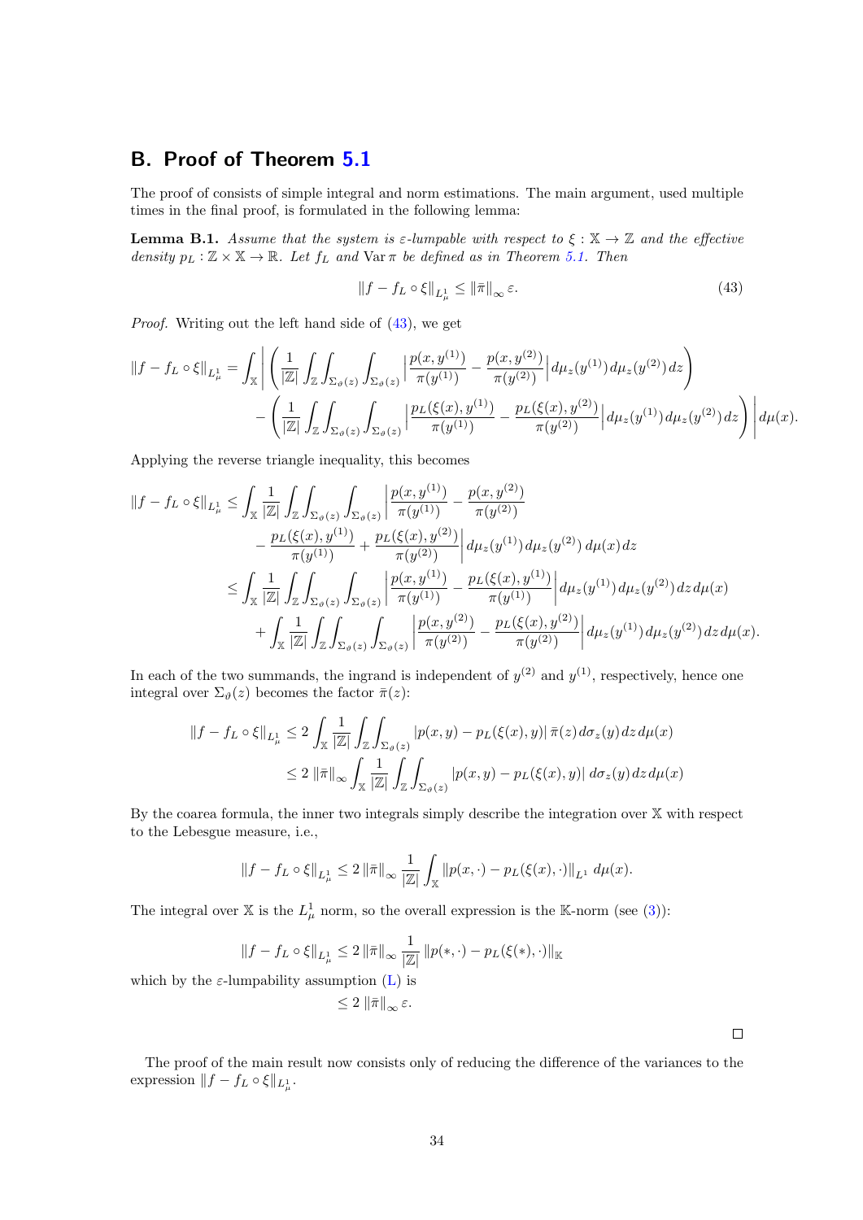## B. Proof of Theorem 5.1

The proof of consists of simple integral and norm estimations. The main argument, used multiple times in the final proof, is formulated in the following lemma:

**Lemma B.1.** *Assume that the system is $\varepsilon$-lumpable with respect to $\xi : \mathbb{X} \to \mathbb{Z}$ and the effective density $p_L : \mathbb{Z} \times \mathbb{X} \to \mathbb{R}$. Let $f_L$ and $\operatorname{Var} \pi$ be defined as in Theorem 5.1. Then*

$$\|f - f_L \circ \xi\|_{L^1_\mu} \leq \|\bar{\pi}\|_\infty \varepsilon. \tag{43}$$

*Proof.* Writing out the left hand side of (43), we get

$$\begin{aligned}
\|f - f_L \circ \xi\|_{L^1_\mu} = \int_{\mathbb{X}} \Bigg| &\left( \frac{1}{|\mathbb{Z}|} \int_{\mathbb{Z}} \int_{\Sigma_\vartheta(z)} \int_{\Sigma_\vartheta(z)} \left| \frac{p(x, y^{(1)})}{\pi(y^{(1)})} - \frac{p(x, y^{(2)})}{\pi(y^{(2)})} \right| d\mu_z(y^{(1)})\, d\mu_z(y^{(2)})\, dz \right) \\
&- \left( \frac{1}{|\mathbb{Z}|} \int_{\mathbb{Z}} \int_{\Sigma_\vartheta(z)} \int_{\Sigma_\vartheta(z)} \left| \frac{p_L(\xi(x), y^{(1)})}{\pi(y^{(1)})} - \frac{p_L(\xi(x), y^{(2)})}{\pi(y^{(2)})} \right| d\mu_z(y^{(1)})\, d\mu_z(y^{(2)})\, dz \right) \Bigg| \, d\mu(x).
\end{aligned}$$

Applying the reverse triangle inequality, this becomes

$$\begin{aligned}
\|f - f_L \circ \xi\|_{L^1_\mu} &\leq \int_{\mathbb{X}} \frac{1}{|\mathbb{Z}|} \int_{\mathbb{Z}} \int_{\Sigma_\vartheta(z)} \int_{\Sigma_\vartheta(z)} \Bigg| \frac{p(x, y^{(1)})}{\pi(y^{(1)})} - \frac{p(x, y^{(2)})}{\pi(y^{(2)})} \\
&\qquad - \frac{p_L(\xi(x), y^{(1)})}{\pi(y^{(1)})} + \frac{p_L(\xi(x), y^{(2)})}{\pi(y^{(2)})} \Bigg| d\mu_z(y^{(1)})\, d\mu_z(y^{(2)})\, d\mu(x)\, dz \\
&\leq \int_{\mathbb{X}} \frac{1}{|\mathbb{Z}|} \int_{\mathbb{Z}} \int_{\Sigma_\vartheta(z)} \int_{\Sigma_\vartheta(z)} \left| \frac{p(x, y^{(1)})}{\pi(y^{(1)})} - \frac{p_L(\xi(x), y^{(1)})}{\pi(y^{(1)})} \right| d\mu_z(y^{(1)})\, d\mu_z(y^{(2)})\, dz\, d\mu(x) \\
&\quad + \int_{\mathbb{X}} \frac{1}{|\mathbb{Z}|} \int_{\mathbb{Z}} \int_{\Sigma_\vartheta(z)} \int_{\Sigma_\vartheta(z)} \left| \frac{p(x, y^{(2)})}{\pi(y^{(2)})} - \frac{p_L(\xi(x), y^{(2)})}{\pi(y^{(2)})} \right| d\mu_z(y^{(1)})\, d\mu_z(y^{(2)})\, dz\, d\mu(x).
\end{aligned}$$

In each of the two summands, the ingrand is independent of $y^{(2)}$ and $y^{(1)}$, respectively, hence one integral over $\Sigma_\vartheta(z)$ becomes the factor $\bar{\pi}(z)$:

$$\begin{aligned}
\|f - f_L \circ \xi\|_{L^1_\mu} &\leq 2 \int_{\mathbb{X}} \frac{1}{|\mathbb{Z}|} \int_{\mathbb{Z}} \int_{\Sigma_\vartheta(z)} |p(x, y) - p_L(\xi(x), y)|\, \bar{\pi}(z)\, d\sigma_z(y)\, dz\, d\mu(x) \\
&\leq 2 \|\bar{\pi}\|_\infty \int_{\mathbb{X}} \frac{1}{|\mathbb{Z}|} \int_{\mathbb{Z}} \int_{\Sigma_\vartheta(z)} |p(x, y) - p_L(\xi(x), y)|\, d\sigma_z(y)\, dz\, d\mu(x)
\end{aligned}$$

By the coarea formula, the inner two integrals simply describe the integration over $\mathbb{X}$ with respect to the Lebesgue measure, i.e.,

$$\|f - f_L \circ \xi\|_{L^1_\mu} \leq 2 \|\bar{\pi}\|_\infty \frac{1}{|\mathbb{Z}|} \int_{\mathbb{X}} \|p(x, \cdot) - p_L(\xi(x), \cdot)\|_{L^1}\, d\mu(x).$$

The integral over $\mathbb{X}$ is the $L^1_\mu$ norm, so the overall expression is the $\mathbb{K}$-norm (see (3)):

$$\|f - f_L \circ \xi\|_{L^1_\mu} \leq 2 \|\bar{\pi}\|_\infty \frac{1}{|\mathbb{Z}|} \|p(*, \cdot) - p_L(\xi(*), \cdot)\|_{\mathbb{K}}$$

which by the $\varepsilon$-lumpability assumption (L) is

$$\leq 2 \|\bar{\pi}\|_\infty \varepsilon.$$

$\square$

The proof of the main result now consists only of reducing the difference of the variances to the expression $\|f - f_L \circ \xi\|_{L^1_\mu}$.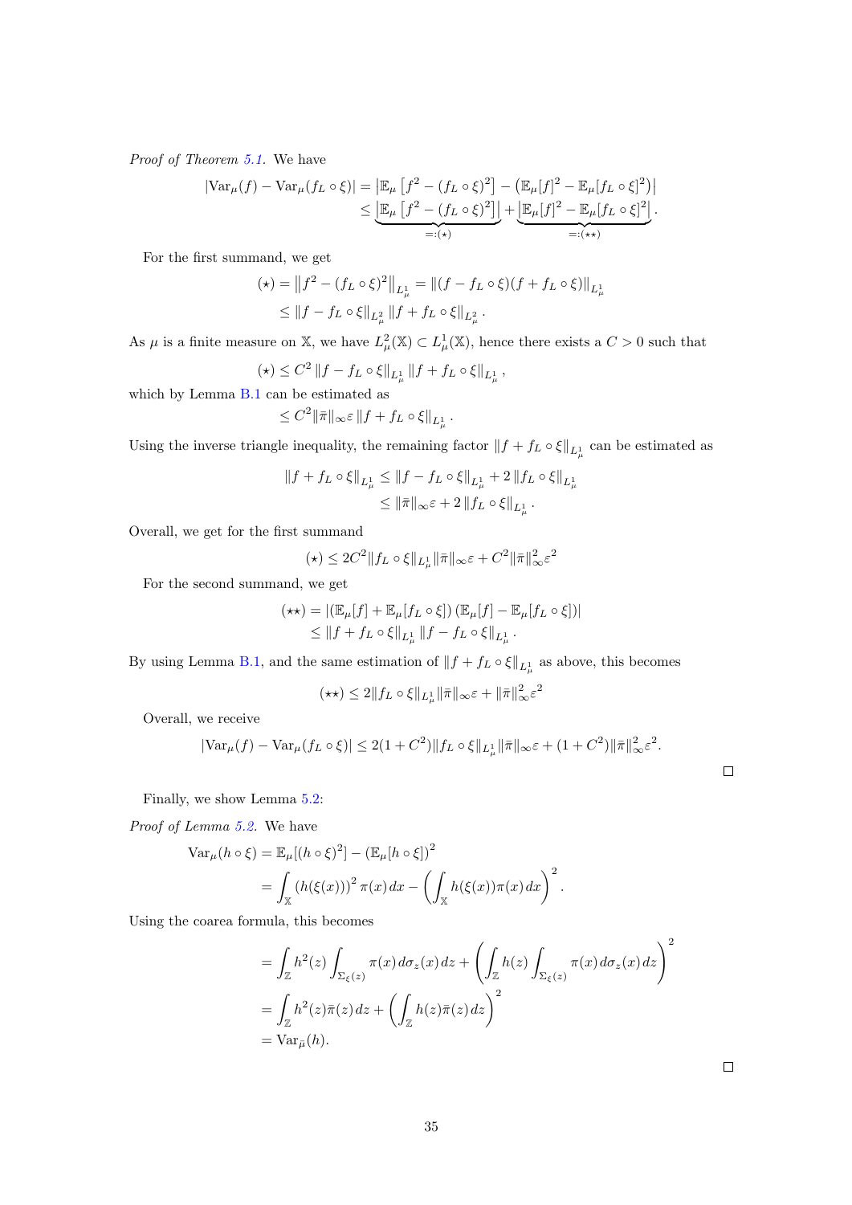*Proof of Theorem 5.1.* We have

$$
\begin{aligned}
|\mathrm{Var}_\mu(f) - \mathrm{Var}_\mu(f_L \circ \xi)| &= \left|\mathbb{E}_\mu\left[f^2 - (f_L\circ\xi)^2\right] - \left(\mathbb{E}_\mu[f]^2 - \mathbb{E}_\mu[f_L\circ\xi]^2\right)\right| \\
&\le \underbrace{\left|\mathbb{E}_\mu\left[f^2 - (f_L\circ\xi)^2\right]\right|}_{=:(\star)} + \underbrace{\left|\mathbb{E}_\mu[f]^2 - \mathbb{E}_\mu[f_L\circ\xi]^2\right|}_{=:(\star\star)}.
\end{aligned}
$$

For the first summand, we get

$$
\begin{aligned}
(\star) &= \left\|f^2 - (f_L\circ\xi)^2\right\|_{L^1_\mu} = \|(f - f_L\circ\xi)(f + f_L\circ\xi)\|_{L^1_\mu} \\
&\le \|f - f_L\circ\xi\|_{L^2_\mu}\|f + f_L\circ\xi\|_{L^2_\mu}.
\end{aligned}
$$

As $\mu$ is a finite measure on $\mathbb{X}$, we have $L^2_\mu(\mathbb{X}) \subset L^1_\mu(\mathbb{X})$, hence there exists a $C > 0$ such that

$$
(\star) \le C^2\|f - f_L\circ\xi\|_{L^1_\mu}\|f + f_L\circ\xi\|_{L^1_\mu},
$$

which by Lemma B.1 can be estimated as

$$
\le C^2\|\bar{\pi}\|_\infty\varepsilon\|f + f_L\circ\xi\|_{L^1_\mu}.
$$

Using the inverse triangle inequality, the remaining factor $\|f + f_L\circ\xi\|_{L^1_\mu}$ can be estimated as

$$
\begin{aligned}
\|f + f_L\circ\xi\|_{L^1_\mu} &\le \|f - f_L\circ\xi\|_{L^1_\mu} + 2\|f_L\circ\xi\|_{L^1_\mu} \\
&\le \|\bar{\pi}\|_\infty\varepsilon + 2\|f_L\circ\xi\|_{L^1_\mu}.
\end{aligned}
$$

Overall, we get for the first summand

$$
(\star) \le 2C^2\|f_L\circ\xi\|_{L^1_\mu}\|\bar{\pi}\|_\infty\varepsilon + C^2\|\bar{\pi}\|^2_\infty\varepsilon^2
$$

For the second summand, we get

$$
\begin{aligned}
(\star\star) &= |(\mathbb{E}_\mu[f] + \mathbb{E}_\mu[f_L\circ\xi])(\mathbb{E}_\mu[f] - \mathbb{E}_\mu[f_L\circ\xi])| \\
&\le \|f + f_L\circ\xi\|_{L^1_\mu}\|f - f_L\circ\xi\|_{L^1_\mu}.
\end{aligned}
$$

By using Lemma B.1, and the same estimation of $\|f + f_L\circ\xi\|_{L^1_\mu}$ as above, this becomes

$$
(\star\star) \le 2\|f_L\circ\xi\|_{L^1_\mu}\|\bar{\pi}\|_\infty\varepsilon + \|\bar{\pi}\|^2_\infty\varepsilon^2
$$

Overall, we receive

$$
|\mathrm{Var}_\mu(f) - \mathrm{Var}_\mu(f_L\circ\xi)| \le 2(1 + C^2)\|f_L\circ\xi\|_{L^1_\mu}\|\bar{\pi}\|_\infty\varepsilon + (1 + C^2)\|\bar{\pi}\|^2_\infty\varepsilon^2.
$$

□

Finally, we show Lemma 5.2:

*Proof of Lemma 5.2.* We have

$$
\begin{aligned}
\mathrm{Var}_\mu(h\circ\xi) &= \mathbb{E}_\mu[(h\circ\xi)^2] - (\mathbb{E}_\mu[h\circ\xi])^2 \\
&= \int_{\mathbb{X}} (h(\xi(x)))^2\,\pi(x)\,dx - \left(\int_{\mathbb{X}} h(\xi(x))\pi(x)\,dx\right)^2.
\end{aligned}
$$

Using the coarea formula, this becomes

$$
\begin{aligned}
&= \int_{\mathbb{Z}} h^2(z)\int_{\Sigma_\xi(z)} \pi(x)\,d\sigma_z(x)\,dz + \left(\int_{\mathbb{Z}} h(z)\int_{\Sigma_\xi(z)} \pi(x)\,d\sigma_z(x)\,dz\right)^2 \\
&= \int_{\mathbb{Z}} h^2(z)\bar{\pi}(z)\,dz + \left(\int_{\mathbb{Z}} h(z)\bar{\pi}(z)\,dz\right)^2 \\
&= \mathrm{Var}_{\bar{\mu}}(h).
\end{aligned}
$$

□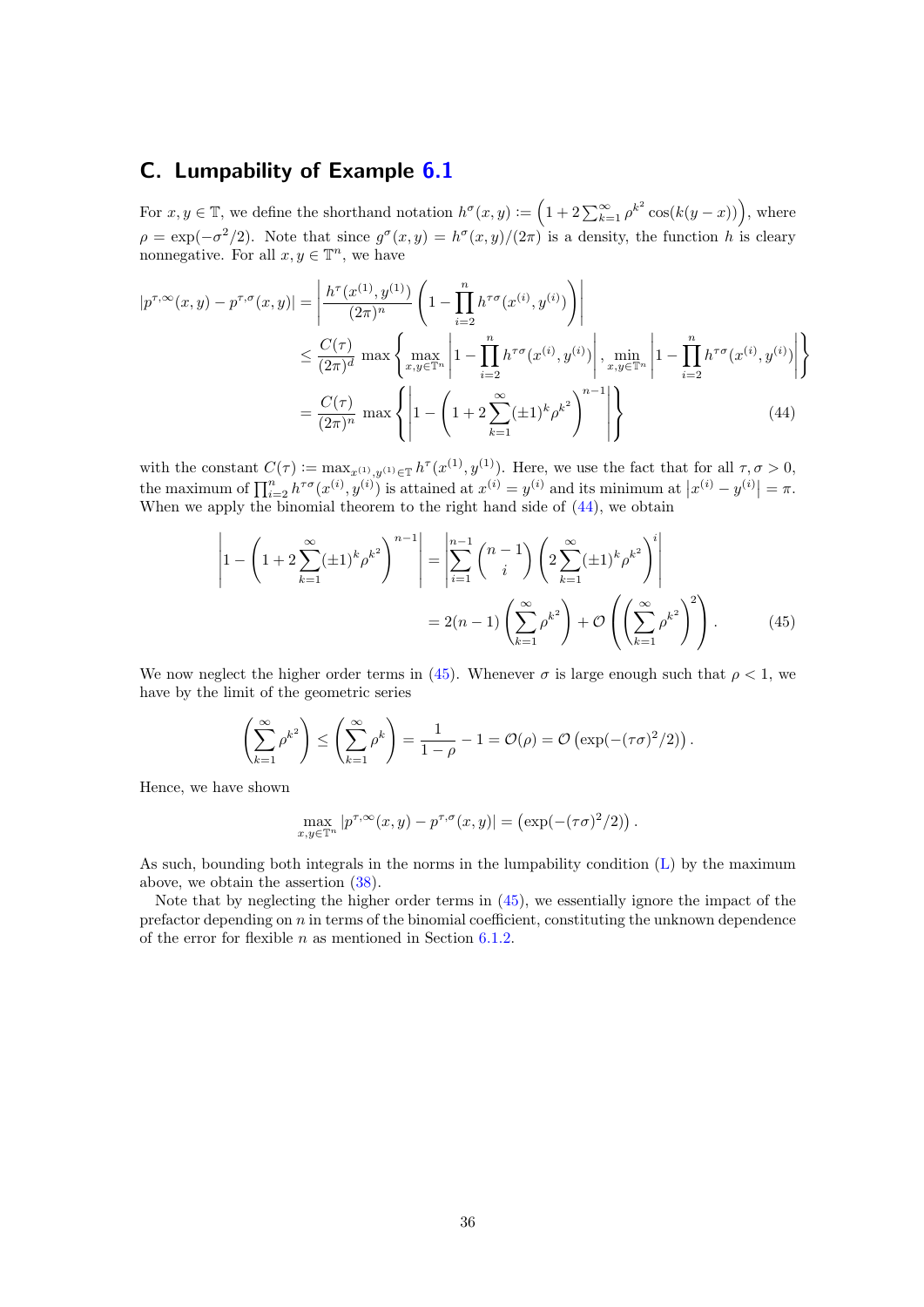## C. Lumpability of Example 6.1

For $x, y \in \mathbb{T}$, we define the shorthand notation $h^\sigma(x, y) := \left(1 + 2\sum_{k=1}^{\infty} \rho^{k^2} \cos(k(y - x))\right)$, where $\rho = \exp(-\sigma^2/2)$. Note that since $g^\sigma(x, y) = h^\sigma(x, y)/(2\pi)$ is a density, the function $h$ is cleary nonnegative. For all $x, y \in \mathbb{T}^n$, we have

$$
\begin{aligned}
|p^{\tau,\infty}(x, y) - p^{\tau,\sigma}(x, y)| &= \left| \frac{h^\tau(x^{(1)}, y^{(1)})}{(2\pi)^n} \left(1 - \prod_{i=2}^{n} h^{\tau\sigma}(x^{(i)}, y^{(i)})\right) \right| \\
&\leq \frac{C(\tau)}{(2\pi)^d} \max\left\{ \max_{x,y \in \mathbb{T}^n} \left|1 - \prod_{i=2}^{n} h^{\tau\sigma}(x^{(i)}, y^{(i)})\right|, \min_{x,y \in \mathbb{T}^n} \left|1 - \prod_{i=2}^{n} h^{\tau\sigma}(x^{(i)}, y^{(i)})\right| \right\} \\
&= \frac{C(\tau)}{(2\pi)^n} \max\left\{ \left|1 - \left(1 + 2\sum_{k=1}^{\infty} (\pm 1)^k \rho^{k^2}\right)^{n-1}\right| \right\} \qquad (44)
\end{aligned}
$$

with the constant $C(\tau) := \max_{x^{(1)}, y^{(1)} \in \mathbb{T}} h^\tau(x^{(1)}, y^{(1)})$. Here, we use the fact that for all $\tau, \sigma > 0$, the maximum of $\prod_{i=2}^{n} h^{\tau\sigma}(x^{(i)}, y^{(i)})$ is attained at $x^{(i)} = y^{(i)}$ and its minimum at $\left|x^{(i)} - y^{(i)}\right| = \pi$. When we apply the binomial theorem to the right hand side of (44), we obtain

$$
\begin{aligned}
\left|1 - \left(1 + 2\sum_{k=1}^{\infty} (\pm 1)^k \rho^{k^2}\right)^{n-1}\right| &= \left| \sum_{i=1}^{n-1} \binom{n-1}{i} \left(2\sum_{k=1}^{\infty} (\pm 1)^k \rho^{k^2}\right)^i \right| \\
&= 2(n-1)\left(\sum_{k=1}^{\infty} \rho^{k^2}\right) + \mathcal{O}\left(\left(\sum_{k=1}^{\infty} \rho^{k^2}\right)^2\right). \qquad (45)
\end{aligned}
$$

We now neglect the higher order terms in (45). Whenever $\sigma$ is large enough such that $\rho < 1$, we have by the limit of the geometric series

$$
\left(\sum_{k=1}^{\infty} \rho^{k^2}\right) \leq \left(\sum_{k=1}^{\infty} \rho^{k}\right) = \frac{1}{1-\rho} - 1 = \mathcal{O}(\rho) = \mathcal{O}\left(\exp(-(\tau\sigma)^2/2)\right).
$$

Hence, we have shown

$$
\max_{x,y \in \mathbb{T}^n} |p^{\tau,\infty}(x, y) - p^{\tau,\sigma}(x, y)| = \left(\exp(-(\tau\sigma)^2/2)\right).
$$

As such, bounding both integrals in the norms in the lumpability condition (L) by the maximum above, we obtain the assertion (38).

Note that by neglecting the higher order terms in (45), we essentially ignore the impact of the prefactor depending on $n$ in terms of the binomial coefficient, constituting the unknown dependence of the error for flexible $n$ as mentioned in Section 6.1.2.